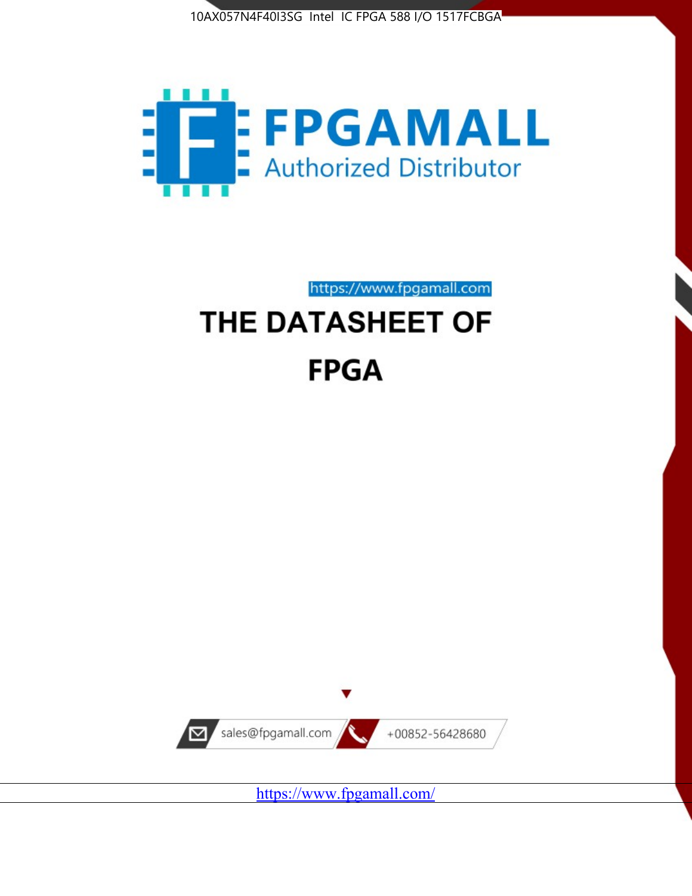10AX057N4F40I3SG Intel IC FPGA 588 I/O 1517FCBGA

FPGAMALL

Authorized Distributor

https://www.fpgamall.com

# THE DATASHEET OF

# FPGA

sales@fpgamall.com +00852-56428680

https://www.fpgamall.com/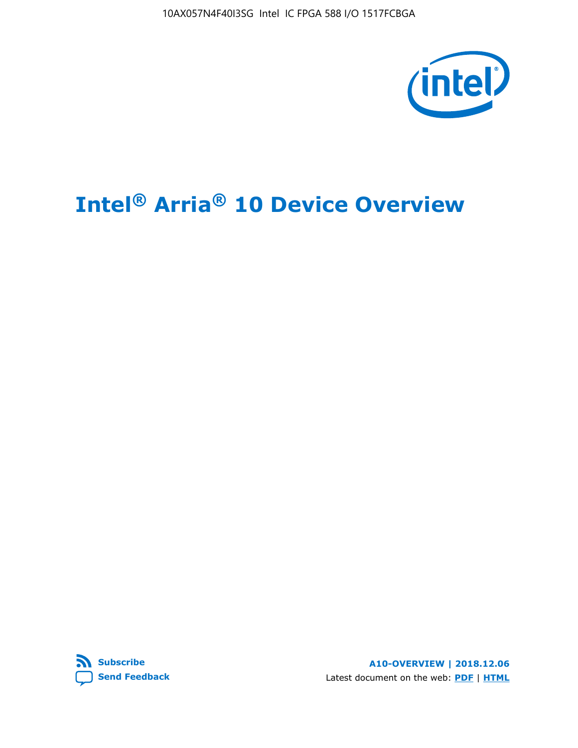# Intel® Arria® 10 Device Overview

A10-OVERVIEW | 2018.12.06

Latest document on the web: PDF | HTML

Subscribe

Send Feedback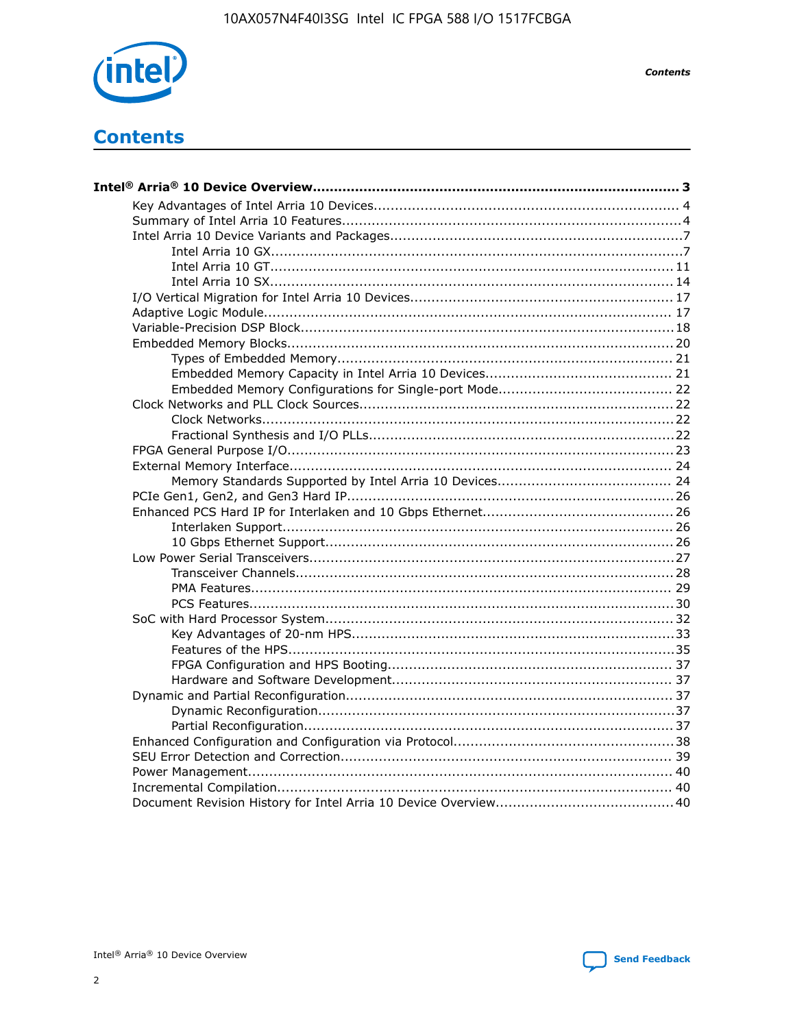# Contents

**Intel® Arria® 10 Device Overview** ..................................................................................... 3

- Key Advantages of Intel Arria 10 Devices........................................................................ 4
- Summary of Intel Arria 10 Features................................................................................4
- Intel Arria 10 Device Variants and Packages.....................................................................7
  - Intel Arria 10 GX.................................................................................................7
  - Intel Arria 10 GT............................................................................................... 11
  - Intel Arria 10 SX............................................................................................... 14
- I/O Vertical Migration for Intel Arria 10 Devices.............................................................. 17
- Adaptive Logic Module................................................................................................ 17
- Variable-Precision DSP Block.......................................................................................18
- Embedded Memory Blocks.......................................................................................... 20
  - Types of Embedded Memory............................................................................... 21
  - Embedded Memory Capacity in Intel Arria 10 Devices............................................ 21
  - Embedded Memory Configurations for Single-port Mode......................................... 22
- Clock Networks and PLL Clock Sources.........................................................................22
  - Clock Networks.................................................................................................22
  - Fractional Synthesis and I/O PLLs........................................................................22
- FPGA General Purpose I/O..........................................................................................23
- External Memory Interface.......................................................................................... 24
  - Memory Standards Supported by Intel Arria 10 Devices......................................... 24
- PCIe Gen1, Gen2, and Gen3 Hard IP.............................................................................26
- Enhanced PCS Hard IP for Interlaken and 10 Gbps Ethernet.............................................26
  - Interlaken Support............................................................................................ 26
  - 10 Gbps Ethernet Support.................................................................................. 26
- Low Power Serial Transceivers.....................................................................................27
  - Transceiver Channels.........................................................................................28
  - PMA Features................................................................................................... 29
  - PCS Features....................................................................................................30
- SoC with Hard Processor System.................................................................................. 32
  - Key Advantages of 20-nm HPS............................................................................33
  - Features of the HPS..........................................................................................35
  - FPGA Configuration and HPS Booting................................................................... 37
  - Hardware and Software Development.................................................................. 37
- Dynamic and Partial Reconfiguration............................................................................. 37
  - Dynamic Reconfiguration....................................................................................37
  - Partial Reconfiguration.......................................................................................37
- Enhanced Configuration and Configuration via Protocol....................................................38
- SEU Error Detection and Correction.............................................................................. 39
- Power Management................................................................................................... 40
- Incremental Compilation............................................................................................. 40
- Document Revision History for Intel Arria 10 Device Overview.......................................... 40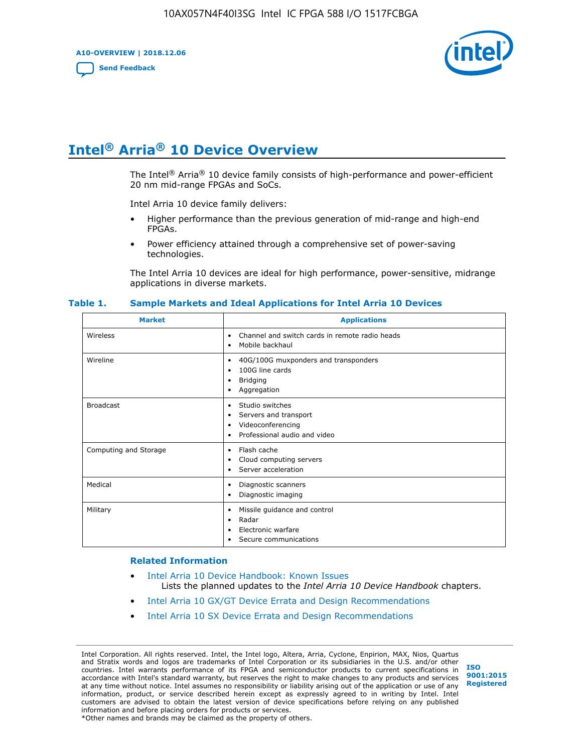# Intel® Arria® 10 Device Overview

The Intel® Arria® 10 device family consists of high-performance and power-efficient 20 nm mid-range FPGAs and SoCs.

Intel Arria 10 device family delivers:

- Higher performance than the previous generation of mid-range and high-end FPGAs.
- Power efficiency attained through a comprehensive set of power-saving technologies.

The Intel Arria 10 devices are ideal for high performance, power-sensitive, midrange applications in diverse markets.

**Table 1. Sample Markets and Ideal Applications for Intel Arria 10 Devices**

| Market | Applications |
|---|---|
| Wireless | • Channel and switch cards in remote radio heads<br>• Mobile backhaul |
| Wireline | • 40G/100G muxponders and transponders<br>• 100G line cards<br>• Bridging<br>• Aggregation |
| Broadcast | • Studio switches<br>• Servers and transport<br>• Videoconferencing<br>• Professional audio and video |
| Computing and Storage | • Flash cache<br>• Cloud computing servers<br>• Server acceleration |
| Medical | • Diagnostic scanners<br>• Diagnostic imaging |
| Military | • Missile guidance and control<br>• Radar<br>• Electronic warfare<br>• Secure communications |

### Related Information

- Intel Arria 10 Device Handbook: Known Issues
  Lists the planned updates to the *Intel Arria 10 Device Handbook* chapters.
- Intel Arria 10 GX/GT Device Errata and Design Recommendations
- Intel Arria 10 SX Device Errata and Design Recommendations

Intel Corporation. All rights reserved. Intel, the Intel logo, Altera, Arria, Cyclone, Enpirion, MAX, Nios, Quartus and Stratix words and logos are trademarks of Intel Corporation or its subsidiaries in the U.S. and/or other countries. Intel warrants performance of its FPGA and semiconductor products to current specifications in accordance with Intel's standard warranty, but reserves the right to make changes to any products and services at any time without notice. Intel assumes no responsibility or liability arising out of the application or use of any information, product, or service described herein except as expressly agreed to in writing by Intel. Intel customers are advised to obtain the latest version of device specifications before relying on any published information and before placing orders for products or services.
*Other names and brands may be claimed as the property of others.

ISO 9001:2015 Registered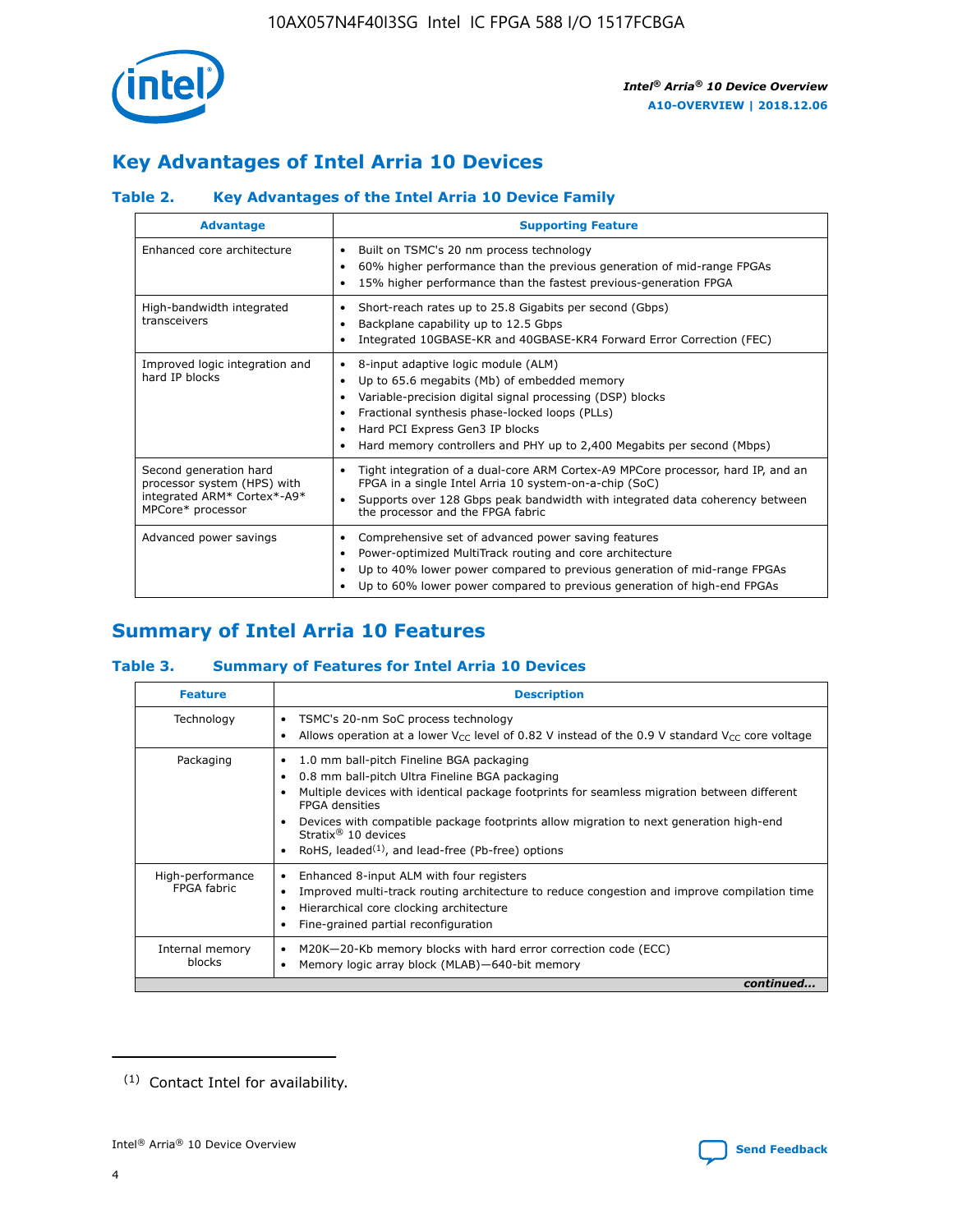## Key Advantages of Intel Arria 10 Devices

### Table 2. Key Advantages of the Intel Arria 10 Device Family

| Advantage | Supporting Feature |
|---|---|
| Enhanced core architecture | • Built on TSMC's 20 nm process technology<br>• 60% higher performance than the previous generation of mid-range FPGAs<br>• 15% higher performance than the fastest previous-generation FPGA |
| High-bandwidth integrated transceivers | • Short-reach rates up to 25.8 Gigabits per second (Gbps)<br>• Backplane capability up to 12.5 Gbps<br>• Integrated 10GBASE-KR and 40GBASE-KR4 Forward Error Correction (FEC) |
| Improved logic integration and hard IP blocks | • 8-input adaptive logic module (ALM)<br>• Up to 65.6 megabits (Mb) of embedded memory<br>• Variable-precision digital signal processing (DSP) blocks<br>• Fractional synthesis phase-locked loops (PLLs)<br>• Hard PCI Express Gen3 IP blocks<br>• Hard memory controllers and PHY up to 2,400 Megabits per second (Mbps) |
| Second generation hard processor system (HPS) with integrated ARM* Cortex*-A9* MPCore* processor | • Tight integration of a dual-core ARM Cortex-A9 MPCore processor, hard IP, and an FPGA in a single Intel Arria 10 system-on-a-chip (SoC)<br>• Supports over 128 Gbps peak bandwidth with integrated data coherency between the processor and the FPGA fabric |
| Advanced power savings | • Comprehensive set of advanced power saving features<br>• Power-optimized MultiTrack routing and core architecture<br>• Up to 40% lower power compared to previous generation of mid-range FPGAs<br>• Up to 60% lower power compared to previous generation of high-end FPGAs |

## Summary of Intel Arria 10 Features

### Table 3. Summary of Features for Intel Arria 10 Devices

| Feature | Description |
|---|---|
| Technology | • TSMC's 20-nm SoC process technology<br>• Allows operation at a lower $V_{CC}$ level of 0.82 V instead of the 0.9 V standard $V_{CC}$ core voltage |
| Packaging | • 1.0 mm ball-pitch Fineline BGA packaging<br>• 0.8 mm ball-pitch Ultra Fineline BGA packaging<br>• Multiple devices with identical package footprints for seamless migration between different FPGA densities<br>• Devices with compatible package footprints allow migration to next generation high-end Stratix® 10 devices<br>• RoHS, leaded[(1)], and lead-free (Pb-free) options |
| High-performance FPGA fabric | • Enhanced 8-input ALM with four registers<br>• Improved multi-track routing architecture to reduce congestion and improve compilation time<br>• Hierarchical core clocking architecture<br>• Fine-grained partial reconfiguration |
| Internal memory blocks | • M20K—20-Kb memory blocks with hard error correction code (ECC)<br>• Memory logic array block (MLAB)—640-bit memory |

*continued...*

(1) Contact Intel for availability.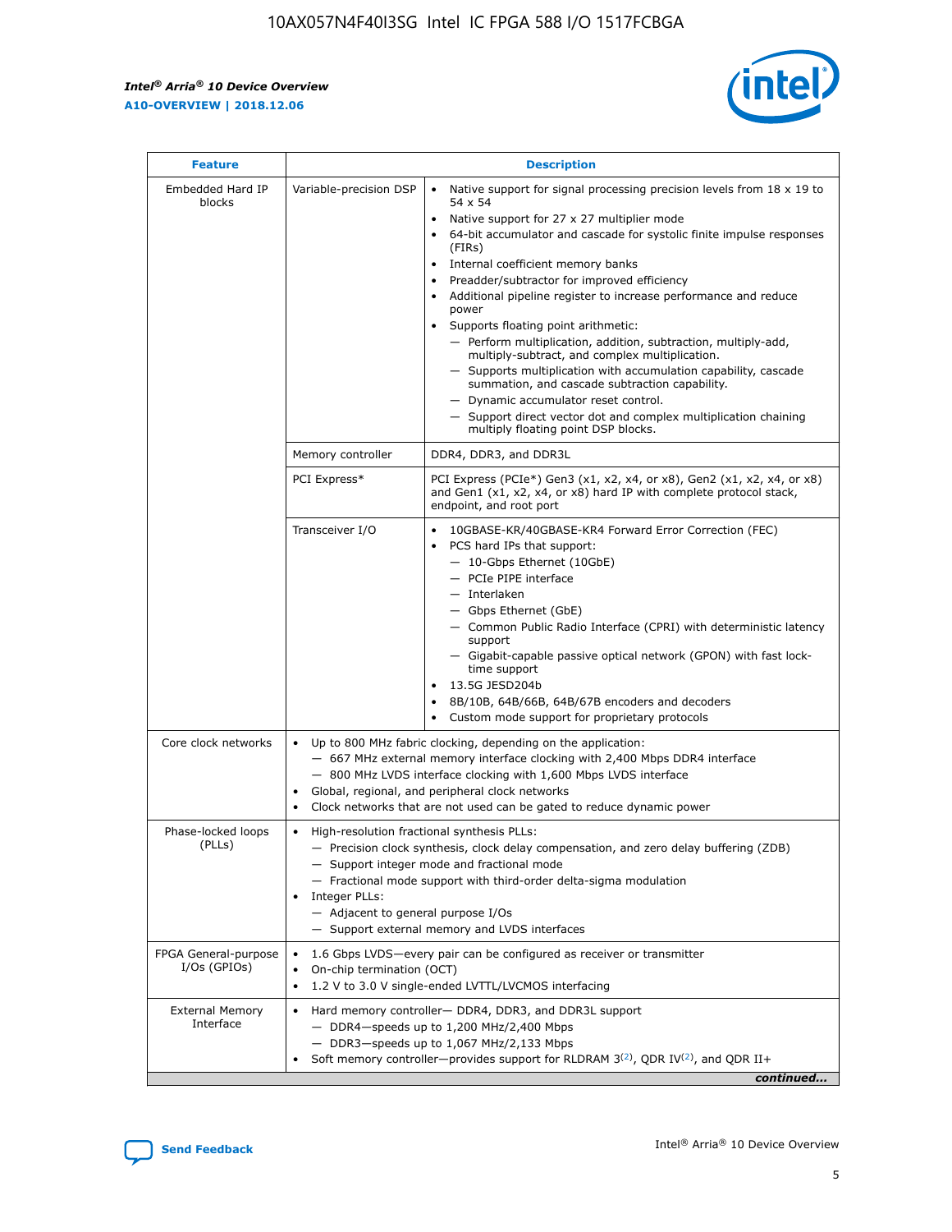| Feature | Description | |
|---|---|---|
| Embedded Hard IP blocks | Variable-precision DSP | • Native support for signal processing precision levels from 18 x 19 to 54 x 54<br>• Native support for 27 x 27 multiplier mode<br>• 64-bit accumulator and cascade for systolic finite impulse responses (FIRs)<br>• Internal coefficient memory banks<br>• Preadder/subtractor for improved efficiency<br>• Additional pipeline register to increase performance and reduce power<br>• Supports floating point arithmetic:<br>— Perform multiplication, addition, subtraction, multiply-add, multiply-subtract, and complex multiplication.<br>— Supports multiplication with accumulation capability, cascade summation, and cascade subtraction capability.<br>— Dynamic accumulator reset control.<br>— Support direct vector dot and complex multiplication chaining multiply floating point DSP blocks. |
| | Memory controller | DDR4, DDR3, and DDR3L |
| | PCI Express* | PCI Express (PCIe*) Gen3 (x1, x2, x4, or x8), Gen2 (x1, x2, x4, or x8) and Gen1 (x1, x2, x4, or x8) hard IP with complete protocol stack, endpoint, and root port |
| | Transceiver I/O | • 10GBASE-KR/40GBASE-KR4 Forward Error Correction (FEC)<br>• PCS hard IPs that support:<br>— 10-Gbps Ethernet (10GbE)<br>— PCIe PIPE interface<br>— Interlaken<br>— Gbps Ethernet (GbE)<br>— Common Public Radio Interface (CPRI) with deterministic latency support<br>— Gigabit-capable passive optical network (GPON) with fast lock-time support<br>• 13.5G JESD204b<br>• 8B/10B, 64B/66B, 64B/67B encoders and decoders<br>• Custom mode support for proprietary protocols |
| Core clock networks | • Up to 800 MHz fabric clocking, depending on the application:<br>— 667 MHz external memory interface clocking with 2,400 Mbps DDR4 interface<br>— 800 MHz LVDS interface clocking with 1,600 Mbps LVDS interface<br>• Global, regional, and peripheral clock networks<br>• Clock networks that are not used can be gated to reduce dynamic power | |
| Phase-locked loops (PLLs) | • High-resolution fractional synthesis PLLs:<br>— Precision clock synthesis, clock delay compensation, and zero delay buffering (ZDB)<br>— Support integer mode and fractional mode<br>— Fractional mode support with third-order delta-sigma modulation<br>• Integer PLLs:<br>— Adjacent to general purpose I/Os<br>— Support external memory and LVDS interfaces | |
| FPGA General-purpose I/Os (GPIOs) | • 1.6 Gbps LVDS—every pair can be configured as receiver or transmitter<br>• On-chip termination (OCT)<br>• 1.2 V to 3.0 V single-ended LVTTL/LVCMOS interfacing | |
| External Memory Interface | • Hard memory controller— DDR4, DDR3, and DDR3L support<br>— DDR4—speeds up to 1,200 MHz/2,400 Mbps<br>— DDR3—speeds up to 1,067 MHz/2,133 Mbps<br>• Soft memory controller—provides support for RLDRAM 3[(2)], QDR IV[(2)], and QDR II+ | |

*continued...*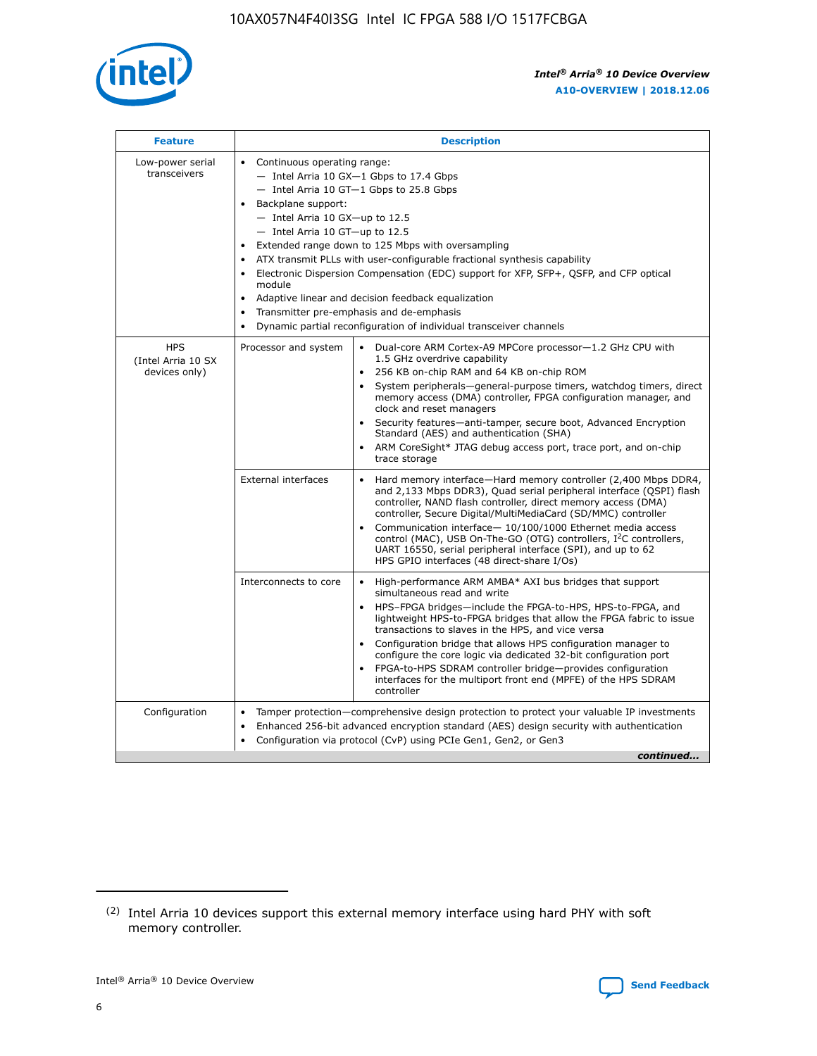| Feature | Description | |
|---|---|---|
| Low-power serial transceivers | • Continuous operating range:<br>— Intel Arria 10 GX—1 Gbps to 17.4 Gbps<br>— Intel Arria 10 GT—1 Gbps to 25.8 Gbps<br>• Backplane support:<br>— Intel Arria 10 GX—up to 12.5<br>— Intel Arria 10 GT—up to 12.5<br>• Extended range down to 125 Mbps with oversampling<br>• ATX transmit PLLs with user-configurable fractional synthesis capability<br>• Electronic Dispersion Compensation (EDC) support for XFP, SFP+, QSFP, and CFP optical module<br>• Adaptive linear and decision feedback equalization<br>• Transmitter pre-emphasis and de-emphasis<br>• Dynamic partial reconfiguration of individual transceiver channels | |
| HPS (Intel Arria 10 SX devices only) | Processor and system | • Dual-core ARM Cortex-A9 MPCore processor—1.2 GHz CPU with 1.5 GHz overdrive capability<br>• 256 KB on-chip RAM and 64 KB on-chip ROM<br>• System peripherals—general-purpose timers, watchdog timers, direct memory access (DMA) controller, FPGA configuration manager, and clock and reset managers<br>• Security features—anti-tamper, secure boot, Advanced Encryption Standard (AES) and authentication (SHA)<br>• ARM CoreSight* JTAG debug access port, trace port, and on-chip trace storage |
| | External interfaces | • Hard memory interface—Hard memory controller (2,400 Mbps DDR4, and 2,133 Mbps DDR3), Quad serial peripheral interface (QSPI) flash controller, NAND flash controller, direct memory access (DMA) controller, Secure Digital/MultiMediaCard (SD/MMC) controller<br>• Communication interface— 10/100/1000 Ethernet media access control (MAC), USB On-The-GO (OTG) controllers, I²C controllers, UART 16550, serial peripheral interface (SPI), and up to 62 HPS GPIO interfaces (48 direct-share I/Os) |
| | Interconnects to core | • High-performance ARM AMBA* AXI bus bridges that support simultaneous read and write<br>• HPS–FPGA bridges—include the FPGA-to-HPS, HPS-to-FPGA, and lightweight HPS-to-FPGA bridges that allow the FPGA fabric to issue transactions to slaves in the HPS, and vice versa<br>• Configuration bridge that allows HPS configuration manager to configure the core logic via dedicated 32-bit configuration port<br>• FPGA-to-HPS SDRAM controller bridge—provides configuration interfaces for the multiport front end (MPFE) of the HPS SDRAM controller |
| Configuration | • Tamper protection—comprehensive design protection to protect your valuable IP investments<br>• Enhanced 256-bit advanced encryption standard (AES) design security with authentication<br>• Configuration via protocol (CvP) using PCIe Gen1, Gen2, or Gen3 | |

*continued...*

(2) Intel Arria 10 devices support this external memory interface using hard PHY with soft memory controller.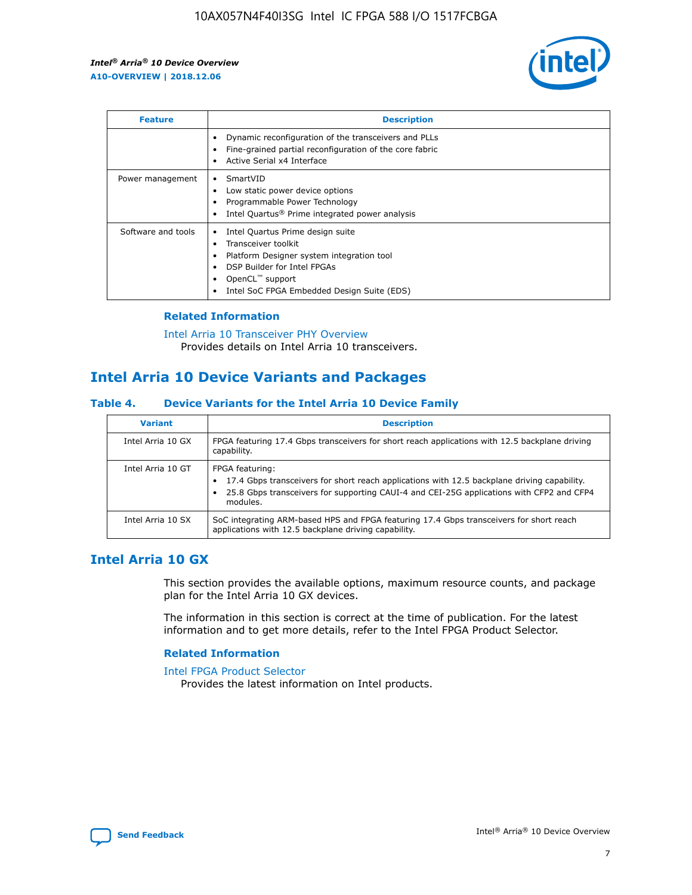| Feature | Description |
| --- | --- |
| | • Dynamic reconfiguration of the transceivers and PLLs<br>• Fine-grained partial reconfiguration of the core fabric<br>• Active Serial x4 Interface |
| Power management | • SmartVID<br>• Low static power device options<br>• Programmable Power Technology<br>• Intel Quartus® Prime integrated power analysis |
| Software and tools | • Intel Quartus Prime design suite<br>• Transceiver toolkit<br>• Platform Designer system integration tool<br>• DSP Builder for Intel FPGAs<br>• OpenCL™ support<br>• Intel SoC FPGA Embedded Design Suite (EDS) |

### Related Information

Intel Arria 10 Transceiver PHY Overview
Provides details on Intel Arria 10 transceivers.

## Intel Arria 10 Device Variants and Packages

### Table 4. Device Variants for the Intel Arria 10 Device Family

| Variant | Description |
| --- | --- |
| Intel Arria 10 GX | FPGA featuring 17.4 Gbps transceivers for short reach applications with 12.5 backplane driving capability. |
| Intel Arria 10 GT | FPGA featuring:<br>• 17.4 Gbps transceivers for short reach applications with 12.5 backplane driving capability.<br>• 25.8 Gbps transceivers for supporting CAUI-4 and CEI-25G applications with CFP2 and CFP4 modules. |
| Intel Arria 10 SX | SoC integrating ARM-based HPS and FPGA featuring 17.4 Gbps transceivers for short reach applications with 12.5 backplane driving capability. |

## Intel Arria 10 GX

This section provides the available options, maximum resource counts, and package plan for the Intel Arria 10 GX devices.

The information in this section is correct at the time of publication. For the latest information and to get more details, refer to the Intel FPGA Product Selector.

### Related Information

Intel FPGA Product Selector
Provides the latest information on Intel products.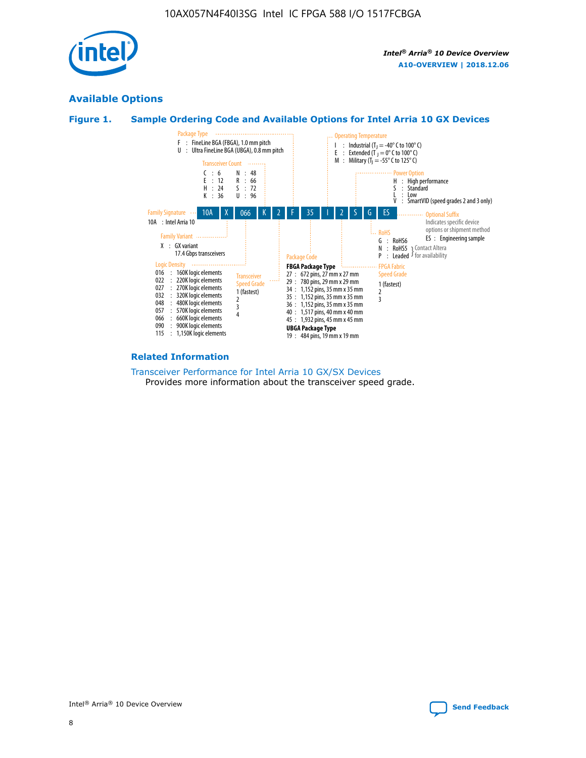## Available Options

### Figure 1. Sample Ordering Code and Available Options for Intel Arria 10 GX Devices

**Sample ordering code:** 10A X 066 K 2 F 35 I 2 S G ES

**Family Signature**
- 10A : Intel Arria 10

**Family Variant**
- X : GX variant 17.4 Gbps transceivers

**Logic Density**
- 016 : 160K logic elements
- 022 : 220K logic elements
- 027 : 270K logic elements
- 032 : 320K logic elements
- 048 : 480K logic elements
- 057 : 570K logic elements
- 066 : 660K logic elements
- 090 : 900K logic elements
- 115 : 1,150K logic elements

**Transceiver Count**
- C : 6
- E : 12
- H : 24
- K : 36
- N : 48
- R : 66
- S : 72
- U : 96

**Transceiver Speed Grade**
- 1 (fastest)
- 2
- 3
- 4

**Package Type**
- F : FineLine BGA (FBGA), 1.0 mm pitch
- U : Ultra FineLine BGA (UBGA), 0.8 mm pitch

**Package Code**

FBGA Package Type
- 27 : 672 pins, 27 mm x 27 mm
- 29 : 780 pins, 29 mm x 29 mm
- 34 : 1,152 pins, 35 mm x 35 mm
- 35 : 1,152 pins, 35 mm x 35 mm
- 36 : 1,152 pins, 35 mm x 35 mm
- 40 : 1,517 pins, 40 mm x 40 mm
- 45 : 1,932 pins, 45 mm x 45 mm

UBGA Package Type
- 19 : 484 pins, 19 mm x 19 mm

**Operating Temperature**
- I : Industrial ($T_J$ = -40° C to 100° C)
- E : Extended ($T_J$ = 0° C to 100° C)
- M : Military ($T_J$ = -55° C to 125° C)

**FPGA Fabric Speed Grade**
- 1 (fastest)
- 2
- 3

**Power Option**
- H : High performance
- S : Standard
- L : Low
- V : SmartVID (speed grades 2 and 3 only)

**RoHS**
- G : RoHS6
- N : RoHS5 (Contact Altera for availability)
- P : Leaded (Contact Altera for availability)

**Optional Suffix**

Indicates specific device options or shipment method
- ES : Engineering sample

### Related Information

Transceiver Performance for Intel Arria 10 GX/SX Devices

Provides more information about the transceiver speed grade.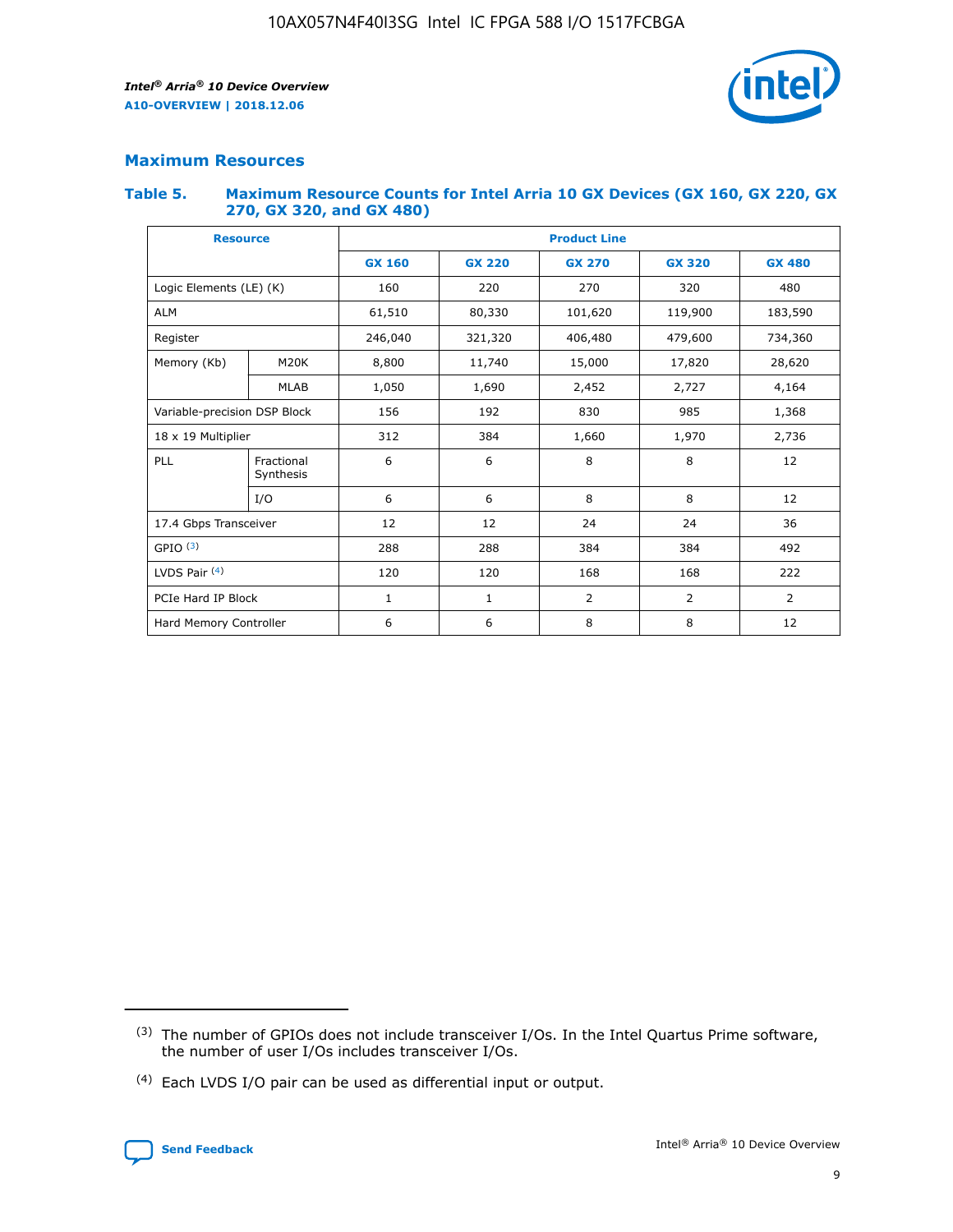## Maximum Resources

### Table 5. Maximum Resource Counts for Intel Arria 10 GX Devices (GX 160, GX 220, GX 270, GX 320, and GX 480)

| Resource | | Product Line | | | | |
|---|---|---|---|---|---|---|
| | | GX 160 | GX 220 | GX 270 | GX 320 | GX 480 |
| Logic Elements (LE) (K) | | 160 | 220 | 270 | 320 | 480 |
| ALM | | 61,510 | 80,330 | 101,620 | 119,900 | 183,590 |
| Register | | 246,040 | 321,320 | 406,480 | 479,600 | 734,360 |
| Memory (Kb) | M20K | 8,800 | 11,740 | 15,000 | 17,820 | 28,620 |
| | MLAB | 1,050 | 1,690 | 2,452 | 2,727 | 4,164 |
| Variable-precision DSP Block | | 156 | 192 | 830 | 985 | 1,368 |
| 18 x 19 Multiplier | | 312 | 384 | 1,660 | 1,970 | 2,736 |
| PLL | Fractional Synthesis | 6 | 6 | 8 | 8 | 12 |
| | I/O | 6 | 6 | 8 | 8 | 12 |
| 17.4 Gbps Transceiver | | 12 | 12 | 24 | 24 | 36 |
| GPIO (3) | | 288 | 288 | 384 | 384 | 492 |
| LVDS Pair (4) | | 120 | 120 | 168 | 168 | 222 |
| PCIe Hard IP Block | | 1 | 1 | 2 | 2 | 2 |
| Hard Memory Controller | | 6 | 6 | 8 | 8 | 12 |

(3) The number of GPIOs does not include transceiver I/Os. In the Intel Quartus Prime software, the number of user I/Os includes transceiver I/Os.

(4) Each LVDS I/O pair can be used as differential input or output.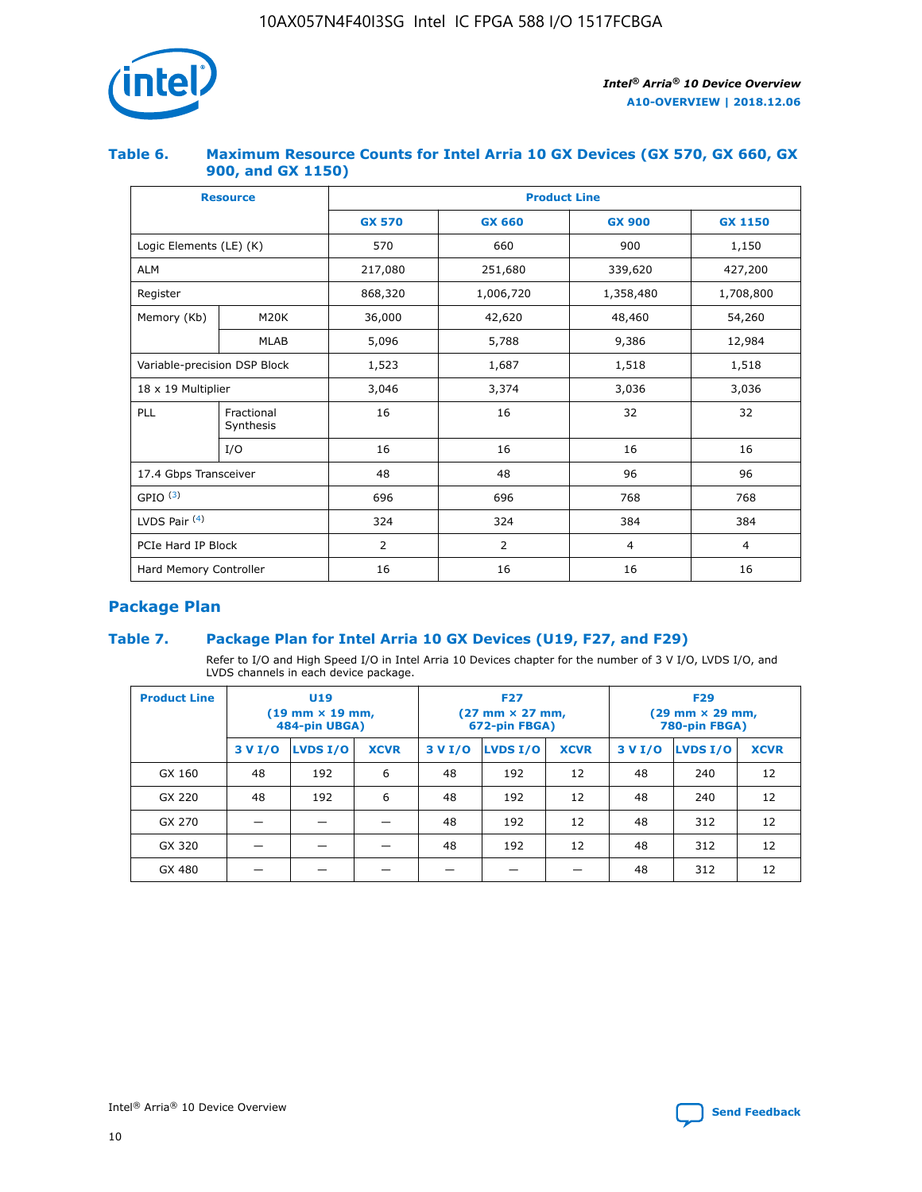## Table 6. Maximum Resource Counts for Intel Arria 10 GX Devices (GX 570, GX 660, GX 900, and GX 1150)

| Resource | | Product Line | | | |
|---|---|---|---|---|---|
| | | GX 570 | GX 660 | GX 900 | GX 1150 |
| Logic Elements (LE) (K) | | 570 | 660 | 900 | 1,150 |
| ALM | | 217,080 | 251,680 | 339,620 | 427,200 |
| Register | | 868,320 | 1,006,720 | 1,358,480 | 1,708,800 |
| Memory (Kb) | M20K | 36,000 | 42,620 | 48,460 | 54,260 |
| | MLAB | 5,096 | 5,788 | 9,386 | 12,984 |
| Variable-precision DSP Block | | 1,523 | 1,687 | 1,518 | 1,518 |
| 18 x 19 Multiplier | | 3,046 | 3,374 | 3,036 | 3,036 |
| PLL | Fractional Synthesis | 16 | 16 | 32 | 32 |
| | I/O | 16 | 16 | 16 | 16 |
| 17.4 Gbps Transceiver | | 48 | 48 | 96 | 96 |
| GPIO [(3)] | | 696 | 696 | 768 | 768 |
| LVDS Pair [(4)] | | 324 | 324 | 384 | 384 |
| PCIe Hard IP Block | | 2 | 2 | 4 | 4 |
| Hard Memory Controller | | 16 | 16 | 16 | 16 |

## Package Plan

## Table 7. Package Plan for Intel Arria 10 GX Devices (U19, F27, and F29)

Refer to I/O and High Speed I/O in Intel Arria 10 Devices chapter for the number of 3 V I/O, LVDS I/O, and LVDS channels in each device package.

| Product Line | U19 (19 mm × 19 mm, 484-pin UBGA) | | | F27 (27 mm × 27 mm, 672-pin FBGA) | | | F29 (29 mm × 29 mm, 780-pin FBGA) | | |
|---|---|---|---|---|---|---|---|---|---|
| | 3 V I/O | LVDS I/O | XCVR | 3 V I/O | LVDS I/O | XCVR | 3 V I/O | LVDS I/O | XCVR |
| GX 160 | 48 | 192 | 6 | 48 | 192 | 12 | 48 | 240 | 12 |
| GX 220 | 48 | 192 | 6 | 48 | 192 | 12 | 48 | 240 | 12 |
| GX 270 | — | — | — | 48 | 192 | 12 | 48 | 312 | 12 |
| GX 320 | — | — | — | 48 | 192 | 12 | 48 | 312 | 12 |
| GX 480 | — | — | — | — | — | — | 48 | 312 | 12 |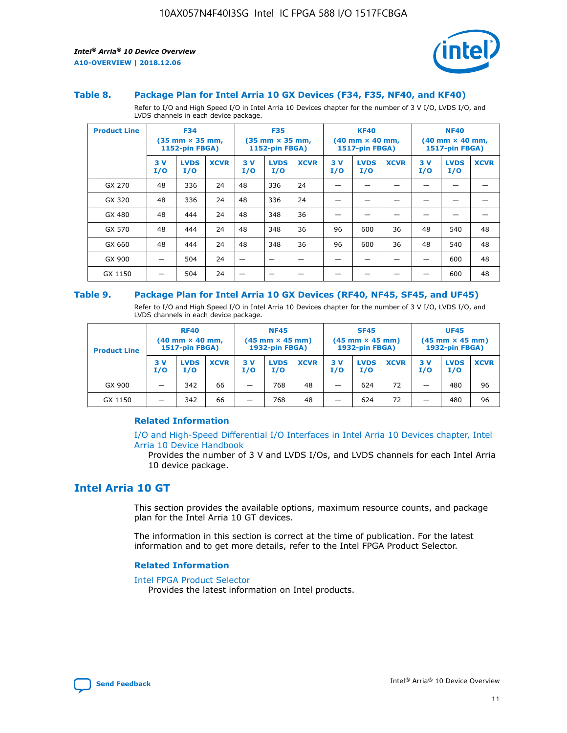### Table 8. Package Plan for Intel Arria 10 GX Devices (F34, F35, NF40, and KF40)

Refer to I/O and High Speed I/O in Intel Arria 10 Devices chapter for the number of 3 V I/O, LVDS I/O, and LVDS channels in each device package.

| Product Line | F34 (35 mm × 35 mm, 1152-pin FBGA) | | | F35 (35 mm × 35 mm, 1152-pin FBGA) | | | KF40 (40 mm × 40 mm, 1517-pin FBGA) | | | NF40 (40 mm × 40 mm, 1517-pin FBGA) | | |
|---|---|---|---|---|---|---|---|---|---|---|---|---|
| | 3 V I/O | LVDS I/O | XCVR | 3 V I/O | LVDS I/O | XCVR | 3 V I/O | LVDS I/O | XCVR | 3 V I/O | LVDS I/O | XCVR |
| GX 270 | 48 | 336 | 24 | 48 | 336 | 24 | — | — | — | — | — | — |
| GX 320 | 48 | 336 | 24 | 48 | 336 | 24 | — | — | — | — | — | — |
| GX 480 | 48 | 444 | 24 | 48 | 348 | 36 | — | — | — | — | — | — |
| GX 570 | 48 | 444 | 24 | 48 | 348 | 36 | 96 | 600 | 36 | 48 | 540 | 48 |
| GX 660 | 48 | 444 | 24 | 48 | 348 | 36 | 96 | 600 | 36 | 48 | 540 | 48 |
| GX 900 | — | 504 | 24 | — | — | — | — | — | — | — | 600 | 48 |
| GX 1150 | — | 504 | 24 | — | — | — | — | — | — | — | 600 | 48 |

### Table 9. Package Plan for Intel Arria 10 GX Devices (RF40, NF45, SF45, and UF45)

Refer to I/O and High Speed I/O in Intel Arria 10 Devices chapter for the number of 3 V I/O, LVDS I/O, and LVDS channels in each device package.

| Product Line | RF40 (40 mm × 40 mm, 1517-pin FBGA) | | | NF45 (45 mm × 45 mm) 1932-pin FBGA) | | | SF45 (45 mm × 45 mm) 1932-pin FBGA) | | | UF45 (45 mm × 45 mm) 1932-pin FBGA) | | |
|---|---|---|---|---|---|---|---|---|---|---|---|---|
| | 3 V I/O | LVDS I/O | XCVR | 3 V I/O | LVDS I/O | XCVR | 3 V I/O | LVDS I/O | XCVR | 3 V I/O | LVDS I/O | XCVR |
| GX 900 | — | 342 | 66 | — | 768 | 48 | — | 624 | 72 | — | 480 | 96 |
| GX 1150 | — | 342 | 66 | — | 768 | 48 | — | 624 | 72 | — | 480 | 96 |

#### Related Information

I/O and High-Speed Differential I/O Interfaces in Intel Arria 10 Devices chapter, Intel Arria 10 Device Handbook

Provides the number of 3 V and LVDS I/Os, and LVDS channels for each Intel Arria 10 device package.

## Intel Arria 10 GT

This section provides the available options, maximum resource counts, and package plan for the Intel Arria 10 GT devices.

The information in this section is correct at the time of publication. For the latest information and to get more details, refer to the Intel FPGA Product Selector.

#### Related Information

Intel FPGA Product Selector

Provides the latest information on Intel products.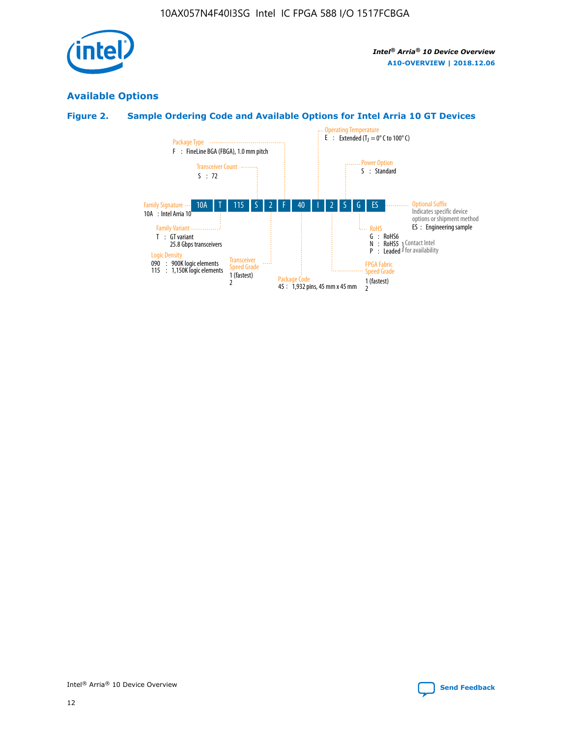## Available Options

### Figure 2. Sample Ordering Code and Available Options for Intel Arria 10 GT Devices

| 10A | T | 115 | S | 2 | F | 40 | I | 2 | S | G | ES |
|---|---|---|---|---|---|---|---|---|---|---|---|

**Family Signature**
10A : Intel Arria 10

**Family Variant**
T : GT variant
25.8 Gbps transceivers

**Logic Density**
090 : 900K logic elements
115 : 1,150K logic elements

**Transceiver Count**
S : 72

**Transceiver Speed Grade**
1 (fastest)
2

**Package Type**
F : FineLine BGA (FBGA), 1.0 mm pitch

**Package Code**
45 : 1,932 pins, 45 mm x 45 mm

**Operating Temperature**
E : Extended ($T_J$ = 0° C to 100° C)

**FPGA Fabric Speed Grade**
1 (fastest)
2

**Power Option**
S : Standard

**RoHS**
G : RoHS6
N : RoHS5 (Contact Intel for availability)
P : Leaded (Contact Intel for availability)

**Optional Suffix**
Indicates specific device options or shipment method
ES : Engineering sample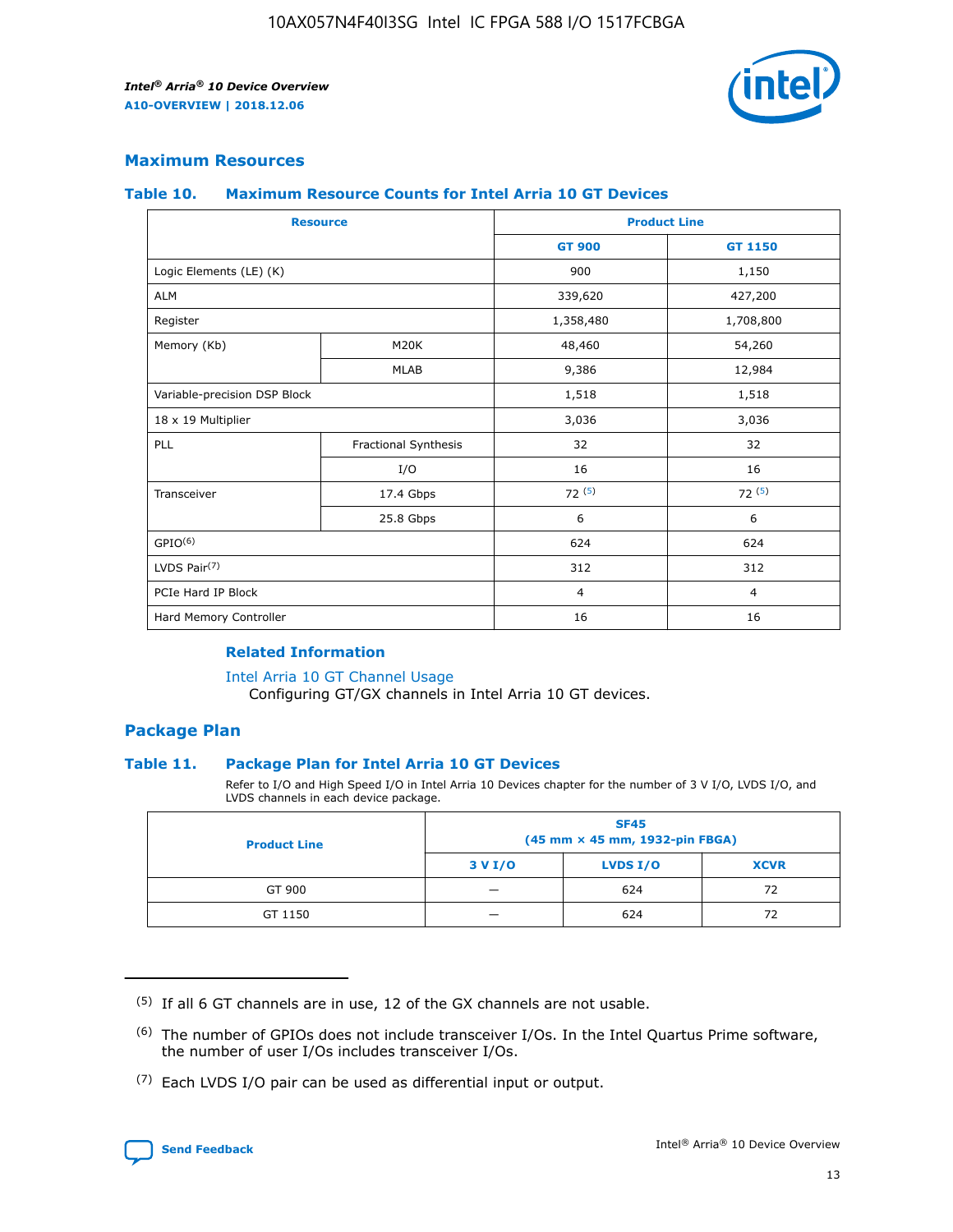## Maximum Resources

### Table 10. Maximum Resource Counts for Intel Arria 10 GT Devices

| Resource | | Product Line | |
|---|---|---|---|
| | | GT 900 | GT 1150 |
| Logic Elements (LE) (K) | | 900 | 1,150 |
| ALM | | 339,620 | 427,200 |
| Register | | 1,358,480 | 1,708,800 |
| Memory (Kb) | M20K | 48,460 | 54,260 |
| | MLAB | 9,386 | 12,984 |
| Variable-precision DSP Block | | 1,518 | 1,518 |
| 18 x 19 Multiplier | | 3,036 | 3,036 |
| PLL | Fractional Synthesis | 32 | 32 |
| | I/O | 16 | 16 |
| Transceiver | 17.4 Gbps | 72 (5) | 72 (5) |
| | 25.8 Gbps | 6 | 6 |
| GPIO(6) | | 624 | 624 |
| LVDS Pair(7) | | 312 | 312 |
| PCIe Hard IP Block | | 4 | 4 |
| Hard Memory Controller | | 16 | 16 |

#### Related Information

Intel Arria 10 GT Channel Usage
Configuring GT/GX channels in Intel Arria 10 GT devices.

## Package Plan

### Table 11. Package Plan for Intel Arria 10 GT Devices

Refer to I/O and High Speed I/O in Intel Arria 10 Devices chapter for the number of 3 V I/O, LVDS I/O, and LVDS channels in each device package.

| Product Line | SF45 (45 mm × 45 mm, 1932-pin FBGA) | | |
|---|---|---|---|
| | 3 V I/O | LVDS I/O | XCVR |
| GT 900 | — | 624 | 72 |
| GT 1150 | — | 624 | 72 |

(5) If all 6 GT channels are in use, 12 of the GX channels are not usable.

(6) The number of GPIOs does not include transceiver I/Os. In the Intel Quartus Prime software, the number of user I/Os includes transceiver I/Os.

(7) Each LVDS I/O pair can be used as differential input or output.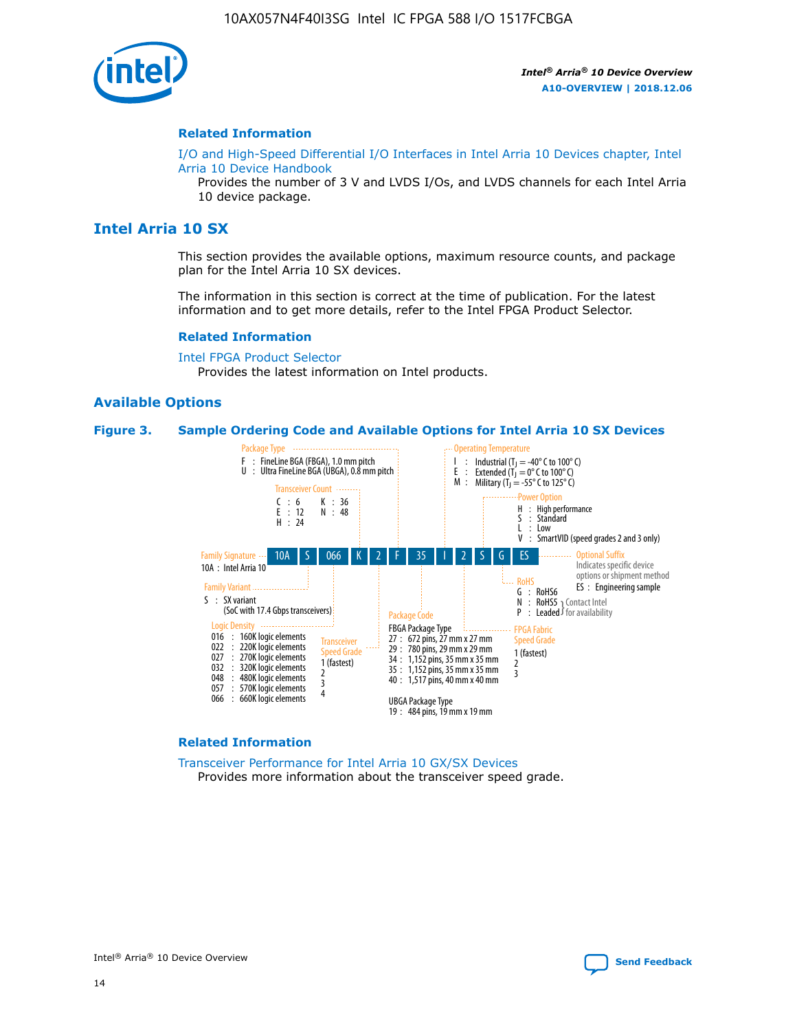## Related Information

I/O and High-Speed Differential I/O Interfaces in Intel Arria 10 Devices chapter, Intel Arria 10 Device Handbook

Provides the number of 3 V and LVDS I/Os, and LVDS channels for each Intel Arria 10 device package.

# Intel Arria 10 SX

This section provides the available options, maximum resource counts, and package plan for the Intel Arria 10 SX devices.

The information in this section is correct at the time of publication. For the latest information and to get more details, refer to the Intel FPGA Product Selector.

## Related Information

Intel FPGA Product Selector

Provides the latest information on Intel products.

## Available Options

**Figure 3. Sample Ordering Code and Available Options for Intel Arria 10 SX Devices**

Sample ordering code: 10A S 066 K 2 F 35 I 2 S G ES

- **Family Signature**
  - 10A : Intel Arria 10
- **Family Variant**
  - S : SX variant (SoC with 17.4 Gbps transceivers)
- **Logic Density**
  - 016 : 160K logic elements
  - 022 : 220K logic elements
  - 027 : 270K logic elements
  - 032 : 320K logic elements
  - 048 : 480K logic elements
  - 057 : 570K logic elements
  - 066 : 660K logic elements
- **Transceiver Count**
  - C : 6
  - E : 12
  - H : 24
  - K : 36
  - N : 48
- **Transceiver Speed Grade**
  - 1 (fastest)
  - 2
  - 3
  - 4
- **Package Type**
  - F : FineLine BGA (FBGA), 1.0 mm pitch
  - U : Ultra FineLine BGA (UBGA), 0.8 mm pitch
- **Package Code**
  - FBGA Package Type
    - 27 : 672 pins, 27 mm x 27 mm
    - 29 : 780 pins, 29 mm x 29 mm
    - 34 : 1,152 pins, 35 mm x 35 mm
    - 35 : 1,152 pins, 35 mm x 35 mm
    - 40 : 1,517 pins, 40 mm x 40 mm
  - UBGA Package Type
    - 19 : 484 pins, 19 mm x 19 mm
- **Operating Temperature**
  - I : Industrial ($T_J$ = -40° C to 100° C)
  - E : Extended ($T_J$ = 0° C to 100° C)
  - M : Military ($T_J$ = -55° C to 125° C)
- **FPGA Fabric Speed Grade**
  - 1 (fastest)
  - 2
  - 3
- **Power Option**
  - H : High performance
  - S : Standard
  - L : Low
  - V : SmartVID (speed grades 2 and 3 only)
- **RoHS**
  - G : RoHS6
  - N : RoHS5 (Contact Intel for availability)
  - P : Leaded (Contact Intel for availability)
- **Optional Suffix**
  - Indicates specific device options or shipment method
  - ES : Engineering sample

## Related Information

Transceiver Performance for Intel Arria 10 GX/SX Devices

Provides more information about the transceiver speed grade.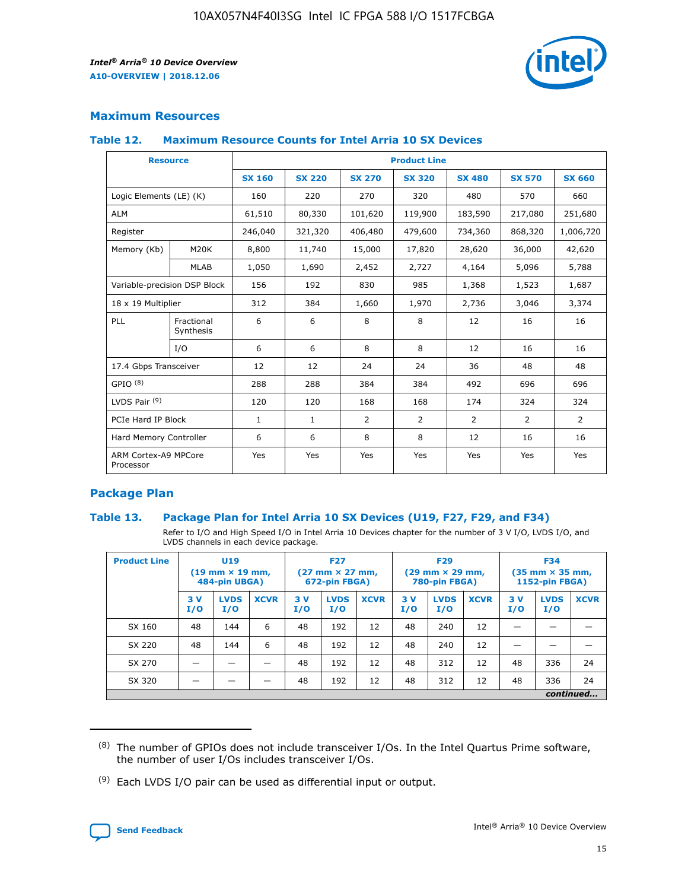## Maximum Resources

### Table 12. Maximum Resource Counts for Intel Arria 10 SX Devices

| Resource | | Product Line | | | | | | |
|---|---|---|---|---|---|---|---|---|
| | | SX 160 | SX 220 | SX 270 | SX 320 | SX 480 | SX 570 | SX 660 |
| Logic Elements (LE) (K) | | 160 | 220 | 270 | 320 | 480 | 570 | 660 |
| ALM | | 61,510 | 80,330 | 101,620 | 119,900 | 183,590 | 217,080 | 251,680 |
| Register | | 246,040 | 321,320 | 406,480 | 479,600 | 734,360 | 868,320 | 1,006,720 |
| Memory (Kb) | M20K | 8,800 | 11,740 | 15,000 | 17,820 | 28,620 | 36,000 | 42,620 |
| | MLAB | 1,050 | 1,690 | 2,452 | 2,727 | 4,164 | 5,096 | 5,788 |
| Variable-precision DSP Block | | 156 | 192 | 830 | 985 | 1,368 | 1,523 | 1,687 |
| 18 x 19 Multiplier | | 312 | 384 | 1,660 | 1,970 | 2,736 | 3,046 | 3,374 |
| PLL | Fractional Synthesis | 6 | 6 | 8 | 8 | 12 | 16 | 16 |
| | I/O | 6 | 6 | 8 | 8 | 12 | 16 | 16 |
| 17.4 Gbps Transceiver | | 12 | 12 | 24 | 24 | 36 | 48 | 48 |
| GPIO [8] | | 288 | 288 | 384 | 384 | 492 | 696 | 696 |
| LVDS Pair [9] | | 120 | 120 | 168 | 168 | 174 | 324 | 324 |
| PCIe Hard IP Block | | 1 | 1 | 2 | 2 | 2 | 2 | 2 |
| Hard Memory Controller | | 6 | 6 | 8 | 8 | 12 | 16 | 16 |
| ARM Cortex-A9 MPCore Processor | | Yes | Yes | Yes | Yes | Yes | Yes | Yes |

## Package Plan

### Table 13. Package Plan for Intel Arria 10 SX Devices (U19, F27, F29, and F34)

Refer to I/O and High Speed I/O in Intel Arria 10 Devices chapter for the number of 3 V I/O, LVDS I/O, and LVDS channels in each device package.

| Product Line | U19 (19 mm × 19 mm, 484-pin UBGA) | | | F27 (27 mm × 27 mm, 672-pin FBGA) | | | F29 (29 mm × 29 mm, 780-pin FBGA) | | | F34 (35 mm × 35 mm, 1152-pin FBGA) | | |
|---|---|---|---|---|---|---|---|---|---|---|---|---|
| | 3 V I/O | LVDS I/O | XCVR | 3 V I/O | LVDS I/O | XCVR | 3 V I/O | LVDS I/O | XCVR | 3 V I/O | LVDS I/O | XCVR |
| SX 160 | 48 | 144 | 6 | 48 | 192 | 12 | 48 | 240 | 12 | — | — | — |
| SX 220 | 48 | 144 | 6 | 48 | 192 | 12 | 48 | 240 | 12 | — | — | — |
| SX 270 | — | — | — | 48 | 192 | 12 | 48 | 312 | 12 | 48 | 336 | 24 |
| SX 320 | — | — | — | 48 | 192 | 12 | 48 | 312 | 12 | 48 | 336 | 24 |

*continued...*

(8) The number of GPIOs does not include transceiver I/Os. In the Intel Quartus Prime software, the number of user I/Os includes transceiver I/Os.

(9) Each LVDS I/O pair can be used as differential input or output.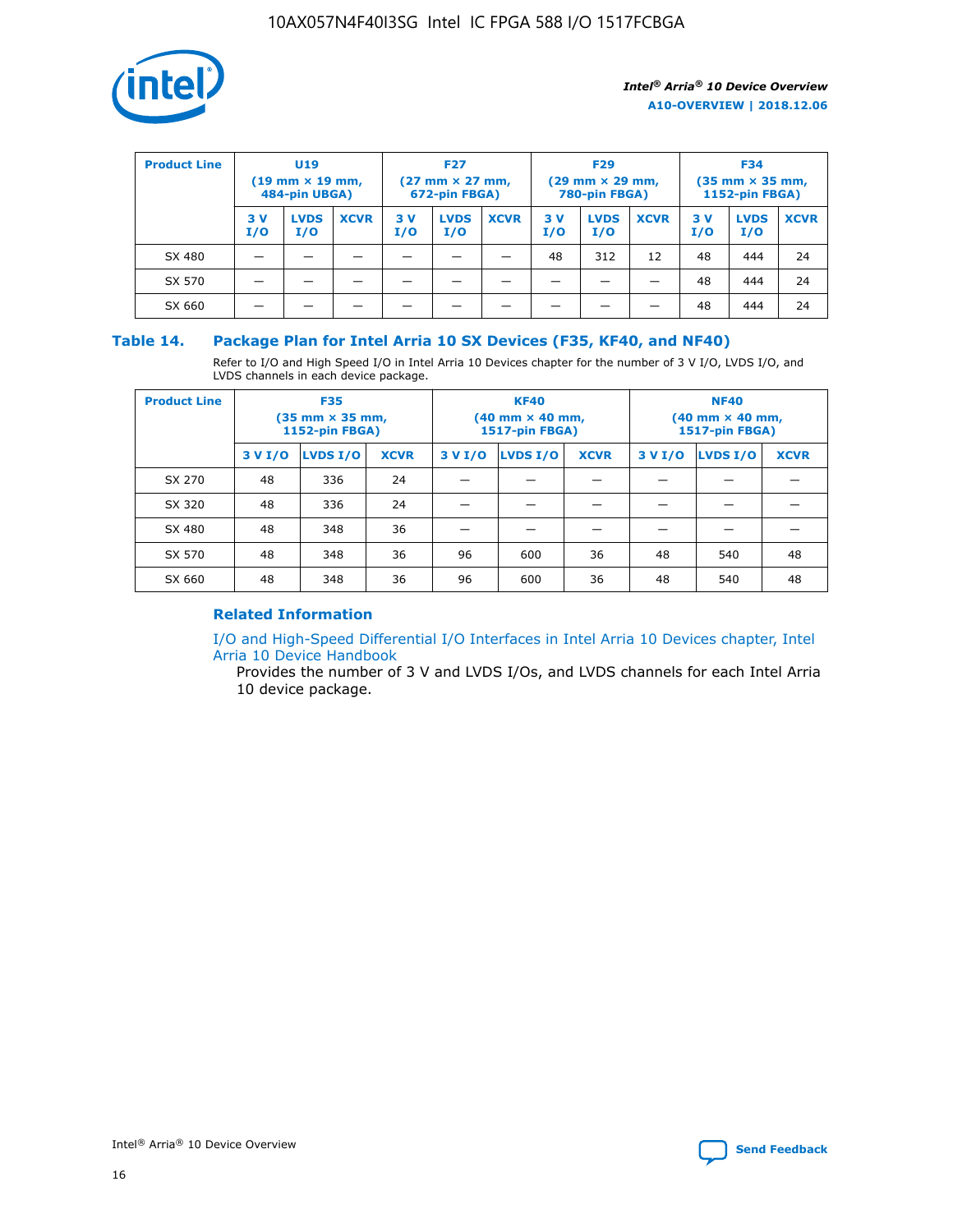| Product Line | U19 (19 mm × 19 mm, 484-pin UBGA) | | | F27 (27 mm × 27 mm, 672-pin FBGA) | | | F29 (29 mm × 29 mm, 780-pin FBGA) | | | F34 (35 mm × 35 mm, 1152-pin FBGA) | | |
|---|---|---|---|---|---|---|---|---|---|---|---|---|
| | 3 V I/O | LVDS I/O | XCVR | 3 V I/O | LVDS I/O | XCVR | 3 V I/O | LVDS I/O | XCVR | 3 V I/O | LVDS I/O | XCVR |
| SX 480 | — | — | — | — | — | — | 48 | 312 | 12 | 48 | 444 | 24 |
| SX 570 | — | — | — | — | — | — | — | — | — | 48 | 444 | 24 |
| SX 660 | — | — | — | — | — | — | — | — | — | 48 | 444 | 24 |

## Table 14. Package Plan for Intel Arria 10 SX Devices (F35, KF40, and NF40)

Refer to I/O and High Speed I/O in Intel Arria 10 Devices chapter for the number of 3 V I/O, LVDS I/O, and LVDS channels in each device package.

| Product Line | F35 (35 mm × 35 mm, 1152-pin FBGA) | | | KF40 (40 mm × 40 mm, 1517-pin FBGA) | | | NF40 (40 mm × 40 mm, 1517-pin FBGA) | | |
|---|---|---|---|---|---|---|---|---|---|
| | 3 V I/O | LVDS I/O | XCVR | 3 V I/O | LVDS I/O | XCVR | 3 V I/O | LVDS I/O | XCVR |
| SX 270 | 48 | 336 | 24 | — | — | — | — | — | — |
| SX 320 | 48 | 336 | 24 | — | — | — | — | — | — |
| SX 480 | 48 | 348 | 36 | — | — | — | — | — | — |
| SX 570 | 48 | 348 | 36 | 96 | 600 | 36 | 48 | 540 | 48 |
| SX 660 | 48 | 348 | 36 | 96 | 600 | 36 | 48 | 540 | 48 |

### Related Information

I/O and High-Speed Differential I/O Interfaces in Intel Arria 10 Devices chapter, Intel Arria 10 Device Handbook

Provides the number of 3 V and LVDS I/Os, and LVDS channels for each Intel Arria 10 device package.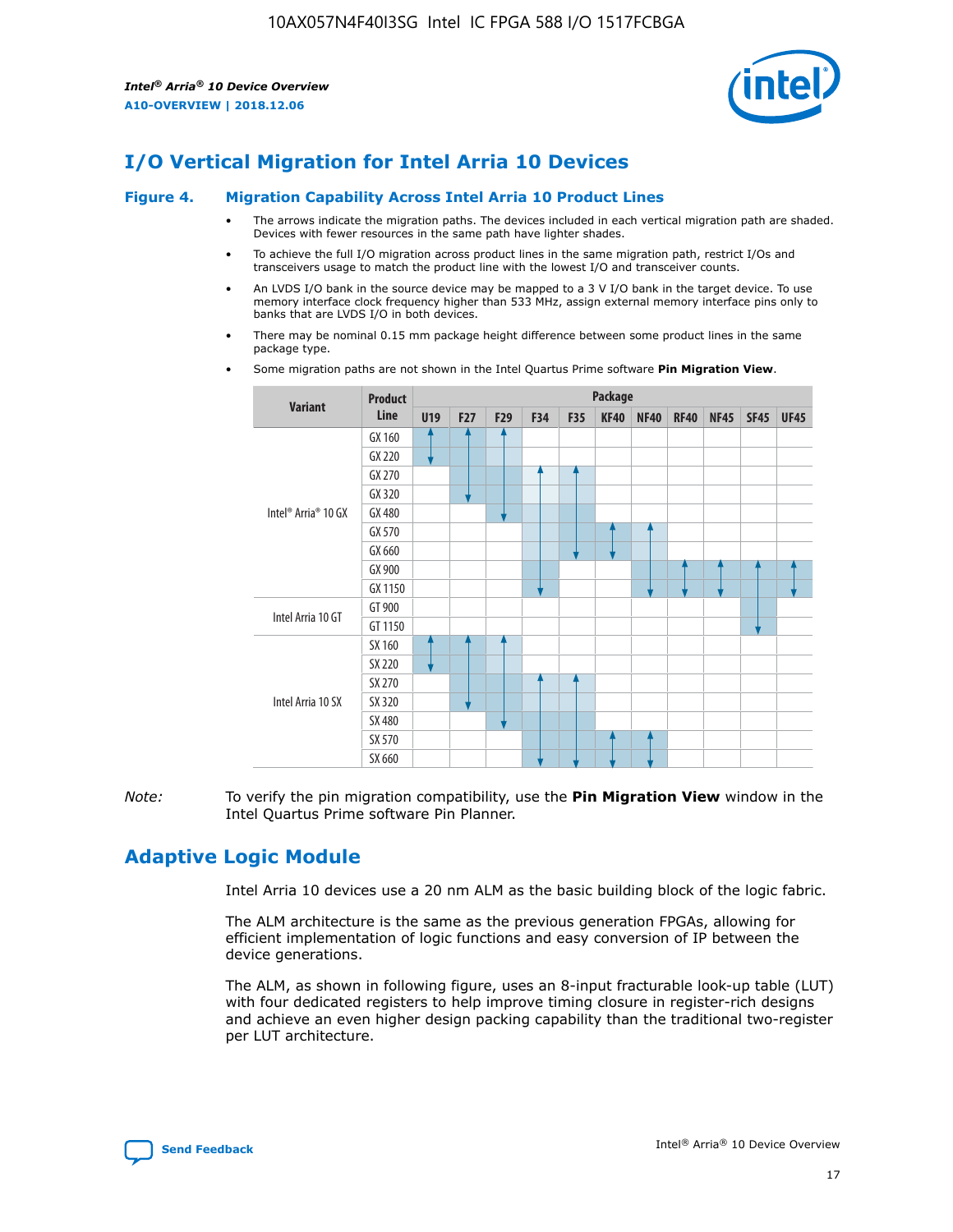# I/O Vertical Migration for Intel Arria 10 Devices

**Figure 4. Migration Capability Across Intel Arria 10 Product Lines**

- The arrows indicate the migration paths. The devices included in each vertical migration path are shaded. Devices with fewer resources in the same path have lighter shades.
- To achieve the full I/O migration across product lines in the same migration path, restrict I/Os and transceivers usage to match the product line with the lowest I/O and transceiver counts.
- An LVDS I/O bank in the source device may be mapped to a 3 V I/O bank in the target device. To use memory interface clock frequency higher than 533 MHz, assign external memory interface pins only to banks that are LVDS I/O in both devices.
- There may be nominal 0.15 mm package height difference between some product lines in the same package type.
- Some migration paths are not shown in the Intel Quartus Prime software **Pin Migration View**.

| Variant | Product Line | U19 | F27 | F29 | F34 | F35 | KF40 | NF40 | RF40 | NF45 | SF45 | UF45 |
|---|---|---|---|---|---|---|---|---|---|---|---|---|
| Intel® Arria® 10 GX | GX 160 | | | | | | | | | | | |
| | GX 220 | | | | | | | | | | | |
| | GX 270 | | | | | | | | | | | |
| | GX 320 | | | | | | | | | | | |
| | GX 480 | | | | | | | | | | | |
| | GX 570 | | | | | | | | | | | |
| | GX 660 | | | | | | | | | | | |
| | GX 900 | | | | | | | | | | | |
| | GX 1150 | | | | | | | | | | | |
| Intel Arria 10 GT | GT 900 | | | | | | | | | | | |
| | GT 1150 | | | | | | | | | | | |
| Intel Arria 10 SX | SX 160 | | | | | | | | | | | |
| | SX 220 | | | | | | | | | | | |
| | SX 270 | | | | | | | | | | | |
| | SX 320 | | | | | | | | | | | |
| | SX 480 | | | | | | | | | | | |
| | SX 570 | | | | | | | | | | | |
| | SX 660 | | | | | | | | | | | |

*Note:* To verify the pin migration compatibility, use the **Pin Migration View** window in the Intel Quartus Prime software Pin Planner.

# Adaptive Logic Module

Intel Arria 10 devices use a 20 nm ALM as the basic building block of the logic fabric.

The ALM architecture is the same as the previous generation FPGAs, allowing for efficient implementation of logic functions and easy conversion of IP between the device generations.

The ALM, as shown in following figure, uses an 8-input fracturable look-up table (LUT) with four dedicated registers to help improve timing closure in register-rich designs and achieve an even higher design packing capability than the traditional two-register per LUT architecture.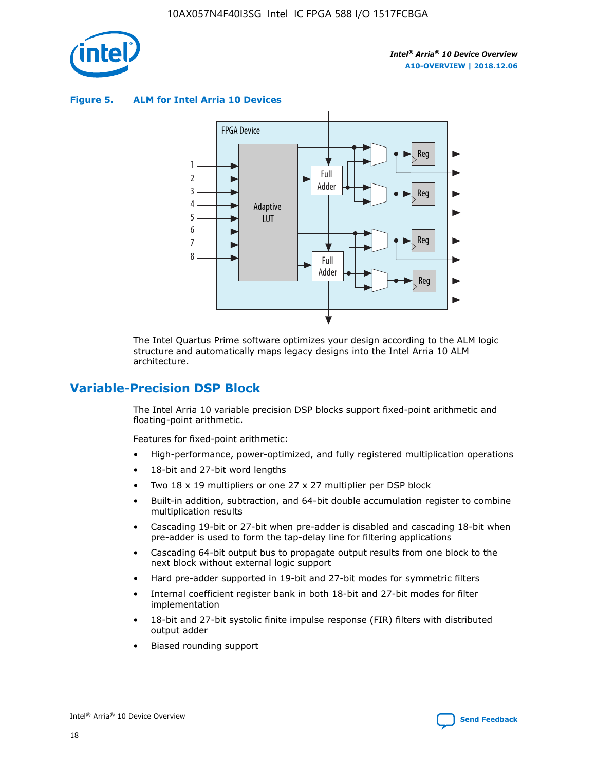**Figure 5. ALM for Intel Arria 10 Devices**

The Intel Quartus Prime software optimizes your design according to the ALM logic structure and automatically maps legacy designs into the Intel Arria 10 ALM architecture.

## Variable-Precision DSP Block

The Intel Arria 10 variable precision DSP blocks support fixed-point arithmetic and floating-point arithmetic.

Features for fixed-point arithmetic:

- High-performance, power-optimized, and fully registered multiplication operations
- 18-bit and 27-bit word lengths
- Two 18 x 19 multipliers or one 27 x 27 multiplier per DSP block
- Built-in addition, subtraction, and 64-bit double accumulation register to combine multiplication results
- Cascading 19-bit or 27-bit when pre-adder is disabled and cascading 18-bit when pre-adder is used to form the tap-delay line for filtering applications
- Cascading 64-bit output bus to propagate output results from one block to the next block without external logic support
- Hard pre-adder supported in 19-bit and 27-bit modes for symmetric filters
- Internal coefficient register bank in both 18-bit and 27-bit modes for filter implementation
- 18-bit and 27-bit systolic finite impulse response (FIR) filters with distributed output adder
- Biased rounding support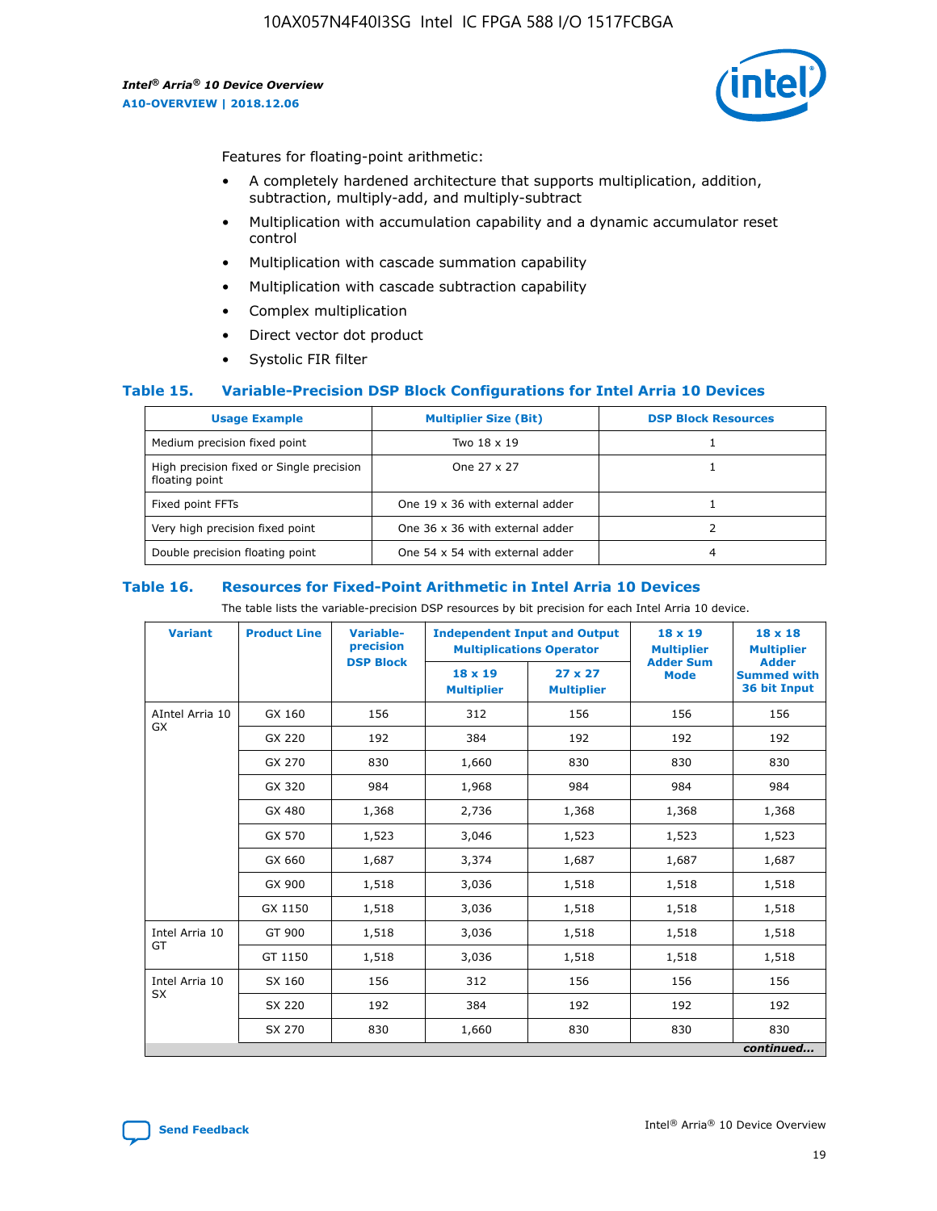Features for floating-point arithmetic:

- A completely hardened architecture that supports multiplication, addition, subtraction, multiply-add, and multiply-subtract
- Multiplication with accumulation capability and a dynamic accumulator reset control
- Multiplication with cascade summation capability
- Multiplication with cascade subtraction capability
- Complex multiplication
- Direct vector dot product
- Systolic FIR filter

### Table 15. Variable-Precision DSP Block Configurations for Intel Arria 10 Devices

| Usage Example | Multiplier Size (Bit) | DSP Block Resources |
|---|---|---|
| Medium precision fixed point | Two 18 x 19 | 1 |
| High precision fixed or Single precision floating point | One 27 x 27 | 1 |
| Fixed point FFTs | One 19 x 36 with external adder | 1 |
| Very high precision fixed point | One 36 x 36 with external adder | 2 |
| Double precision floating point | One 54 x 54 with external adder | 4 |

### Table 16. Resources for Fixed-Point Arithmetic in Intel Arria 10 Devices

The table lists the variable-precision DSP resources by bit precision for each Intel Arria 10 device.

| Variant | Product Line | Variable-precision DSP Block | Independent Input and Output Multiplications Operator | | 18 x 19 Multiplier Adder Sum Mode | 18 x 18 Multiplier Adder Summed with 36 bit Input |
|---|---|---|---|---|---|---|
| | | | 18 x 19 Multiplier | 27 x 27 Multiplier | | |
| AIntel Arria 10 GX | GX 160 | 156 | 312 | 156 | 156 | 156 |
| | GX 220 | 192 | 384 | 192 | 192 | 192 |
| | GX 270 | 830 | 1,660 | 830 | 830 | 830 |
| | GX 320 | 984 | 1,968 | 984 | 984 | 984 |
| | GX 480 | 1,368 | 2,736 | 1,368 | 1,368 | 1,368 |
| | GX 570 | 1,523 | 3,046 | 1,523 | 1,523 | 1,523 |
| | GX 660 | 1,687 | 3,374 | 1,687 | 1,687 | 1,687 |
| | GX 900 | 1,518 | 3,036 | 1,518 | 1,518 | 1,518 |
| | GX 1150 | 1,518 | 3,036 | 1,518 | 1,518 | 1,518 |
| Intel Arria 10 GT | GT 900 | 1,518 | 3,036 | 1,518 | 1,518 | 1,518 |
| | GT 1150 | 1,518 | 3,036 | 1,518 | 1,518 | 1,518 |
| Intel Arria 10 SX | SX 160 | 156 | 312 | 156 | 156 | 156 |
| | SX 220 | 192 | 384 | 192 | 192 | 192 |
| | SX 270 | 830 | 1,660 | 830 | 830 | 830 |

*continued...*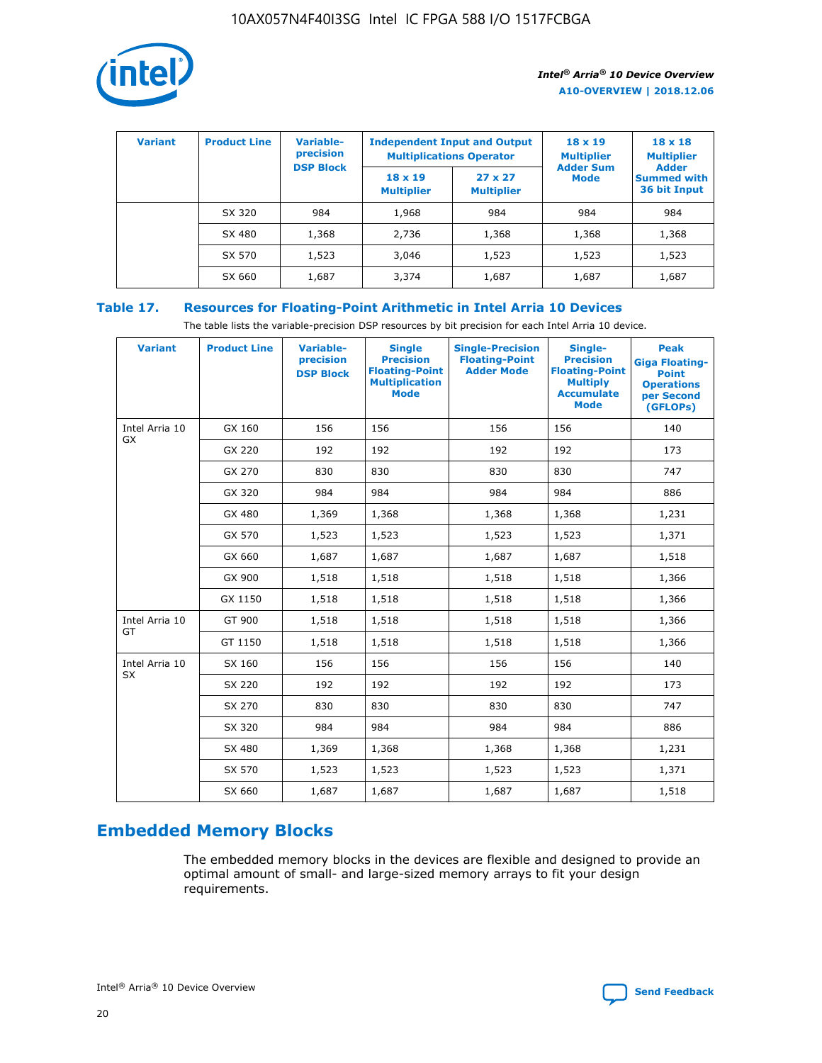| Variant | Product Line | Variable-precision DSP Block | Independent Input and Output Multiplications Operator | | 18 x 19 Multiplier Adder Sum Mode | 18 x 18 Multiplier Adder Summed with 36 bit Input |
|---|---|---|---|---|---|---|
| | | | 18 x 19 Multiplier | 27 x 27 Multiplier | | |
| | SX 320 | 984 | 1,968 | 984 | 984 | 984 |
| | SX 480 | 1,368 | 2,736 | 1,368 | 1,368 | 1,368 |
| | SX 570 | 1,523 | 3,046 | 1,523 | 1,523 | 1,523 |
| | SX 660 | 1,687 | 3,374 | 1,687 | 1,687 | 1,687 |

## Table 17. Resources for Floating-Point Arithmetic in Intel Arria 10 Devices

The table lists the variable-precision DSP resources by bit precision for each Intel Arria 10 device.

| Variant | Product Line | Variable-precision DSP Block | Single Precision Floating-Point Multiplication Mode | Single-Precision Floating-Point Adder Mode | Single-Precision Floating-Point Multiply Accumulate Mode | Peak Giga Floating-Point Operations per Second (GFLOPs) |
|---|---|---|---|---|---|---|
| Intel Arria 10 GX | GX 160 | 156 | 156 | 156 | 156 | 140 |
| | GX 220 | 192 | 192 | 192 | 192 | 173 |
| | GX 270 | 830 | 830 | 830 | 830 | 747 |
| | GX 320 | 984 | 984 | 984 | 984 | 886 |
| | GX 480 | 1,369 | 1,368 | 1,368 | 1,368 | 1,231 |
| | GX 570 | 1,523 | 1,523 | 1,523 | 1,523 | 1,371 |
| | GX 660 | 1,687 | 1,687 | 1,687 | 1,687 | 1,518 |
| | GX 900 | 1,518 | 1,518 | 1,518 | 1,518 | 1,366 |
| | GX 1150 | 1,518 | 1,518 | 1,518 | 1,518 | 1,366 |
| Intel Arria 10 GT | GT 900 | 1,518 | 1,518 | 1,518 | 1,518 | 1,366 |
| | GT 1150 | 1,518 | 1,518 | 1,518 | 1,518 | 1,366 |
| Intel Arria 10 SX | SX 160 | 156 | 156 | 156 | 156 | 140 |
| | SX 220 | 192 | 192 | 192 | 192 | 173 |
| | SX 270 | 830 | 830 | 830 | 830 | 747 |
| | SX 320 | 984 | 984 | 984 | 984 | 886 |
| | SX 480 | 1,369 | 1,368 | 1,368 | 1,368 | 1,231 |
| | SX 570 | 1,523 | 1,523 | 1,523 | 1,523 | 1,371 |
| | SX 660 | 1,687 | 1,687 | 1,687 | 1,687 | 1,518 |

# Embedded Memory Blocks

The embedded memory blocks in the devices are flexible and designed to provide an optimal amount of small- and large-sized memory arrays to fit your design requirements.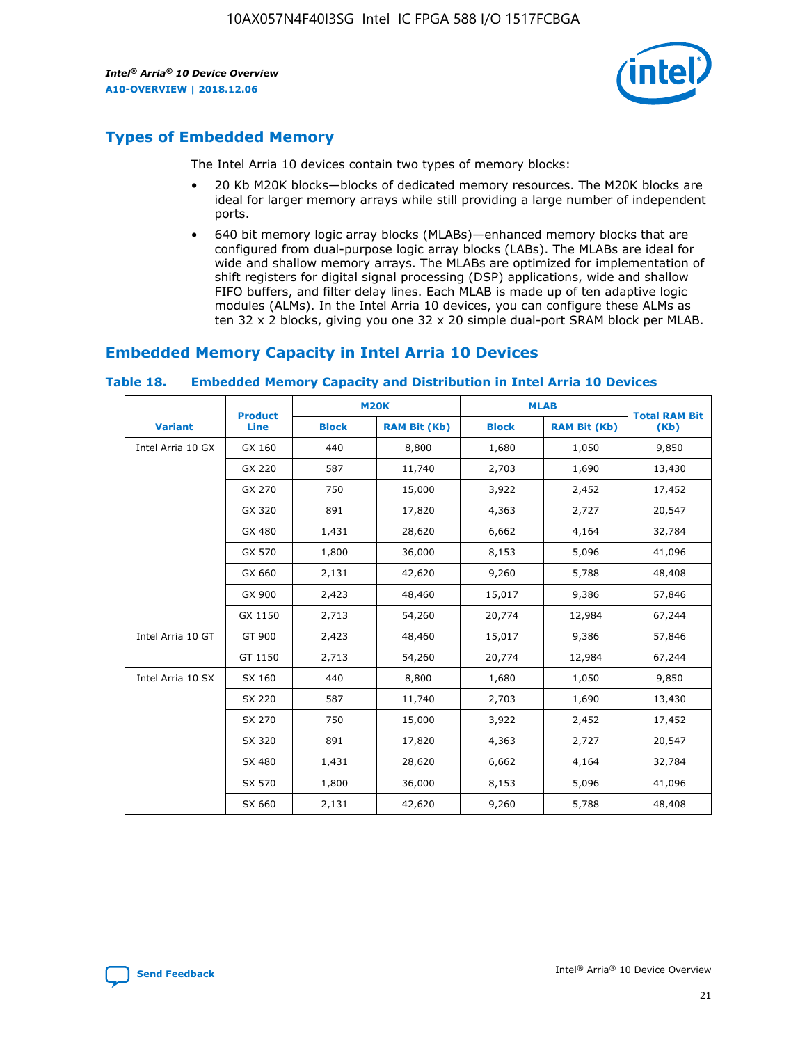## Types of Embedded Memory

The Intel Arria 10 devices contain two types of memory blocks:

- 20 Kb M20K blocks—blocks of dedicated memory resources. The M20K blocks are ideal for larger memory arrays while still providing a large number of independent ports.
- 640 bit memory logic array blocks (MLABs)—enhanced memory blocks that are configured from dual-purpose logic array blocks (LABs). The MLABs are ideal for wide and shallow memory arrays. The MLABs are optimized for implementation of shift registers for digital signal processing (DSP) applications, wide and shallow FIFO buffers, and filter delay lines. Each MLAB is made up of ten adaptive logic modules (ALMs). In the Intel Arria 10 devices, you can configure these ALMs as ten 32 x 2 blocks, giving you one 32 x 20 simple dual-port SRAM block per MLAB.

## Embedded Memory Capacity in Intel Arria 10 Devices

**Table 18. Embedded Memory Capacity and Distribution in Intel Arria 10 Devices**

| Variant | Product Line | M20K | | MLAB | | Total RAM Bit (Kb) |
|---|---|---|---|---|---|---|
| | | Block | RAM Bit (Kb) | Block | RAM Bit (Kb) | |
| Intel Arria 10 GX | GX 160 | 440 | 8,800 | 1,680 | 1,050 | 9,850 |
| | GX 220 | 587 | 11,740 | 2,703 | 1,690 | 13,430 |
| | GX 270 | 750 | 15,000 | 3,922 | 2,452 | 17,452 |
| | GX 320 | 891 | 17,820 | 4,363 | 2,727 | 20,547 |
| | GX 480 | 1,431 | 28,620 | 6,662 | 4,164 | 32,784 |
| | GX 570 | 1,800 | 36,000 | 8,153 | 5,096 | 41,096 |
| | GX 660 | 2,131 | 42,620 | 9,260 | 5,788 | 48,408 |
| | GX 900 | 2,423 | 48,460 | 15,017 | 9,386 | 57,846 |
| | GX 1150 | 2,713 | 54,260 | 20,774 | 12,984 | 67,244 |
| Intel Arria 10 GT | GT 900 | 2,423 | 48,460 | 15,017 | 9,386 | 57,846 |
| | GT 1150 | 2,713 | 54,260 | 20,774 | 12,984 | 67,244 |
| Intel Arria 10 SX | SX 160 | 440 | 8,800 | 1,680 | 1,050 | 9,850 |
| | SX 220 | 587 | 11,740 | 2,703 | 1,690 | 13,430 |
| | SX 270 | 750 | 15,000 | 3,922 | 2,452 | 17,452 |
| | SX 320 | 891 | 17,820 | 4,363 | 2,727 | 20,547 |
| | SX 480 | 1,431 | 28,620 | 6,662 | 4,164 | 32,784 |
| | SX 570 | 1,800 | 36,000 | 8,153 | 5,096 | 41,096 |
| | SX 660 | 2,131 | 42,620 | 9,260 | 5,788 | 48,408 |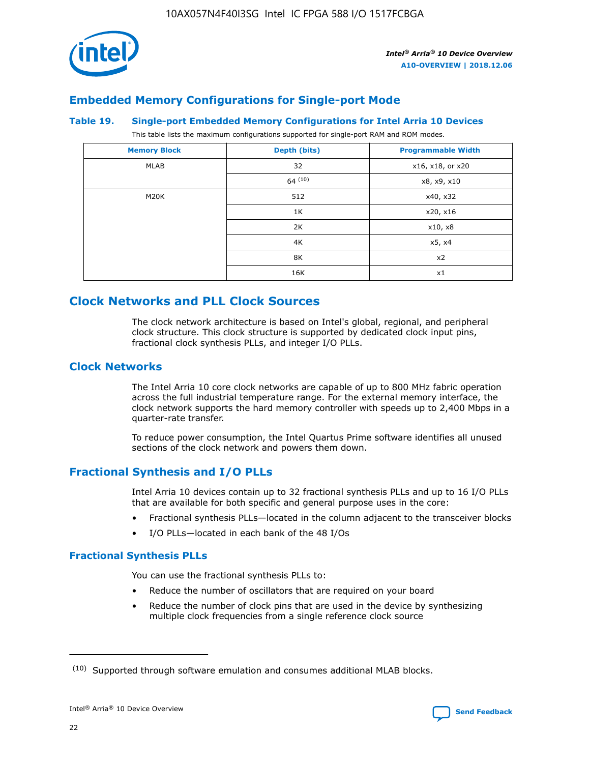## Embedded Memory Configurations for Single-port Mode

**Table 19. Single-port Embedded Memory Configurations for Intel Arria 10 Devices**

This table lists the maximum configurations supported for single-port RAM and ROM modes.

| Memory Block | Depth (bits) | Programmable Width |
|---|---|---|
| MLAB | 32 | x16, x18, or x20 |
| | 64 [10] | x8, x9, x10 |
| M20K | 512 | x40, x32 |
| | 1K | x20, x16 |
| | 2K | x10, x8 |
| | 4K | x5, x4 |
| | 8K | x2 |
| | 16K | x1 |

## Clock Networks and PLL Clock Sources

The clock network architecture is based on Intel's global, regional, and peripheral clock structure. This clock structure is supported by dedicated clock input pins, fractional clock synthesis PLLs, and integer I/O PLLs.

### Clock Networks

The Intel Arria 10 core clock networks are capable of up to 800 MHz fabric operation across the full industrial temperature range. For the external memory interface, the clock network supports the hard memory controller with speeds up to 2,400 Mbps in a quarter-rate transfer.

To reduce power consumption, the Intel Quartus Prime software identifies all unused sections of the clock network and powers them down.

### Fractional Synthesis and I/O PLLs

Intel Arria 10 devices contain up to 32 fractional synthesis PLLs and up to 16 I/O PLLs that are available for both specific and general purpose uses in the core:

- Fractional synthesis PLLs—located in the column adjacent to the transceiver blocks
- I/O PLLs—located in each bank of the 48 I/Os

#### Fractional Synthesis PLLs

You can use the fractional synthesis PLLs to:

- Reduce the number of oscillators that are required on your board
- Reduce the number of clock pins that are used in the device by synthesizing multiple clock frequencies from a single reference clock source

(10) Supported through software emulation and consumes additional MLAB blocks.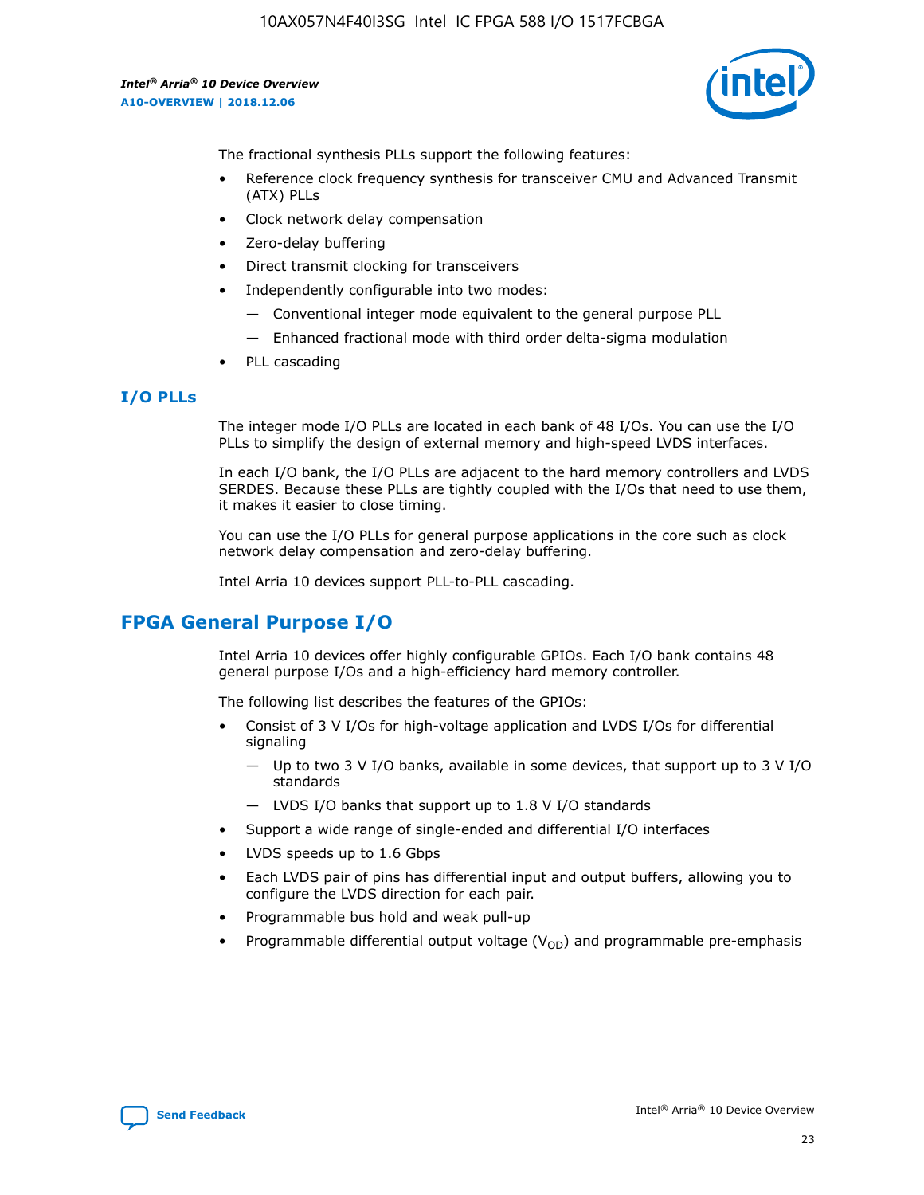The fractional synthesis PLLs support the following features:

- Reference clock frequency synthesis for transceiver CMU and Advanced Transmit (ATX) PLLs
- Clock network delay compensation
- Zero-delay buffering
- Direct transmit clocking for transceivers
- Independently configurable into two modes:
  - — Conventional integer mode equivalent to the general purpose PLL
  - — Enhanced fractional mode with third order delta-sigma modulation
- PLL cascading

### I/O PLLs

The integer mode I/O PLLs are located in each bank of 48 I/Os. You can use the I/O PLLs to simplify the design of external memory and high-speed LVDS interfaces.

In each I/O bank, the I/O PLLs are adjacent to the hard memory controllers and LVDS SERDES. Because these PLLs are tightly coupled with the I/Os that need to use them, it makes it easier to close timing.

You can use the I/O PLLs for general purpose applications in the core such as clock network delay compensation and zero-delay buffering.

Intel Arria 10 devices support PLL-to-PLL cascading.

## FPGA General Purpose I/O

Intel Arria 10 devices offer highly configurable GPIOs. Each I/O bank contains 48 general purpose I/Os and a high-efficiency hard memory controller.

The following list describes the features of the GPIOs:

- Consist of 3 V I/Os for high-voltage application and LVDS I/Os for differential signaling
  - — Up to two 3 V I/O banks, available in some devices, that support up to 3 V I/O standards
  - — LVDS I/O banks that support up to 1.8 V I/O standards
- Support a wide range of single-ended and differential I/O interfaces
- LVDS speeds up to 1.6 Gbps
- Each LVDS pair of pins has differential input and output buffers, allowing you to configure the LVDS direction for each pair.
- Programmable bus hold and weak pull-up
- Programmable differential output voltage ($V_{OD}$) and programmable pre-emphasis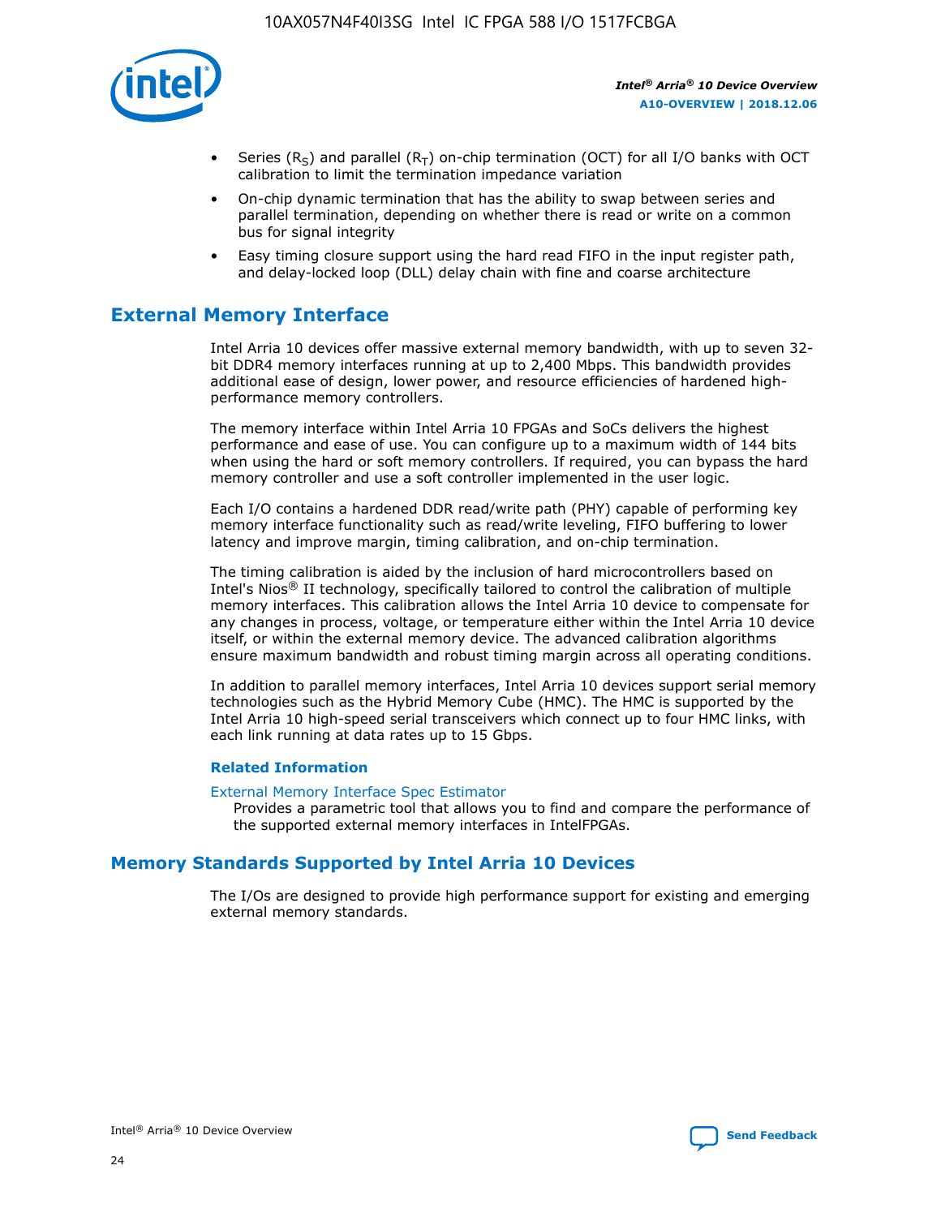- Series ($R_S$) and parallel ($R_T$) on-chip termination (OCT) for all I/O banks with OCT calibration to limit the termination impedance variation
- On-chip dynamic termination that has the ability to swap between series and parallel termination, depending on whether there is read or write on a common bus for signal integrity
- Easy timing closure support using the hard read FIFO in the input register path, and delay-locked loop (DLL) delay chain with fine and coarse architecture

## External Memory Interface

Intel Arria 10 devices offer massive external memory bandwidth, with up to seven 32-bit DDR4 memory interfaces running at up to 2,400 Mbps. This bandwidth provides additional ease of design, lower power, and resource efficiencies of hardened high-performance memory controllers.

The memory interface within Intel Arria 10 FPGAs and SoCs delivers the highest performance and ease of use. You can configure up to a maximum width of 144 bits when using the hard or soft memory controllers. If required, you can bypass the hard memory controller and use a soft controller implemented in the user logic.

Each I/O contains a hardened DDR read/write path (PHY) capable of performing key memory interface functionality such as read/write leveling, FIFO buffering to lower latency and improve margin, timing calibration, and on-chip termination.

The timing calibration is aided by the inclusion of hard microcontrollers based on Intel's Nios® II technology, specifically tailored to control the calibration of multiple memory interfaces. This calibration allows the Intel Arria 10 device to compensate for any changes in process, voltage, or temperature either within the Intel Arria 10 device itself, or within the external memory device. The advanced calibration algorithms ensure maximum bandwidth and robust timing margin across all operating conditions.

In addition to parallel memory interfaces, Intel Arria 10 devices support serial memory technologies such as the Hybrid Memory Cube (HMC). The HMC is supported by the Intel Arria 10 high-speed serial transceivers which connect up to four HMC links, with each link running at data rates up to 15 Gbps.

### Related Information

External Memory Interface Spec Estimator
Provides a parametric tool that allows you to find and compare the performance of the supported external memory interfaces in IntelFPGAs.

## Memory Standards Supported by Intel Arria 10 Devices

The I/Os are designed to provide high performance support for existing and emerging external memory standards.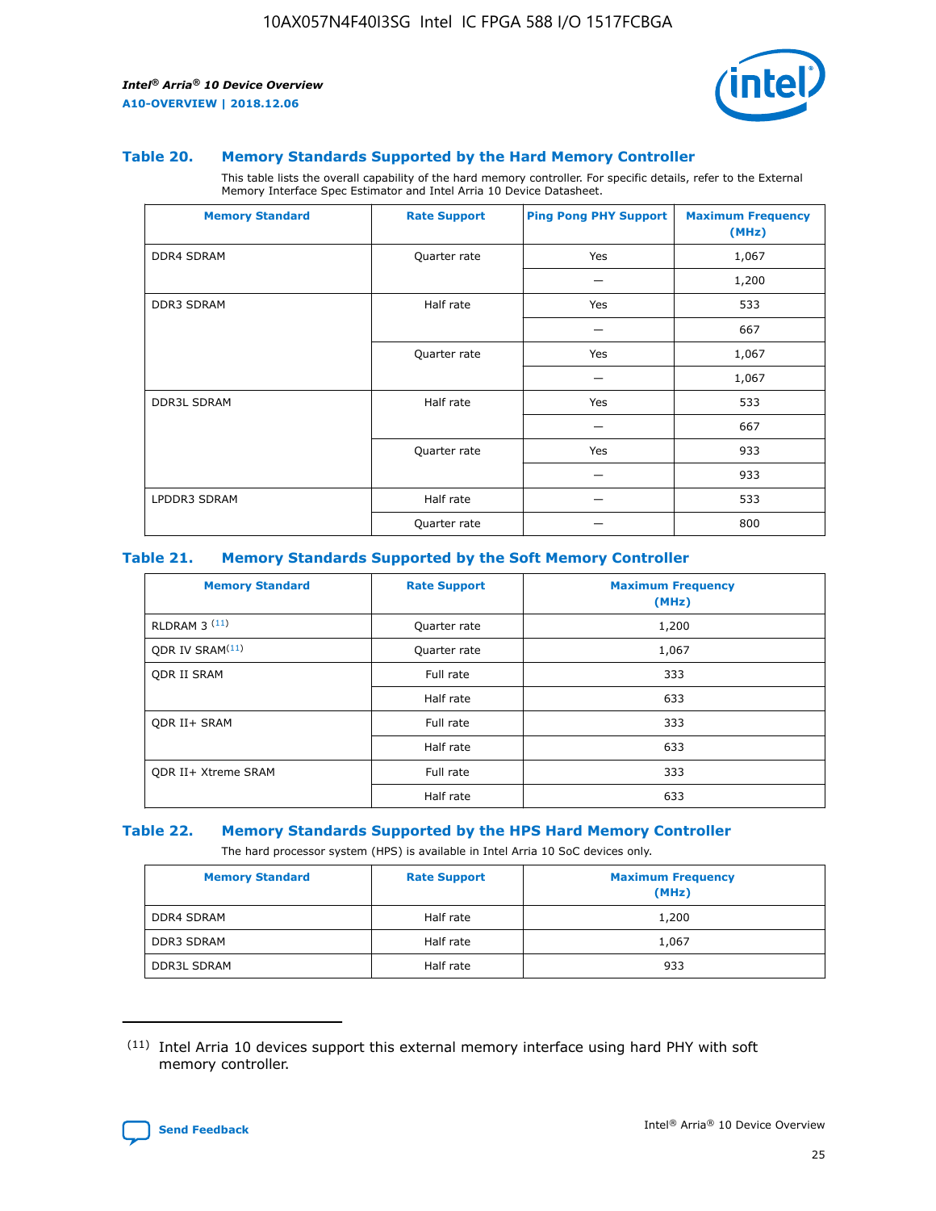### Table 20. Memory Standards Supported by the Hard Memory Controller

This table lists the overall capability of the hard memory controller. For specific details, refer to the External Memory Interface Spec Estimator and Intel Arria 10 Device Datasheet.

| Memory Standard | Rate Support | Ping Pong PHY Support | Maximum Frequency (MHz) |
|---|---|---|---|
| DDR4 SDRAM | Quarter rate | Yes | 1,067 |
| | | — | 1,200 |
| DDR3 SDRAM | Half rate | Yes | 533 |
| | | — | 667 |
| | Quarter rate | Yes | 1,067 |
| | | — | 1,067 |
| DDR3L SDRAM | Half rate | Yes | 533 |
| | | — | 667 |
| | Quarter rate | Yes | 933 |
| | | — | 933 |
| LPDDR3 SDRAM | Half rate | — | 533 |
| | Quarter rate | — | 800 |

### Table 21. Memory Standards Supported by the Soft Memory Controller

| Memory Standard | Rate Support | Maximum Frequency (MHz) |
|---|---|---|
| RLDRAM 3 [(11)] | Quarter rate | 1,200 |
| QDR IV SRAM[(11)] | Quarter rate | 1,067 |
| QDR II SRAM | Full rate | 333 |
| | Half rate | 633 |
| QDR II+ SRAM | Full rate | 333 |
| | Half rate | 633 |
| QDR II+ Xtreme SRAM | Full rate | 333 |
| | Half rate | 633 |

### Table 22. Memory Standards Supported by the HPS Hard Memory Controller

The hard processor system (HPS) is available in Intel Arria 10 SoC devices only.

| Memory Standard | Rate Support | Maximum Frequency (MHz) |
|---|---|---|
| DDR4 SDRAM | Half rate | 1,200 |
| DDR3 SDRAM | Half rate | 1,067 |
| DDR3L SDRAM | Half rate | 933 |

(11) Intel Arria 10 devices support this external memory interface using hard PHY with soft memory controller.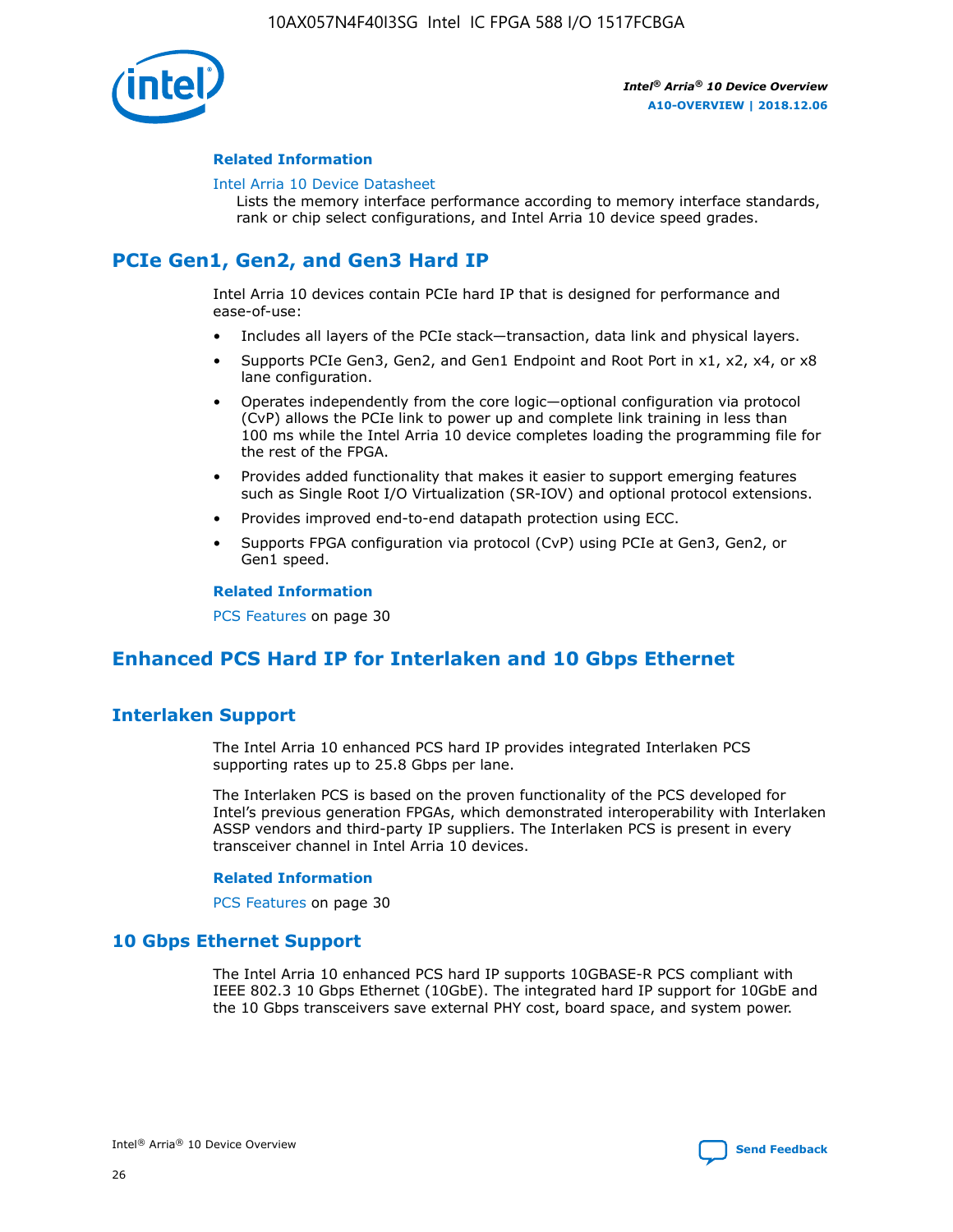#### Related Information

Intel Arria 10 Device Datasheet
Lists the memory interface performance according to memory interface standards, rank or chip select configurations, and Intel Arria 10 device speed grades.

## PCIe Gen1, Gen2, and Gen3 Hard IP

Intel Arria 10 devices contain PCIe hard IP that is designed for performance and ease-of-use:

- Includes all layers of the PCIe stack—transaction, data link and physical layers.
- Supports PCIe Gen3, Gen2, and Gen1 Endpoint and Root Port in x1, x2, x4, or x8 lane configuration.
- Operates independently from the core logic—optional configuration via protocol (CvP) allows the PCIe link to power up and complete link training in less than 100 ms while the Intel Arria 10 device completes loading the programming file for the rest of the FPGA.
- Provides added functionality that makes it easier to support emerging features such as Single Root I/O Virtualization (SR-IOV) and optional protocol extensions.
- Provides improved end-to-end datapath protection using ECC.
- Supports FPGA configuration via protocol (CvP) using PCIe at Gen3, Gen2, or Gen1 speed.

#### Related Information

PCS Features on page 30

## Enhanced PCS Hard IP for Interlaken and 10 Gbps Ethernet

### Interlaken Support

The Intel Arria 10 enhanced PCS hard IP provides integrated Interlaken PCS supporting rates up to 25.8 Gbps per lane.

The Interlaken PCS is based on the proven functionality of the PCS developed for Intel's previous generation FPGAs, which demonstrated interoperability with Interlaken ASSP vendors and third-party IP suppliers. The Interlaken PCS is present in every transceiver channel in Intel Arria 10 devices.

#### Related Information

PCS Features on page 30

### 10 Gbps Ethernet Support

The Intel Arria 10 enhanced PCS hard IP supports 10GBASE-R PCS compliant with IEEE 802.3 10 Gbps Ethernet (10GbE). The integrated hard IP support for 10GbE and the 10 Gbps transceivers save external PHY cost, board space, and system power.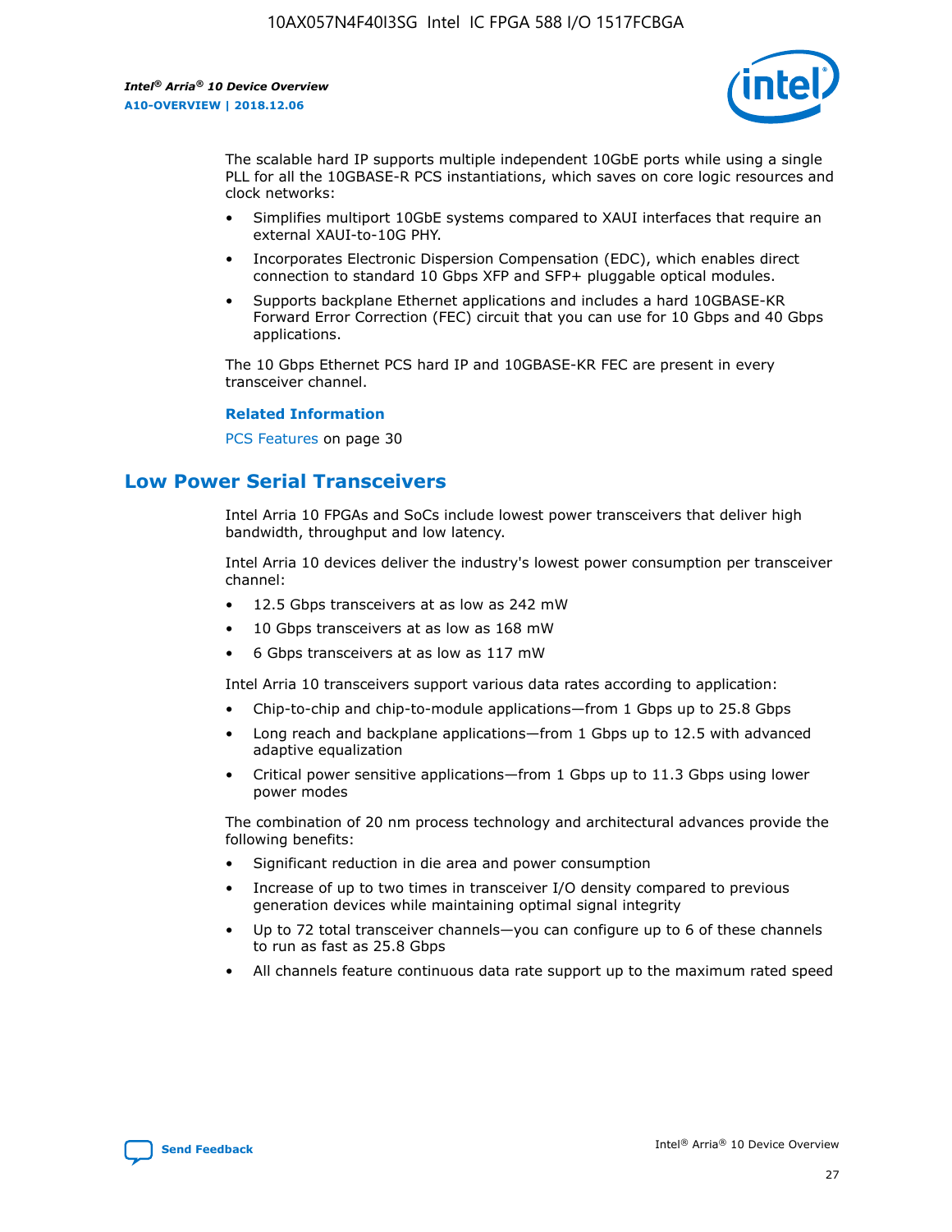The scalable hard IP supports multiple independent 10GbE ports while using a single PLL for all the 10GBASE-R PCS instantiations, which saves on core logic resources and clock networks:

- Simplifies multiport 10GbE systems compared to XAUI interfaces that require an external XAUI-to-10G PHY.
- Incorporates Electronic Dispersion Compensation (EDC), which enables direct connection to standard 10 Gbps XFP and SFP+ pluggable optical modules.
- Supports backplane Ethernet applications and includes a hard 10GBASE-KR Forward Error Correction (FEC) circuit that you can use for 10 Gbps and 40 Gbps applications.

The 10 Gbps Ethernet PCS hard IP and 10GBASE-KR FEC are present in every transceiver channel.

**Related Information**

PCS Features on page 30

## Low Power Serial Transceivers

Intel Arria 10 FPGAs and SoCs include lowest power transceivers that deliver high bandwidth, throughput and low latency.

Intel Arria 10 devices deliver the industry's lowest power consumption per transceiver channel:

- 12.5 Gbps transceivers at as low as 242 mW
- 10 Gbps transceivers at as low as 168 mW
- 6 Gbps transceivers at as low as 117 mW

Intel Arria 10 transceivers support various data rates according to application:

- Chip-to-chip and chip-to-module applications—from 1 Gbps up to 25.8 Gbps
- Long reach and backplane applications—from 1 Gbps up to 12.5 with advanced adaptive equalization
- Critical power sensitive applications—from 1 Gbps up to 11.3 Gbps using lower power modes

The combination of 20 nm process technology and architectural advances provide the following benefits:

- Significant reduction in die area and power consumption
- Increase of up to two times in transceiver I/O density compared to previous generation devices while maintaining optimal signal integrity
- Up to 72 total transceiver channels—you can configure up to 6 of these channels to run as fast as 25.8 Gbps
- All channels feature continuous data rate support up to the maximum rated speed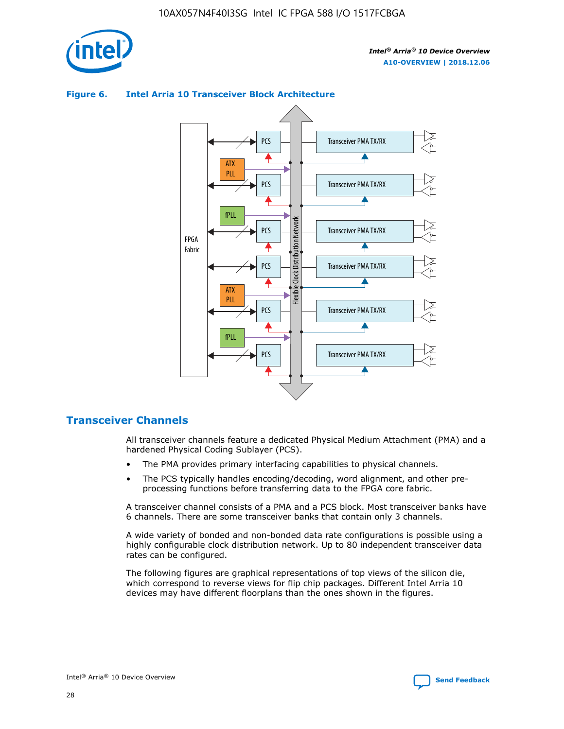**Figure 6. Intel Arria 10 Transceiver Block Architecture**

## Transceiver Channels

All transceiver channels feature a dedicated Physical Medium Attachment (PMA) and a hardened Physical Coding Sublayer (PCS).

- The PMA provides primary interfacing capabilities to physical channels.
- The PCS typically handles encoding/decoding, word alignment, and other pre-processing functions before transferring data to the FPGA core fabric.

A transceiver channel consists of a PMA and a PCS block. Most transceiver banks have 6 channels. There are some transceiver banks that contain only 3 channels.

A wide variety of bonded and non-bonded data rate configurations is possible using a highly configurable clock distribution network. Up to 80 independent transceiver data rates can be configured.

The following figures are graphical representations of top views of the silicon die, which correspond to reverse views for flip chip packages. Different Intel Arria 10 devices may have different floorplans than the ones shown in the figures.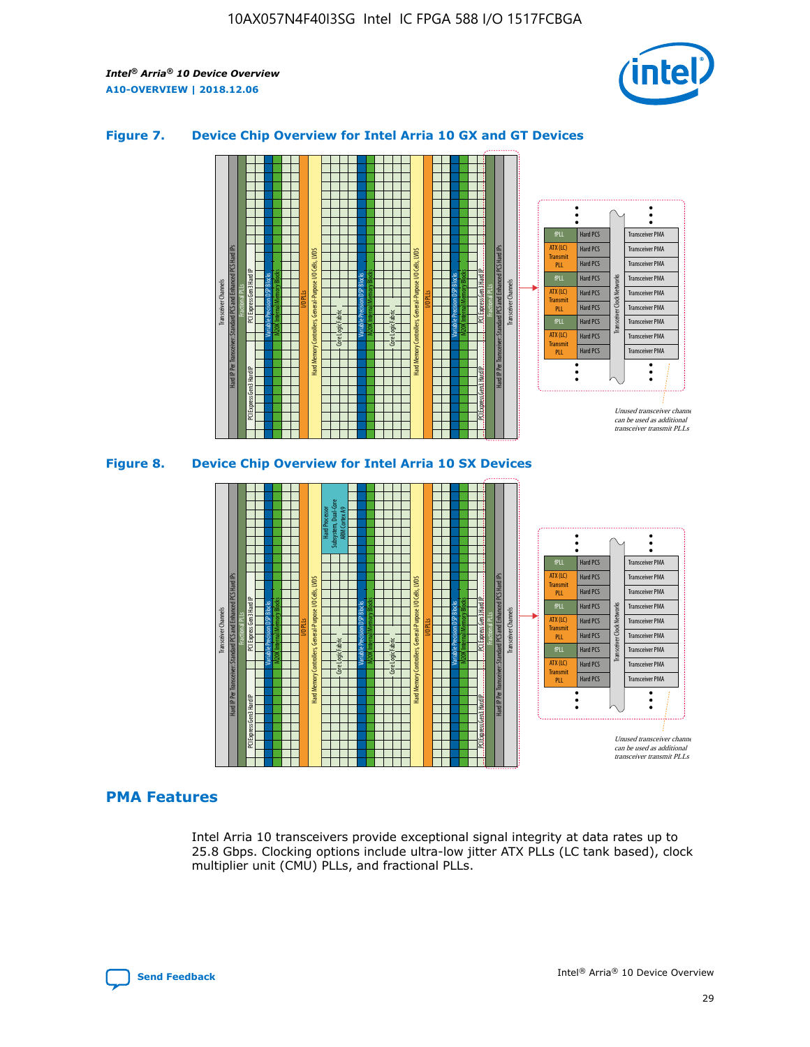### Figure 7. Device Chip Overview for Intel Arria 10 GX and GT Devices

### Figure 8. Device Chip Overview for Intel Arria 10 SX Devices

## PMA Features

Intel Arria 10 transceivers provide exceptional signal integrity at data rates up to 25.8 Gbps. Clocking options include ultra-low jitter ATX PLLs (LC tank based), clock multiplier unit (CMU) PLLs, and fractional PLLs.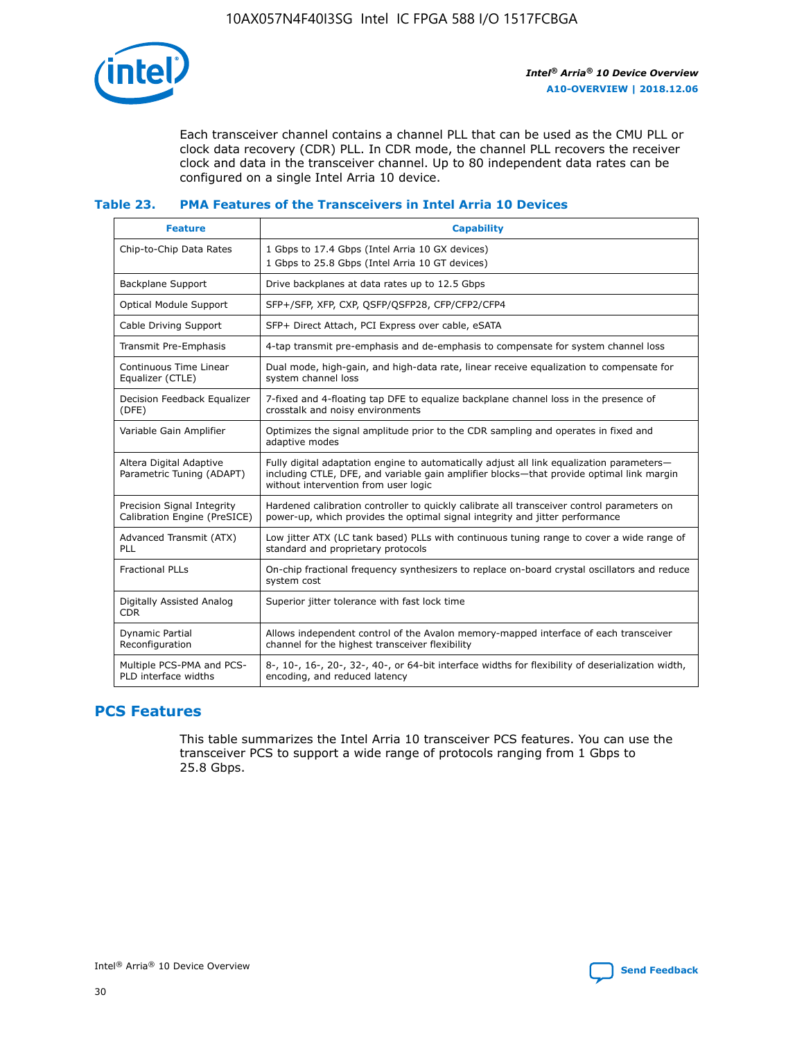Each transceiver channel contains a channel PLL that can be used as the CMU PLL or clock data recovery (CDR) PLL. In CDR mode, the channel PLL recovers the receiver clock and data in the transceiver channel. Up to 80 independent data rates can be configured on a single Intel Arria 10 device.

### Table 23. PMA Features of the Transceivers in Intel Arria 10 Devices

| Feature | Capability |
|---|---|
| Chip-to-Chip Data Rates | 1 Gbps to 17.4 Gbps (Intel Arria 10 GX devices)<br>1 Gbps to 25.8 Gbps (Intel Arria 10 GT devices) |
| Backplane Support | Drive backplanes at data rates up to 12.5 Gbps |
| Optical Module Support | SFP+/SFP, XFP, CXP, QSFP/QSFP28, CFP/CFP2/CFP4 |
| Cable Driving Support | SFP+ Direct Attach, PCI Express over cable, eSATA |
| Transmit Pre-Emphasis | 4-tap transmit pre-emphasis and de-emphasis to compensate for system channel loss |
| Continuous Time Linear Equalizer (CTLE) | Dual mode, high-gain, and high-data rate, linear receive equalization to compensate for system channel loss |
| Decision Feedback Equalizer (DFE) | 7-fixed and 4-floating tap DFE to equalize backplane channel loss in the presence of crosstalk and noisy environments |
| Variable Gain Amplifier | Optimizes the signal amplitude prior to the CDR sampling and operates in fixed and adaptive modes |
| Altera Digital Adaptive Parametric Tuning (ADAPT) | Fully digital adaptation engine to automatically adjust all link equalization parameters—including CTLE, DFE, and variable gain amplifier blocks—that provide optimal link margin without intervention from user logic |
| Precision Signal Integrity Calibration Engine (PreSICE) | Hardened calibration controller to quickly calibrate all transceiver control parameters on power-up, which provides the optimal signal integrity and jitter performance |
| Advanced Transmit (ATX) PLL | Low jitter ATX (LC tank based) PLLs with continuous tuning range to cover a wide range of standard and proprietary protocols |
| Fractional PLLs | On-chip fractional frequency synthesizers to replace on-board crystal oscillators and reduce system cost |
| Digitally Assisted Analog CDR | Superior jitter tolerance with fast lock time |
| Dynamic Partial Reconfiguration | Allows independent control of the Avalon memory-mapped interface of each transceiver channel for the highest transceiver flexibility |
| Multiple PCS-PMA and PCS-PLD interface widths | 8-, 10-, 16-, 20-, 32-, 40-, or 64-bit interface widths for flexibility of deserialization width, encoding, and reduced latency |

## PCS Features

This table summarizes the Intel Arria 10 transceiver PCS features. You can use the transceiver PCS to support a wide range of protocols ranging from 1 Gbps to 25.8 Gbps.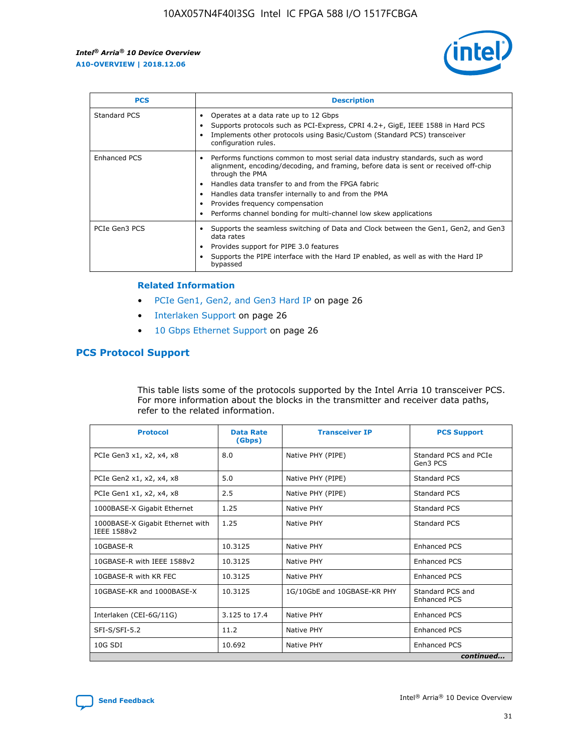| PCS | Description |
| --- | --- |
| Standard PCS | • Operates at a data rate up to 12 Gbps<br>• Supports protocols such as PCI-Express, CPRI 4.2+, GigE, IEEE 1588 in Hard PCS<br>• Implements other protocols using Basic/Custom (Standard PCS) transceiver configuration rules. |
| Enhanced PCS | • Performs functions common to most serial data industry standards, such as word alignment, encoding/decoding, and framing, before data is sent or received off-chip through the PMA<br>• Handles data transfer to and from the FPGA fabric<br>• Handles data transfer internally to and from the PMA<br>• Provides frequency compensation<br>• Performs channel bonding for multi-channel low skew applications |
| PCIe Gen3 PCS | • Supports the seamless switching of Data and Clock between the Gen1, Gen2, and Gen3 data rates<br>• Provides support for PIPE 3.0 features<br>• Supports the PIPE interface with the Hard IP enabled, as well as with the Hard IP bypassed |

**Related Information**

- PCIe Gen1, Gen2, and Gen3 Hard IP on page 26
- Interlaken Support on page 26
- 10 Gbps Ethernet Support on page 26

## PCS Protocol Support

This table lists some of the protocols supported by the Intel Arria 10 transceiver PCS. For more information about the blocks in the transmitter and receiver data paths, refer to the related information.

| Protocol | Data Rate (Gbps) | Transceiver IP | PCS Support |
| --- | --- | --- | --- |
| PCIe Gen3 x1, x2, x4, x8 | 8.0 | Native PHY (PIPE) | Standard PCS and PCIe Gen3 PCS |
| PCIe Gen2 x1, x2, x4, x8 | 5.0 | Native PHY (PIPE) | Standard PCS |
| PCIe Gen1 x1, x2, x4, x8 | 2.5 | Native PHY (PIPE) | Standard PCS |
| 1000BASE-X Gigabit Ethernet | 1.25 | Native PHY | Standard PCS |
| 1000BASE-X Gigabit Ethernet with IEEE 1588v2 | 1.25 | Native PHY | Standard PCS |
| 10GBASE-R | 10.3125 | Native PHY | Enhanced PCS |
| 10GBASE-R with IEEE 1588v2 | 10.3125 | Native PHY | Enhanced PCS |
| 10GBASE-R with KR FEC | 10.3125 | Native PHY | Enhanced PCS |
| 10GBASE-KR and 1000BASE-X | 10.3125 | 1G/10GbE and 10GBASE-KR PHY | Standard PCS and Enhanced PCS |
| Interlaken (CEI-6G/11G) | 3.125 to 17.4 | Native PHY | Enhanced PCS |
| SFI-S/SFI-5.2 | 11.2 | Native PHY | Enhanced PCS |
| 10G SDI | 10.692 | Native PHY | Enhanced PCS |

*continued...*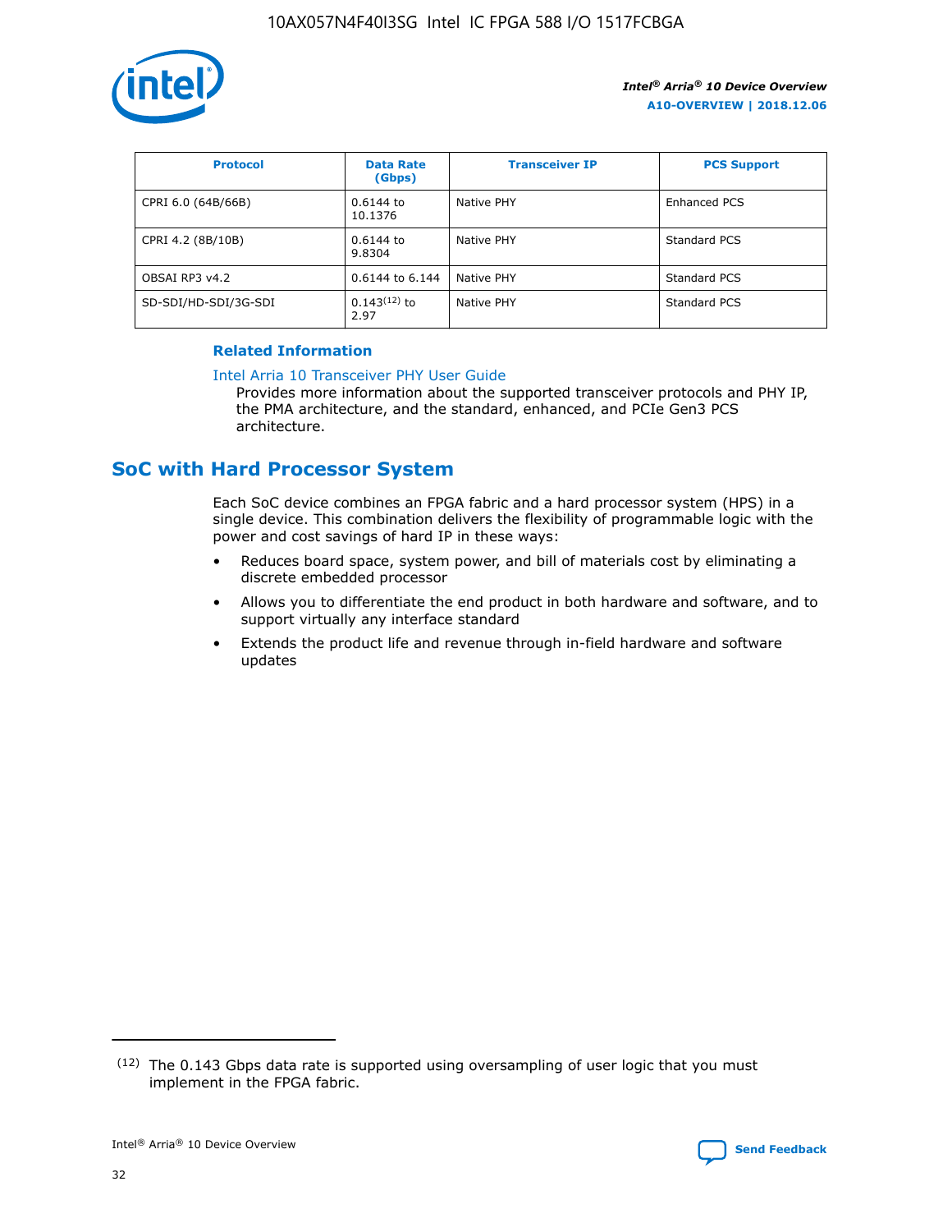| Protocol | Data Rate (Gbps) | Transceiver IP | PCS Support |
|---|---|---|---|
| CPRI 6.0 (64B/66B) | 0.6144 to 10.1376 | Native PHY | Enhanced PCS |
| CPRI 4.2 (8B/10B) | 0.6144 to 9.8304 | Native PHY | Standard PCS |
| OBSAI RP3 v4.2 | 0.6144 to 6.144 | Native PHY | Standard PCS |
| SD-SDI/HD-SDI/3G-SDI | 0.143[12] to 2.97 | Native PHY | Standard PCS |

**Related Information**

Intel Arria 10 Transceiver PHY User Guide
Provides more information about the supported transceiver protocols and PHY IP, the PMA architecture, and the standard, enhanced, and PCIe Gen3 PCS architecture.

## SoC with Hard Processor System

Each SoC device combines an FPGA fabric and a hard processor system (HPS) in a single device. This combination delivers the flexibility of programmable logic with the power and cost savings of hard IP in these ways:

- Reduces board space, system power, and bill of materials cost by eliminating a discrete embedded processor
- Allows you to differentiate the end product in both hardware and software, and to support virtually any interface standard
- Extends the product life and revenue through in-field hardware and software updates

[12] The 0.143 Gbps data rate is supported using oversampling of user logic that you must implement in the FPGA fabric.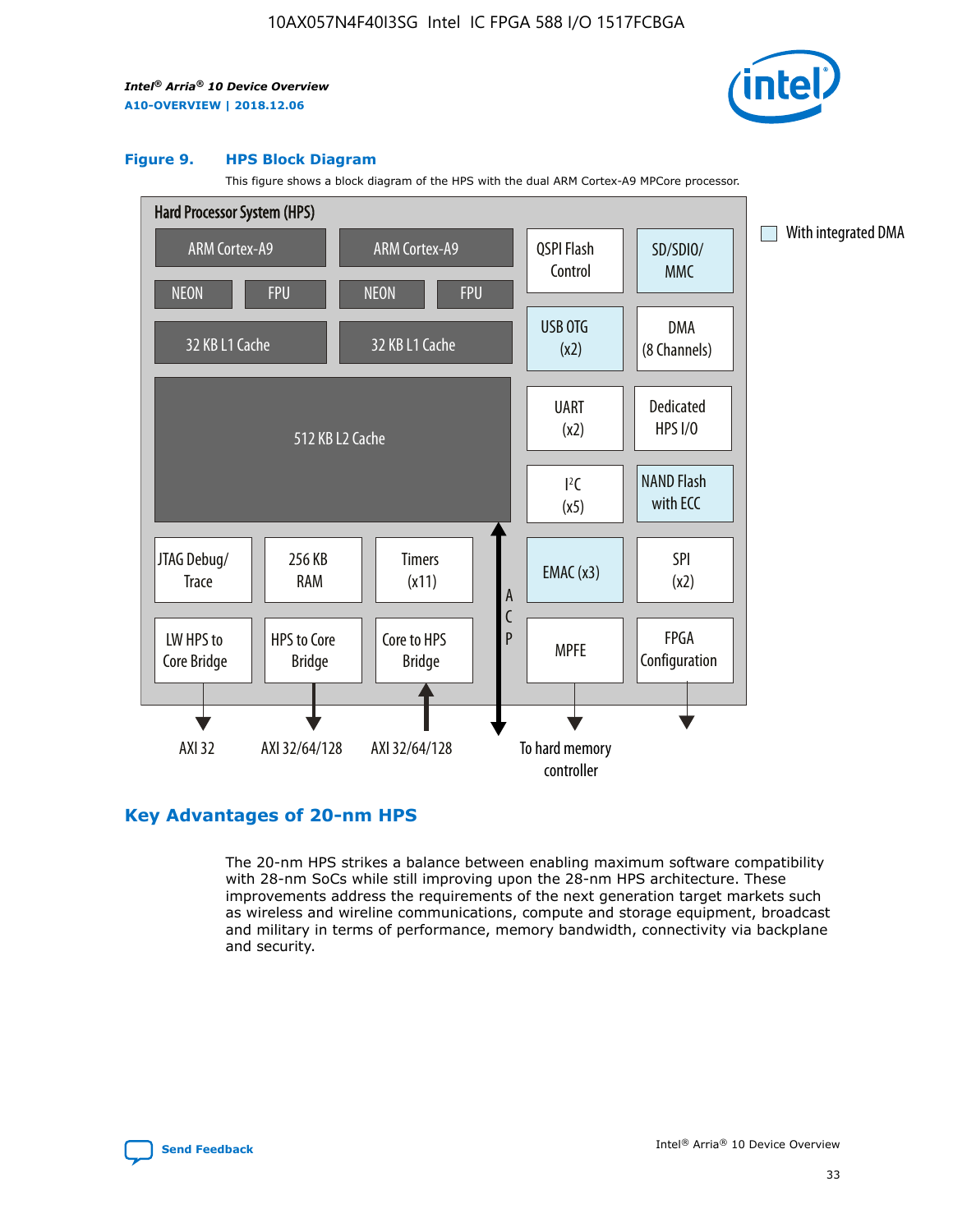### Figure 9. HPS Block Diagram

This figure shows a block diagram of the HPS with the dual ARM Cortex-A9 MPCore processor.

Hard Processor System (HPS)

- ARM Cortex-A9 (NEON, FPU, 32 KB L1 Cache)
- ARM Cortex-A9 (NEON, FPU, 32 KB L1 Cache)
- 512 KB L2 Cache
- QSPI Flash Control
- SD/SDIO/MMC
- USB OTG (x2)
- DMA (8 Channels)
- UART (x2)
- Dedicated HPS I/O
- I²C (x5)
- NAND Flash with ECC
- JTAG Debug/Trace
- 256 KB RAM
- Timers (x11)
- EMAC (x3)
- SPI (x2)
- LW HPS to Core Bridge — AXI 32
- HPS to Core Bridge — AXI 32/64/128
- Core to HPS Bridge — AXI 32/64/128
- ACP
- MPFE — To hard memory controller
- FPGA Configuration

With integrated DMA

## Key Advantages of 20-nm HPS

The 20-nm HPS strikes a balance between enabling maximum software compatibility with 28-nm SoCs while still improving upon the 28-nm HPS architecture. These improvements address the requirements of the next generation target markets such as wireless and wireline communications, compute and storage equipment, broadcast and military in terms of performance, memory bandwidth, connectivity via backplane and security.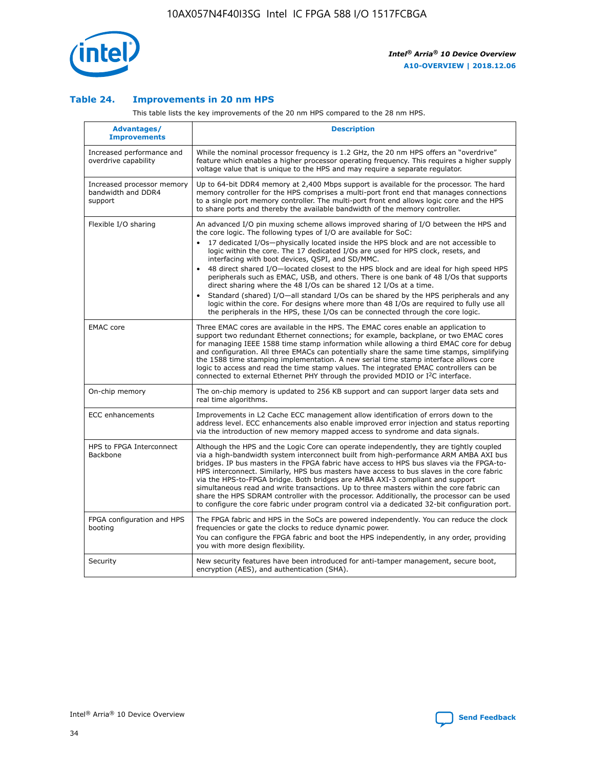### Table 24. Improvements in 20 nm HPS

This table lists the key improvements of the 20 nm HPS compared to the 28 nm HPS.

| Advantages/ Improvements | Description |
| --- | --- |
| Increased performance and overdrive capability | While the nominal processor frequency is 1.2 GHz, the 20 nm HPS offers an "overdrive" feature which enables a higher processor operating frequency. This requires a higher supply voltage value that is unique to the HPS and may require a separate regulator. |
| Increased processor memory bandwidth and DDR4 support | Up to 64-bit DDR4 memory at 2,400 Mbps support is available for the processor. The hard memory controller for the HPS comprises a multi-port front end that manages connections to a single port memory controller. The multi-port front end allows logic core and the HPS to share ports and thereby the available bandwidth of the memory controller. |
| Flexible I/O sharing | An advanced I/O pin muxing scheme allows improved sharing of I/O between the HPS and the core logic. The following types of I/O are available for SoC: <br>• 17 dedicated I/Os—physically located inside the HPS block and are not accessible to logic within the core. The 17 dedicated I/Os are used for HPS clock, resets, and interfacing with boot devices, QSPI, and SD/MMC. <br>• 48 direct shared I/O—located closest to the HPS block and are ideal for high speed HPS peripherals such as EMAC, USB, and others. There is one bank of 48 I/Os that supports direct sharing where the 48 I/Os can be shared 12 I/Os at a time. <br>• Standard (shared) I/O—all standard I/Os can be shared by the HPS peripherals and any logic within the core. For designs where more than 48 I/Os are required to fully use all the peripherals in the HPS, these I/Os can be connected through the core logic. |
| EMAC core | Three EMAC cores are available in the HPS. The EMAC cores enable an application to support two redundant Ethernet connections; for example, backplane, or two EMAC cores for managing IEEE 1588 time stamp information while allowing a third EMAC core for debug and configuration. All three EMACs can potentially share the same time stamps, simplifying the 1588 time stamping implementation. A new serial time stamp interface allows core logic to access and read the time stamp values. The integrated EMAC controllers can be connected to external Ethernet PHY through the provided MDIO or I²C interface. |
| On-chip memory | The on-chip memory is updated to 256 KB support and can support larger data sets and real time algorithms. |
| ECC enhancements | Improvements in L2 Cache ECC management allow identification of errors down to the address level. ECC enhancements also enable improved error injection and status reporting via the introduction of new memory mapped access to syndrome and data signals. |
| HPS to FPGA Interconnect Backbone | Although the HPS and the Logic Core can operate independently, they are tightly coupled via a high-bandwidth system interconnect built from high-performance ARM AMBA AXI bus bridges. IP bus masters in the FPGA fabric have access to HPS bus slaves via the FPGA-to-HPS interconnect. Similarly, HPS bus masters have access to bus slaves in the core fabric via the HPS-to-FPGA bridge. Both bridges are AMBA AXI-3 compliant and support simultaneous read and write transactions. Up to three masters within the core fabric can share the HPS SDRAM controller with the processor. Additionally, the processor can be used to configure the core fabric under program control via a dedicated 32-bit configuration port. |
| FPGA configuration and HPS booting | The FPGA fabric and HPS in the SoCs are powered independently. You can reduce the clock frequencies or gate the clocks to reduce dynamic power. <br>You can configure the FPGA fabric and boot the HPS independently, in any order, providing you with more design flexibility. |
| Security | New security features have been introduced for anti-tamper management, secure boot, encryption (AES), and authentication (SHA). |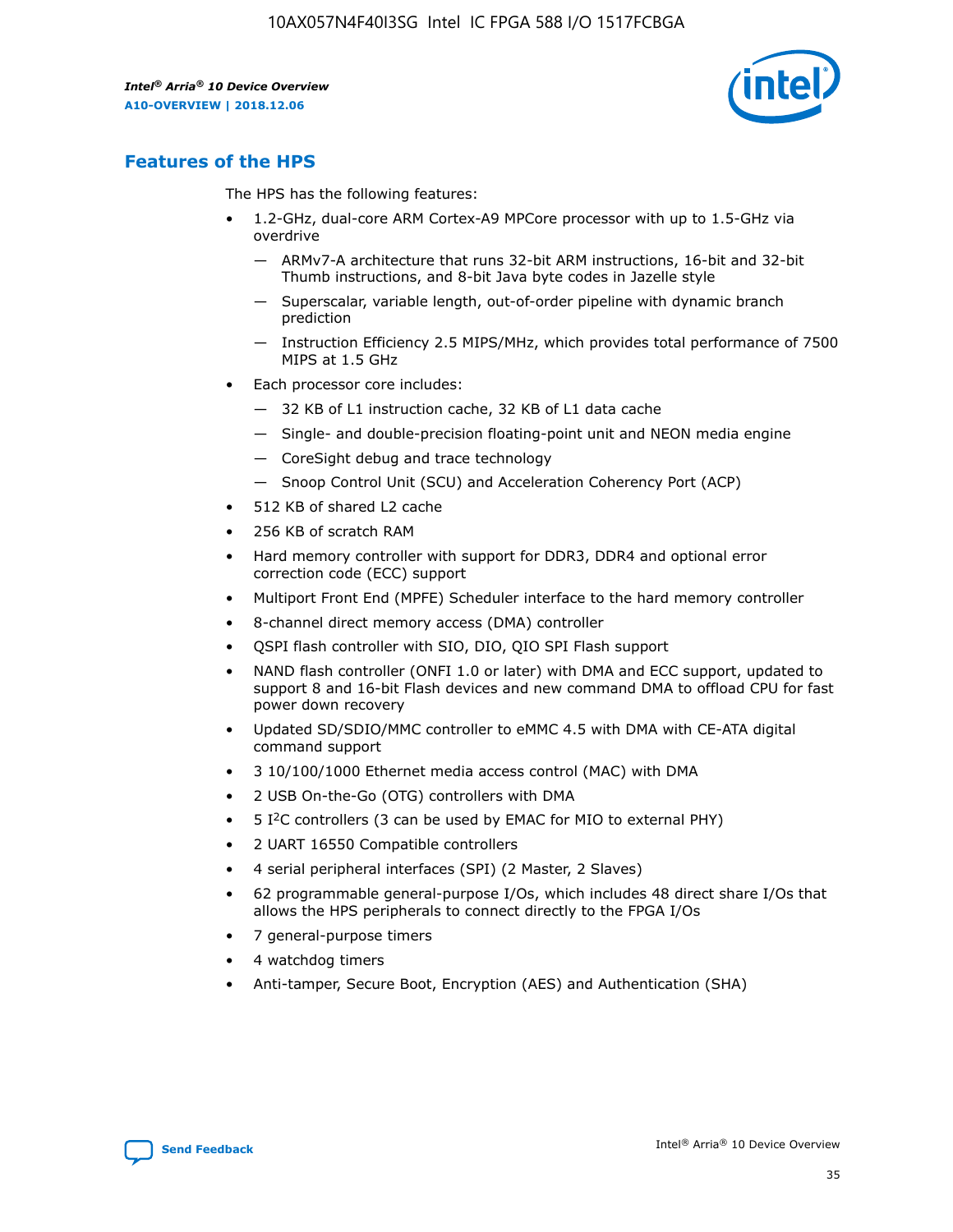## Features of the HPS

The HPS has the following features:

- 1.2-GHz, dual-core ARM Cortex-A9 MPCore processor with up to 1.5-GHz via overdrive
  - — ARMv7-A architecture that runs 32-bit ARM instructions, 16-bit and 32-bit Thumb instructions, and 8-bit Java byte codes in Jazelle style
  - — Superscalar, variable length, out-of-order pipeline with dynamic branch prediction
  - — Instruction Efficiency 2.5 MIPS/MHz, which provides total performance of 7500 MIPS at 1.5 GHz
- Each processor core includes:
  - — 32 KB of L1 instruction cache, 32 KB of L1 data cache
  - — Single- and double-precision floating-point unit and NEON media engine
  - — CoreSight debug and trace technology
  - — Snoop Control Unit (SCU) and Acceleration Coherency Port (ACP)
- 512 KB of shared L2 cache
- 256 KB of scratch RAM
- Hard memory controller with support for DDR3, DDR4 and optional error correction code (ECC) support
- Multiport Front End (MPFE) Scheduler interface to the hard memory controller
- 8-channel direct memory access (DMA) controller
- QSPI flash controller with SIO, DIO, QIO SPI Flash support
- NAND flash controller (ONFI 1.0 or later) with DMA and ECC support, updated to support 8 and 16-bit Flash devices and new command DMA to offload CPU for fast power down recovery
- Updated SD/SDIO/MMC controller to eMMC 4.5 with DMA with CE-ATA digital command support
- 3 10/100/1000 Ethernet media access control (MAC) with DMA
- 2 USB On-the-Go (OTG) controllers with DMA
- 5 I²C controllers (3 can be used by EMAC for MIO to external PHY)
- 2 UART 16550 Compatible controllers
- 4 serial peripheral interfaces (SPI) (2 Master, 2 Slaves)
- 62 programmable general-purpose I/Os, which includes 48 direct share I/Os that allows the HPS peripherals to connect directly to the FPGA I/Os
- 7 general-purpose timers
- 4 watchdog timers
- Anti-tamper, Secure Boot, Encryption (AES) and Authentication (SHA)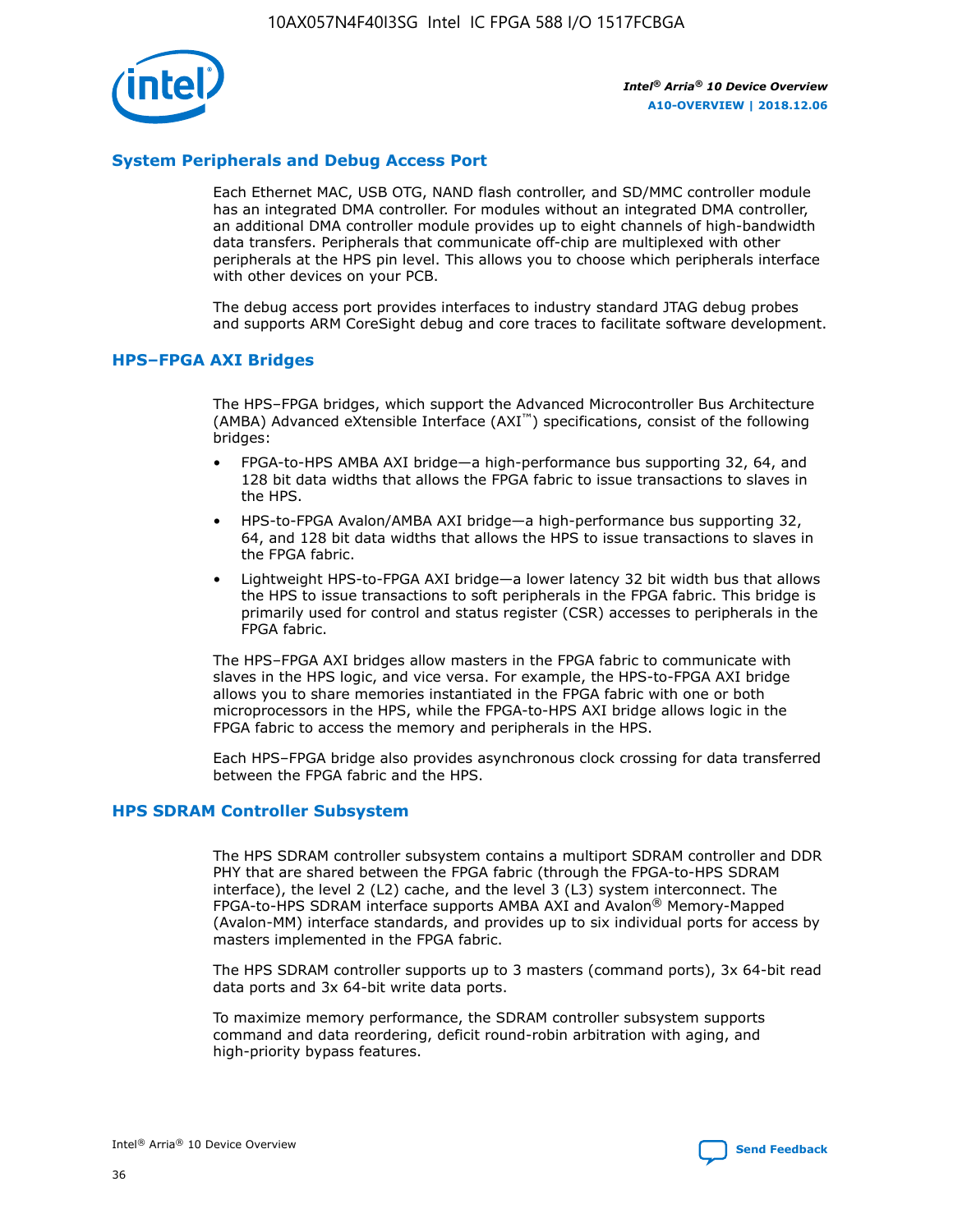## System Peripherals and Debug Access Port

Each Ethernet MAC, USB OTG, NAND flash controller, and SD/MMC controller module has an integrated DMA controller. For modules without an integrated DMA controller, an additional DMA controller module provides up to eight channels of high-bandwidth data transfers. Peripherals that communicate off-chip are multiplexed with other peripherals at the HPS pin level. This allows you to choose which peripherals interface with other devices on your PCB.

The debug access port provides interfaces to industry standard JTAG debug probes and supports ARM CoreSight debug and core traces to facilitate software development.

## HPS–FPGA AXI Bridges

The HPS–FPGA bridges, which support the Advanced Microcontroller Bus Architecture (AMBA) Advanced eXtensible Interface (AXI™) specifications, consist of the following bridges:

- FPGA-to-HPS AMBA AXI bridge—a high-performance bus supporting 32, 64, and 128 bit data widths that allows the FPGA fabric to issue transactions to slaves in the HPS.
- HPS-to-FPGA Avalon/AMBA AXI bridge—a high-performance bus supporting 32, 64, and 128 bit data widths that allows the HPS to issue transactions to slaves in the FPGA fabric.
- Lightweight HPS-to-FPGA AXI bridge—a lower latency 32 bit width bus that allows the HPS to issue transactions to soft peripherals in the FPGA fabric. This bridge is primarily used for control and status register (CSR) accesses to peripherals in the FPGA fabric.

The HPS–FPGA AXI bridges allow masters in the FPGA fabric to communicate with slaves in the HPS logic, and vice versa. For example, the HPS-to-FPGA AXI bridge allows you to share memories instantiated in the FPGA fabric with one or both microprocessors in the HPS, while the FPGA-to-HPS AXI bridge allows logic in the FPGA fabric to access the memory and peripherals in the HPS.

Each HPS–FPGA bridge also provides asynchronous clock crossing for data transferred between the FPGA fabric and the HPS.

## HPS SDRAM Controller Subsystem

The HPS SDRAM controller subsystem contains a multiport SDRAM controller and DDR PHY that are shared between the FPGA fabric (through the FPGA-to-HPS SDRAM interface), the level 2 (L2) cache, and the level 3 (L3) system interconnect. The FPGA-to-HPS SDRAM interface supports AMBA AXI and Avalon® Memory-Mapped (Avalon-MM) interface standards, and provides up to six individual ports for access by masters implemented in the FPGA fabric.

The HPS SDRAM controller supports up to 3 masters (command ports), 3x 64-bit read data ports and 3x 64-bit write data ports.

To maximize memory performance, the SDRAM controller subsystem supports command and data reordering, deficit round-robin arbitration with aging, and high-priority bypass features.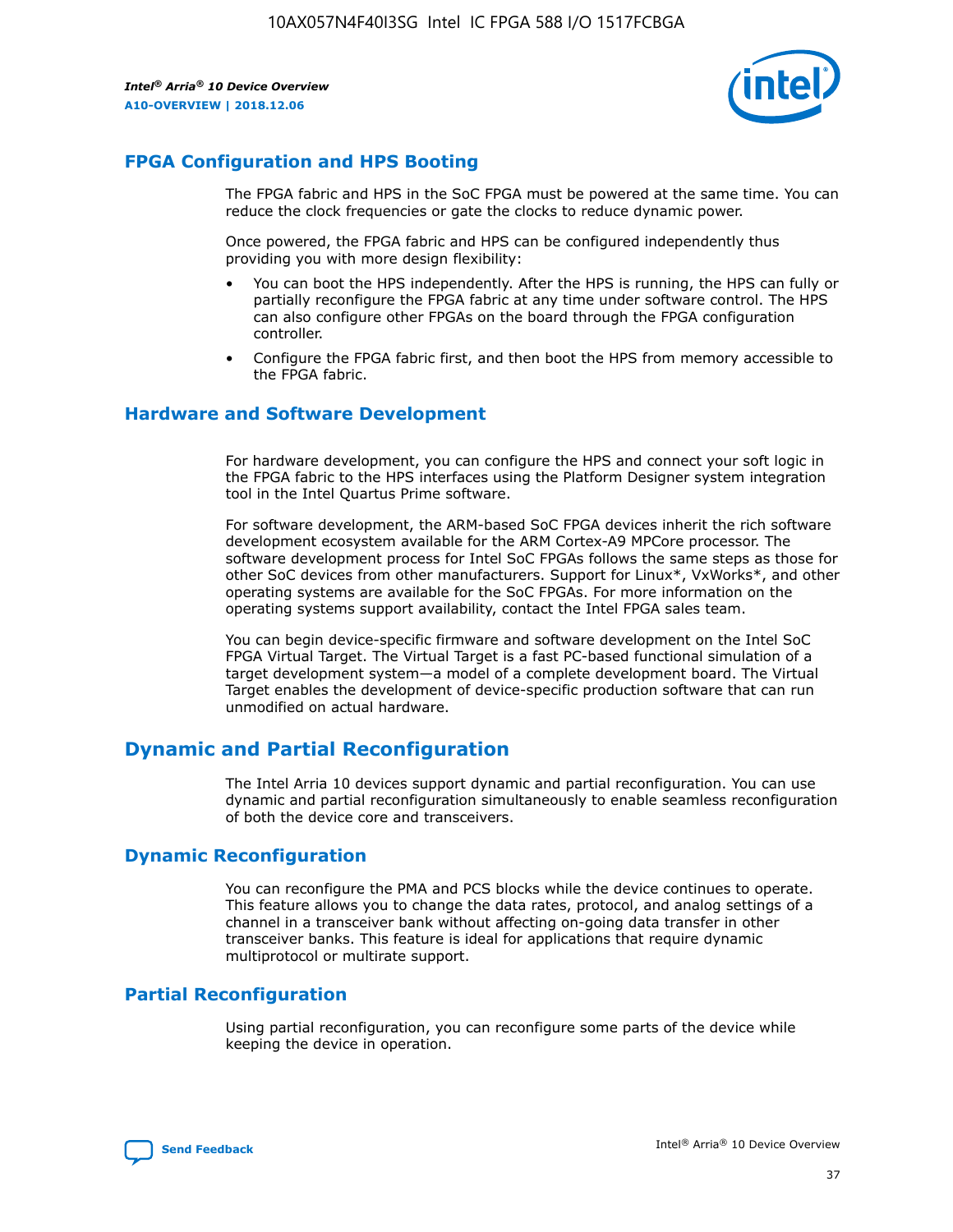## FPGA Configuration and HPS Booting

The FPGA fabric and HPS in the SoC FPGA must be powered at the same time. You can reduce the clock frequencies or gate the clocks to reduce dynamic power.

Once powered, the FPGA fabric and HPS can be configured independently thus providing you with more design flexibility:

- You can boot the HPS independently. After the HPS is running, the HPS can fully or partially reconfigure the FPGA fabric at any time under software control. The HPS can also configure other FPGAs on the board through the FPGA configuration controller.
- Configure the FPGA fabric first, and then boot the HPS from memory accessible to the FPGA fabric.

## Hardware and Software Development

For hardware development, you can configure the HPS and connect your soft logic in the FPGA fabric to the HPS interfaces using the Platform Designer system integration tool in the Intel Quartus Prime software.

For software development, the ARM-based SoC FPGA devices inherit the rich software development ecosystem available for the ARM Cortex-A9 MPCore processor. The software development process for Intel SoC FPGAs follows the same steps as those for other SoC devices from other manufacturers. Support for Linux*, VxWorks*, and other operating systems are available for the SoC FPGAs. For more information on the operating systems support availability, contact the Intel FPGA sales team.

You can begin device-specific firmware and software development on the Intel SoC FPGA Virtual Target. The Virtual Target is a fast PC-based functional simulation of a target development system—a model of a complete development board. The Virtual Target enables the development of device-specific production software that can run unmodified on actual hardware.

## Dynamic and Partial Reconfiguration

The Intel Arria 10 devices support dynamic and partial reconfiguration. You can use dynamic and partial reconfiguration simultaneously to enable seamless reconfiguration of both the device core and transceivers.

## Dynamic Reconfiguration

You can reconfigure the PMA and PCS blocks while the device continues to operate. This feature allows you to change the data rates, protocol, and analog settings of a channel in a transceiver bank without affecting on-going data transfer in other transceiver banks. This feature is ideal for applications that require dynamic multiprotocol or multirate support.

## Partial Reconfiguration

Using partial reconfiguration, you can reconfigure some parts of the device while keeping the device in operation.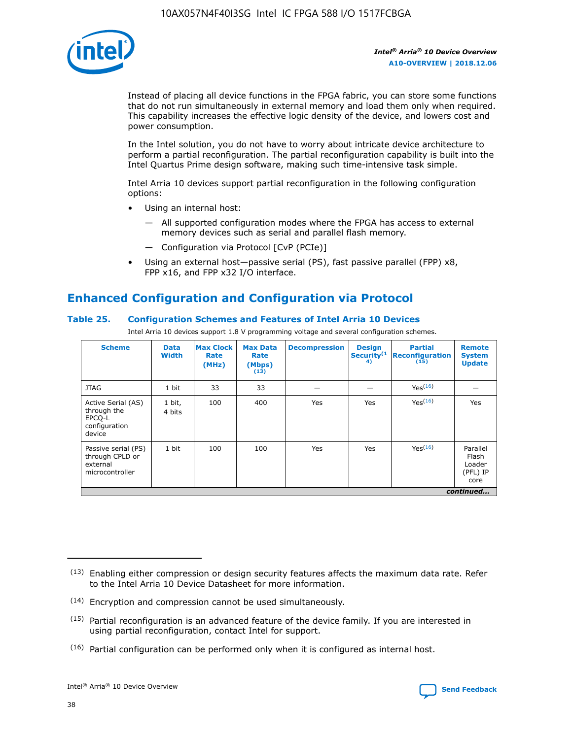Instead of placing all device functions in the FPGA fabric, you can store some functions that do not run simultaneously in external memory and load them only when required. This capability increases the effective logic density of the device, and lowers cost and power consumption.

In the Intel solution, you do not have to worry about intricate device architecture to perform a partial reconfiguration. The partial reconfiguration capability is built into the Intel Quartus Prime design software, making such time-intensive task simple.

Intel Arria 10 devices support partial reconfiguration in the following configuration options:

- Using an internal host:
  - All supported configuration modes where the FPGA has access to external memory devices such as serial and parallel flash memory.
  - Configuration via Protocol [CvP (PCIe)]
- Using an external host—passive serial (PS), fast passive parallel (FPP) x8, FPP x16, and FPP x32 I/O interface.

## Enhanced Configuration and Configuration via Protocol

### Table 25. Configuration Schemes and Features of Intel Arria 10 Devices

Intel Arria 10 devices support 1.8 V programming voltage and several configuration schemes.

| Scheme | Data Width | Max Clock Rate (MHz) | Max Data Rate (Mbps) (13) | Decompression | Design Security(14) | Partial Reconfiguration (15) | Remote System Update |
|---|---|---|---|---|---|---|---|
| JTAG | 1 bit | 33 | 33 | — | — | Yes(16) | — |
| Active Serial (AS) through the EPCQ-L configuration device | 1 bit, 4 bits | 100 | 400 | Yes | Yes | Yes(16) | Yes |
| Passive serial (PS) through CPLD or external microcontroller | 1 bit | 100 | 100 | Yes | Yes | Yes(16) | Parallel Flash Loader (PFL) IP core |

*continued...*

(13) Enabling either compression or design security features affects the maximum data rate. Refer to the Intel Arria 10 Device Datasheet for more information.

(14) Encryption and compression cannot be used simultaneously.

(15) Partial reconfiguration is an advanced feature of the device family. If you are interested in using partial reconfiguration, contact Intel for support.

(16) Partial configuration can be performed only when it is configured as internal host.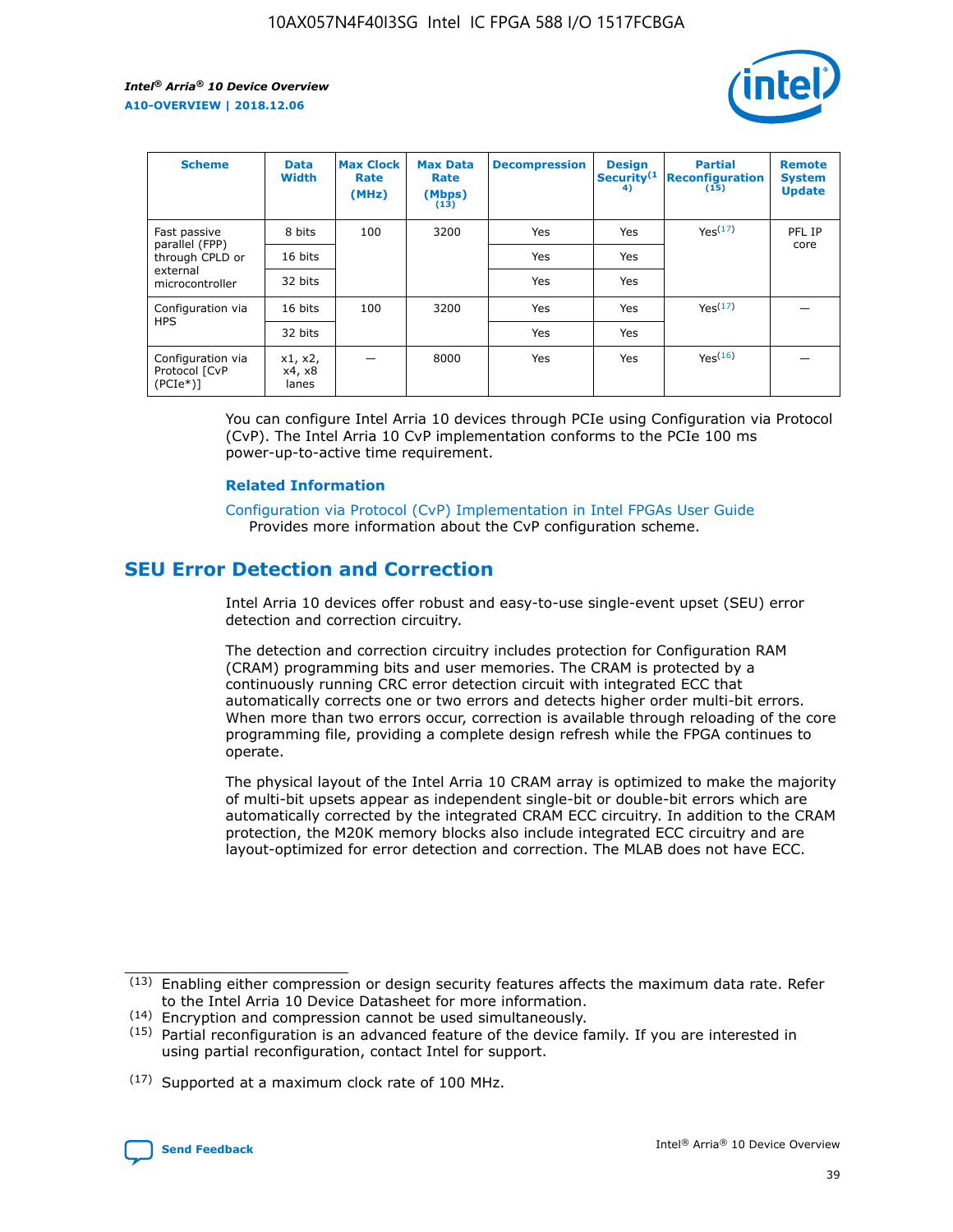| Scheme | Data Width | Max Clock Rate (MHz) | Max Data Rate (Mbps) (13) | Decompression | Design Security (14) | Partial Reconfiguration (15) | Remote System Update |
| --- | --- | --- | --- | --- | --- | --- | --- |
| Fast passive parallel (FPP) through CPLD or external microcontroller | 8 bits | 100 | 3200 | Yes | Yes | Yes(17) | PFL IP core |
| | 16 bits | | | Yes | Yes | | |
| | 32 bits | | | Yes | Yes | | |
| Configuration via HPS | 16 bits | 100 | 3200 | Yes | Yes | Yes(17) | — |
| | 32 bits | | | Yes | Yes | | |
| Configuration via Protocol [CvP (PCIe*)] | x1, x2, x4, x8 lanes | — | 8000 | Yes | Yes | Yes(16) | — |

You can configure Intel Arria 10 devices through PCIe using Configuration via Protocol (CvP). The Intel Arria 10 CvP implementation conforms to the PCIe 100 ms power-up-to-active time requirement.

### Related Information

Configuration via Protocol (CvP) Implementation in Intel FPGAs User Guide
Provides more information about the CvP configuration scheme.

## SEU Error Detection and Correction

Intel Arria 10 devices offer robust and easy-to-use single-event upset (SEU) error detection and correction circuitry.

The detection and correction circuitry includes protection for Configuration RAM (CRAM) programming bits and user memories. The CRAM is protected by a continuously running CRC error detection circuit with integrated ECC that automatically corrects one or two errors and detects higher order multi-bit errors. When more than two errors occur, correction is available through reloading of the core programming file, providing a complete design refresh while the FPGA continues to operate.

The physical layout of the Intel Arria 10 CRAM array is optimized to make the majority of multi-bit upsets appear as independent single-bit or double-bit errors which are automatically corrected by the integrated CRAM ECC circuitry. In addition to the CRAM protection, the M20K memory blocks also include integrated ECC circuitry and are layout-optimized for error detection and correction. The MLAB does not have ECC.

(13) Enabling either compression or design security features affects the maximum data rate. Refer to the Intel Arria 10 Device Datasheet for more information.

(14) Encryption and compression cannot be used simultaneously.

(15) Partial reconfiguration is an advanced feature of the device family. If you are interested in using partial reconfiguration, contact Intel for support.

(17) Supported at a maximum clock rate of 100 MHz.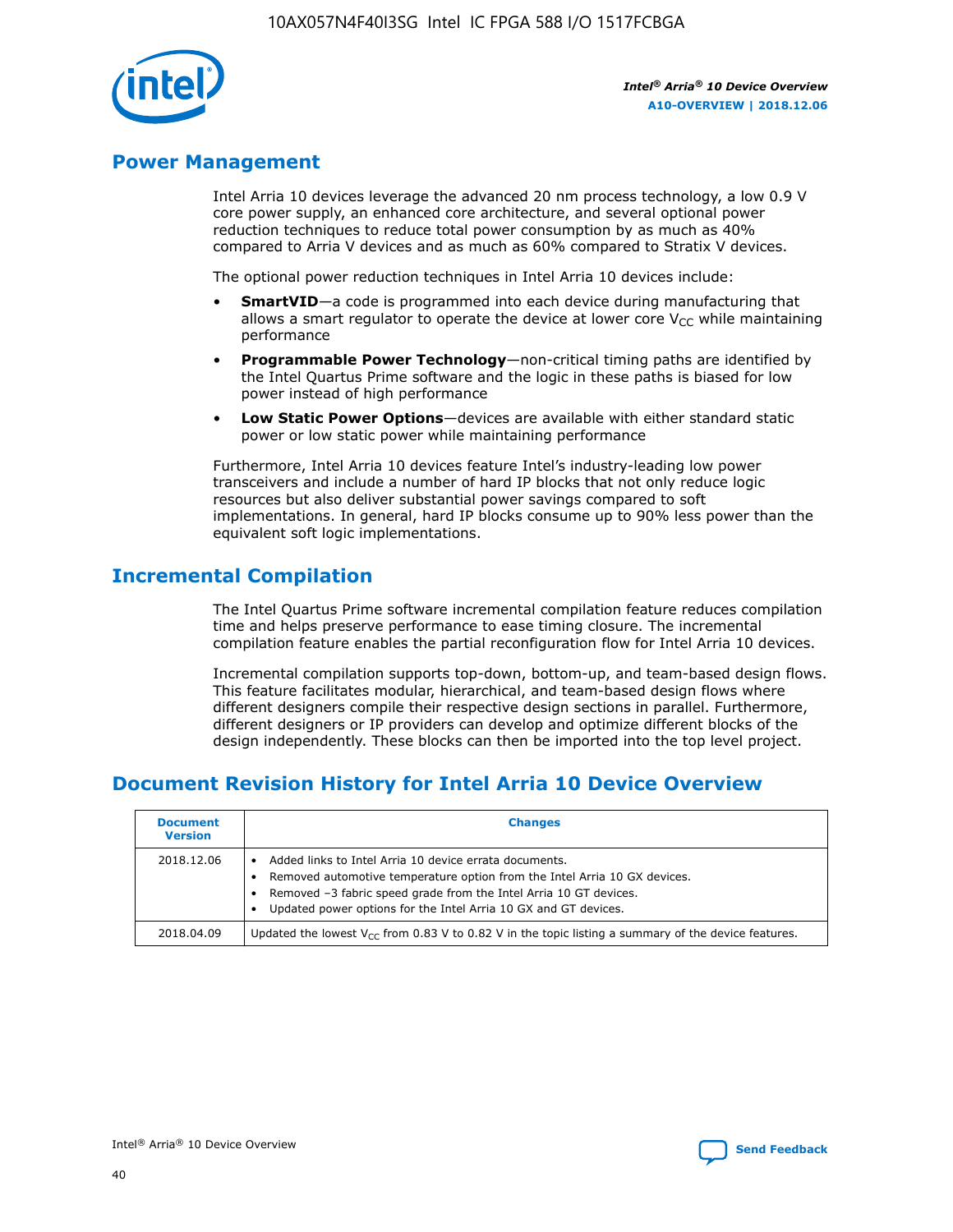## Power Management

Intel Arria 10 devices leverage the advanced 20 nm process technology, a low 0.9 V core power supply, an enhanced core architecture, and several optional power reduction techniques to reduce total power consumption by as much as 40% compared to Arria V devices and as much as 60% compared to Stratix V devices.

The optional power reduction techniques in Intel Arria 10 devices include:

- **SmartVID**—a code is programmed into each device during manufacturing that allows a smart regulator to operate the device at lower core $V_{CC}$ while maintaining performance
- **Programmable Power Technology**—non-critical timing paths are identified by the Intel Quartus Prime software and the logic in these paths is biased for low power instead of high performance
- **Low Static Power Options**—devices are available with either standard static power or low static power while maintaining performance

Furthermore, Intel Arria 10 devices feature Intel's industry-leading low power transceivers and include a number of hard IP blocks that not only reduce logic resources but also deliver substantial power savings compared to soft implementations. In general, hard IP blocks consume up to 90% less power than the equivalent soft logic implementations.

## Incremental Compilation

The Intel Quartus Prime software incremental compilation feature reduces compilation time and helps preserve performance to ease timing closure. The incremental compilation feature enables the partial reconfiguration flow for Intel Arria 10 devices.

Incremental compilation supports top-down, bottom-up, and team-based design flows. This feature facilitates modular, hierarchical, and team-based design flows where different designers compile their respective design sections in parallel. Furthermore, different designers or IP providers can develop and optimize different blocks of the design independently. These blocks can then be imported into the top level project.

## Document Revision History for Intel Arria 10 Device Overview

| Document Version | Changes |
| --- | --- |
| 2018.12.06 | • Added links to Intel Arria 10 device errata documents.<br>• Removed automotive temperature option from the Intel Arria 10 GX devices.<br>• Removed –3 fabric speed grade from the Intel Arria 10 GT devices.<br>• Updated power options for the Intel Arria 10 GX and GT devices. |
| 2018.04.09 | Updated the lowest $V_{CC}$ from 0.83 V to 0.82 V in the topic listing a summary of the device features. |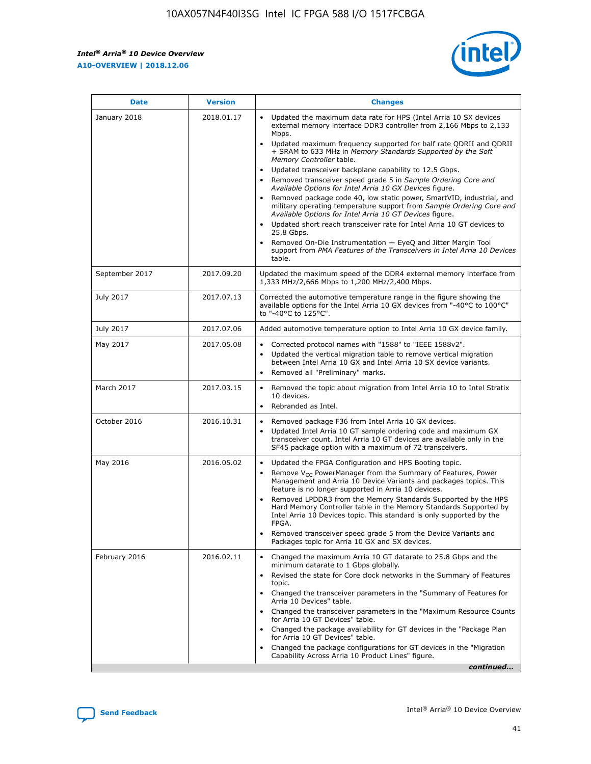| Date | Version | Changes |
| --- | --- | --- |
| January 2018 | 2018.01.17 | • Updated the maximum data rate for HPS (Intel Arria 10 SX devices external memory interface DDR3 controller from 2,166 Mbps to 2,133 Mbps.<br>• Updated maximum frequency supported for half rate QDRII and QDRII + SRAM to 633 MHz in *Memory Standards Supported by the Soft Memory Controller* table.<br>• Updated transceiver backplane capability to 12.5 Gbps.<br>• Removed transceiver speed grade 5 in *Sample Ordering Core and Available Options for Intel Arria 10 GX Devices* figure.<br>• Removed package code 40, low static power, SmartVID, industrial, and military operating temperature support from *Sample Ordering Core and Available Options for Intel Arria 10 GT Devices* figure.<br>• Updated short reach transceiver rate for Intel Arria 10 GT devices to 25.8 Gbps.<br>• Removed On-Die Instrumentation — EyeQ and Jitter Margin Tool support from *PMA Features of the Transceivers in Intel Arria 10 Devices* table. |
| September 2017 | 2017.09.20 | Updated the maximum speed of the DDR4 external memory interface from 1,333 MHz/2,666 Mbps to 1,200 MHz/2,400 Mbps. |
| July 2017 | 2017.07.13 | Corrected the automotive temperature range in the figure showing the available options for the Intel Arria 10 GX devices from "-40°C to 100°C" to "-40°C to 125°C". |
| July 2017 | 2017.07.06 | Added automotive temperature option to Intel Arria 10 GX device family. |
| May 2017 | 2017.05.08 | • Corrected protocol names with "1588" to "IEEE 1588v2".<br>• Updated the vertical migration table to remove vertical migration between Intel Arria 10 GX and Intel Arria 10 SX device variants.<br>• Removed all "Preliminary" marks. |
| March 2017 | 2017.03.15 | • Removed the topic about migration from Intel Arria 10 to Intel Stratix 10 devices.<br>• Rebranded as Intel. |
| October 2016 | 2016.10.31 | • Removed package F36 from Intel Arria 10 GX devices.<br>• Updated Intel Arria 10 GT sample ordering code and maximum GX transceiver count. Intel Arria 10 GT devices are available only in the SF45 package option with a maximum of 72 transceivers. |
| May 2016 | 2016.05.02 | • Updated the FPGA Configuration and HPS Booting topic.<br>• Remove $V_{CC}$ PowerManager from the Summary of Features, Power Management and Arria 10 Device Variants and packages topics. This feature is no longer supported in Arria 10 devices.<br>• Removed LPDDR3 from the Memory Standards Supported by the HPS Hard Memory Controller table in the Memory Standards Supported by Intel Arria 10 Devices topic. This standard is only supported by the FPGA.<br>• Removed transceiver speed grade 5 from the Device Variants and Packages topic for Arria 10 GX and SX devices. |
| February 2016 | 2016.02.11 | • Changed the maximum Arria 10 GT datarate to 25.8 Gbps and the minimum datarate to 1 Gbps globally.<br>• Revised the state for Core clock networks in the Summary of Features topic.<br>• Changed the transceiver parameters in the "Summary of Features for Arria 10 Devices" table.<br>• Changed the transceiver parameters in the "Maximum Resource Counts for Arria 10 GT Devices" table.<br>• Changed the package availability for GT devices in the "Package Plan for Arria 10 GT Devices" table.<br>• Changed the package configurations for GT devices in the "Migration Capability Across Arria 10 Product Lines" figure. |

*continued...*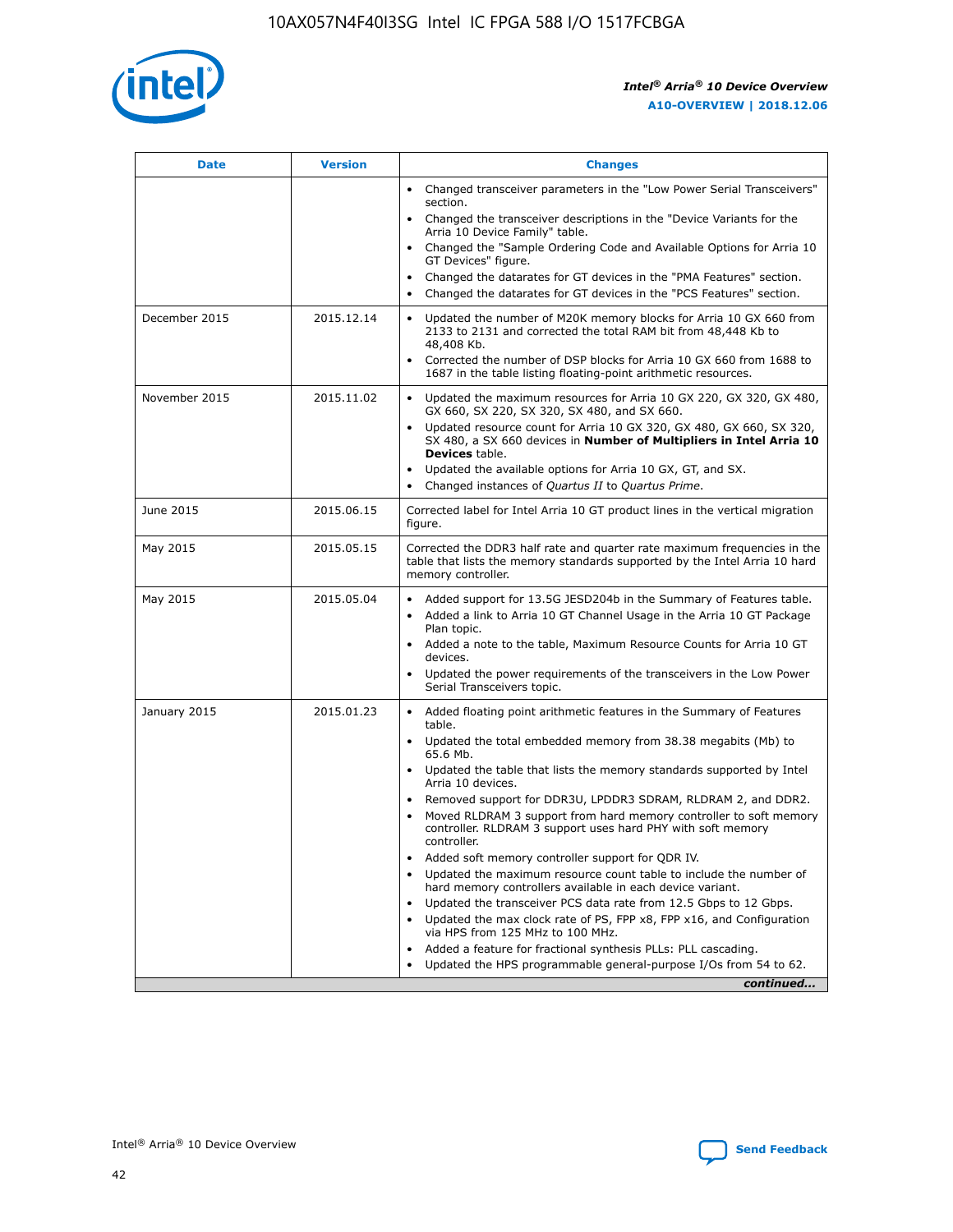| Date | Version | Changes |
| --- | --- | --- |
| | | • Changed transceiver parameters in the "Low Power Serial Transceivers" section.<br>• Changed the transceiver descriptions in the "Device Variants for the Arria 10 Device Family" table.<br>• Changed the "Sample Ordering Code and Available Options for Arria 10 GT Devices" figure.<br>• Changed the datarates for GT devices in the "PMA Features" section.<br>• Changed the datarates for GT devices in the "PCS Features" section. |
| December 2015 | 2015.12.14 | • Updated the number of M20K memory blocks for Arria 10 GX 660 from 2133 to 2131 and corrected the total RAM bit from 48,448 Kb to 48,408 Kb.<br>• Corrected the number of DSP blocks for Arria 10 GX 660 from 1688 to 1687 in the table listing floating-point arithmetic resources. |
| November 2015 | 2015.11.02 | • Updated the maximum resources for Arria 10 GX 220, GX 320, GX 480, GX 660, SX 220, SX 320, SX 480, and SX 660.<br>• Updated resource count for Arria 10 GX 320, GX 480, GX 660, SX 320, SX 480, a SX 660 devices in **Number of Multipliers in Intel Arria 10 Devices** table.<br>• Updated the available options for Arria 10 GX, GT, and SX.<br>• Changed instances of *Quartus II* to *Quartus Prime*. |
| June 2015 | 2015.06.15 | Corrected label for Intel Arria 10 GT product lines in the vertical migration figure. |
| May 2015 | 2015.05.15 | Corrected the DDR3 half rate and quarter rate maximum frequencies in the table that lists the memory standards supported by the Intel Arria 10 hard memory controller. |
| May 2015 | 2015.05.04 | • Added support for 13.5G JESD204b in the Summary of Features table.<br>• Added a link to Arria 10 GT Channel Usage in the Arria 10 GT Package Plan topic.<br>• Added a note to the table, Maximum Resource Counts for Arria 10 GT devices.<br>• Updated the power requirements of the transceivers in the Low Power Serial Transceivers topic. |
| January 2015 | 2015.01.23 | • Added floating point arithmetic features in the Summary of Features table.<br>• Updated the total embedded memory from 38.38 megabits (Mb) to 65.6 Mb.<br>• Updated the table that lists the memory standards supported by Intel Arria 10 devices.<br>• Removed support for DDR3U, LPDDR3 SDRAM, RLDRAM 2, and DDR2.<br>• Moved RLDRAM 3 support from hard memory controller to soft memory controller. RLDRAM 3 support uses hard PHY with soft memory controller.<br>• Added soft memory controller support for QDR IV.<br>• Updated the maximum resource count table to include the number of hard memory controllers available in each device variant.<br>• Updated the transceiver PCS data rate from 12.5 Gbps to 12 Gbps.<br>• Updated the max clock rate of PS, FPP x8, FPP x16, and Configuration via HPS from 125 MHz to 100 MHz.<br>• Added a feature for fractional synthesis PLLs: PLL cascading.<br>• Updated the HPS programmable general-purpose I/Os from 54 to 62. |

*continued...*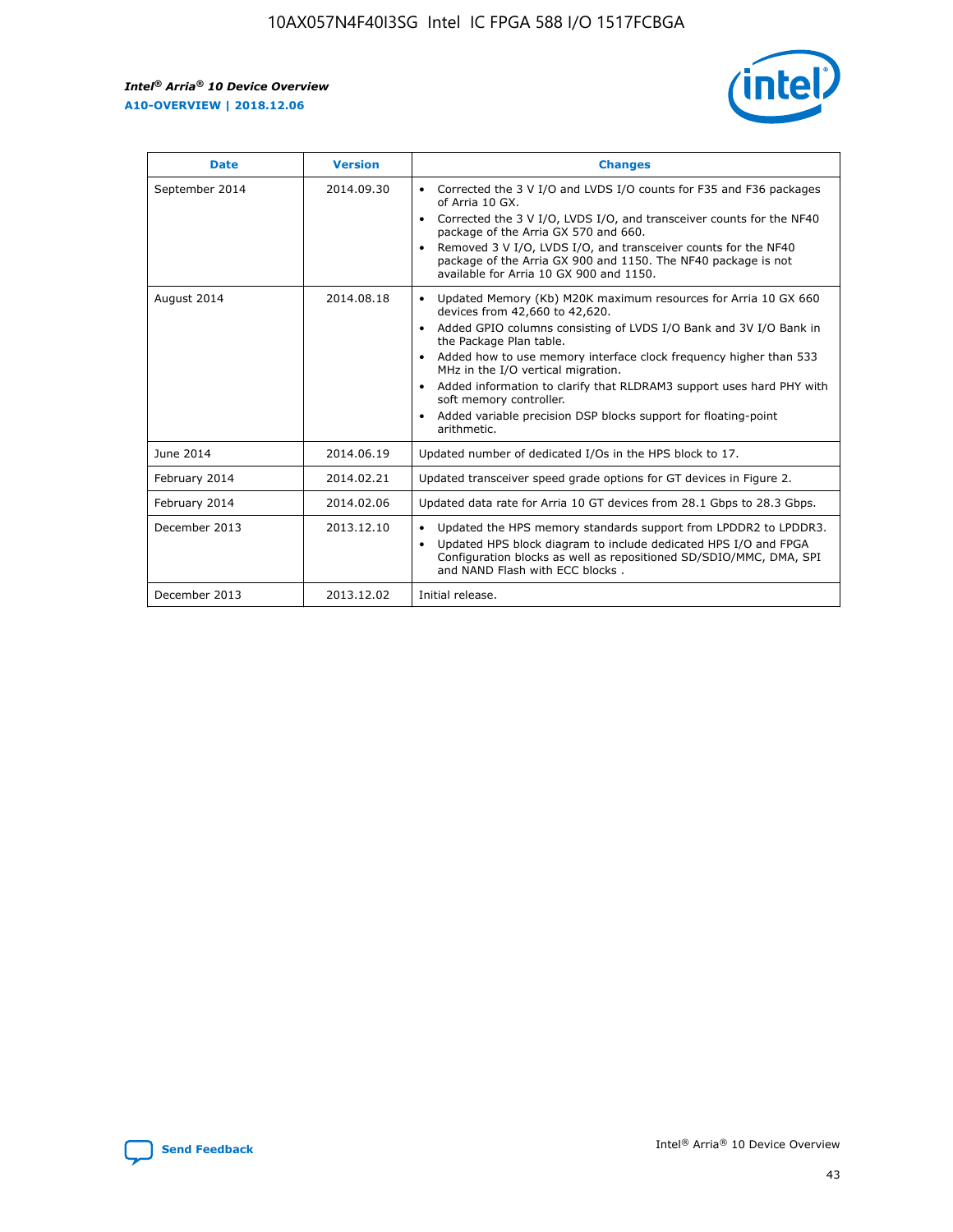| Date | Version | Changes |
| --- | --- | --- |
| September 2014 | 2014.09.30 | • Corrected the 3 V I/O and LVDS I/O counts for F35 and F36 packages of Arria 10 GX.<br>• Corrected the 3 V I/O, LVDS I/O, and transceiver counts for the NF40 package of the Arria GX 570 and 660.<br>• Removed 3 V I/O, LVDS I/O, and transceiver counts for the NF40 package of the Arria GX 900 and 1150. The NF40 package is not available for Arria 10 GX 900 and 1150. |
| August 2014 | 2014.08.18 | • Updated Memory (Kb) M20K maximum resources for Arria 10 GX 660 devices from 42,660 to 42,620.<br>• Added GPIO columns consisting of LVDS I/O Bank and 3V I/O Bank in the Package Plan table.<br>• Added how to use memory interface clock frequency higher than 533 MHz in the I/O vertical migration.<br>• Added information to clarify that RLDRAM3 support uses hard PHY with soft memory controller.<br>• Added variable precision DSP blocks support for floating-point arithmetic. |
| June 2014 | 2014.06.19 | Updated number of dedicated I/Os in the HPS block to 17. |
| February 2014 | 2014.02.21 | Updated transceiver speed grade options for GT devices in Figure 2. |
| February 2014 | 2014.02.06 | Updated data rate for Arria 10 GT devices from 28.1 Gbps to 28.3 Gbps. |
| December 2013 | 2013.12.10 | • Updated the HPS memory standards support from LPDDR2 to LPDDR3.<br>• Updated HPS block diagram to include dedicated HPS I/O and FPGA Configuration blocks as well as repositioned SD/SDIO/MMC, DMA, SPI and NAND Flash with ECC blocks . |
| December 2013 | 2013.12.02 | Initial release. |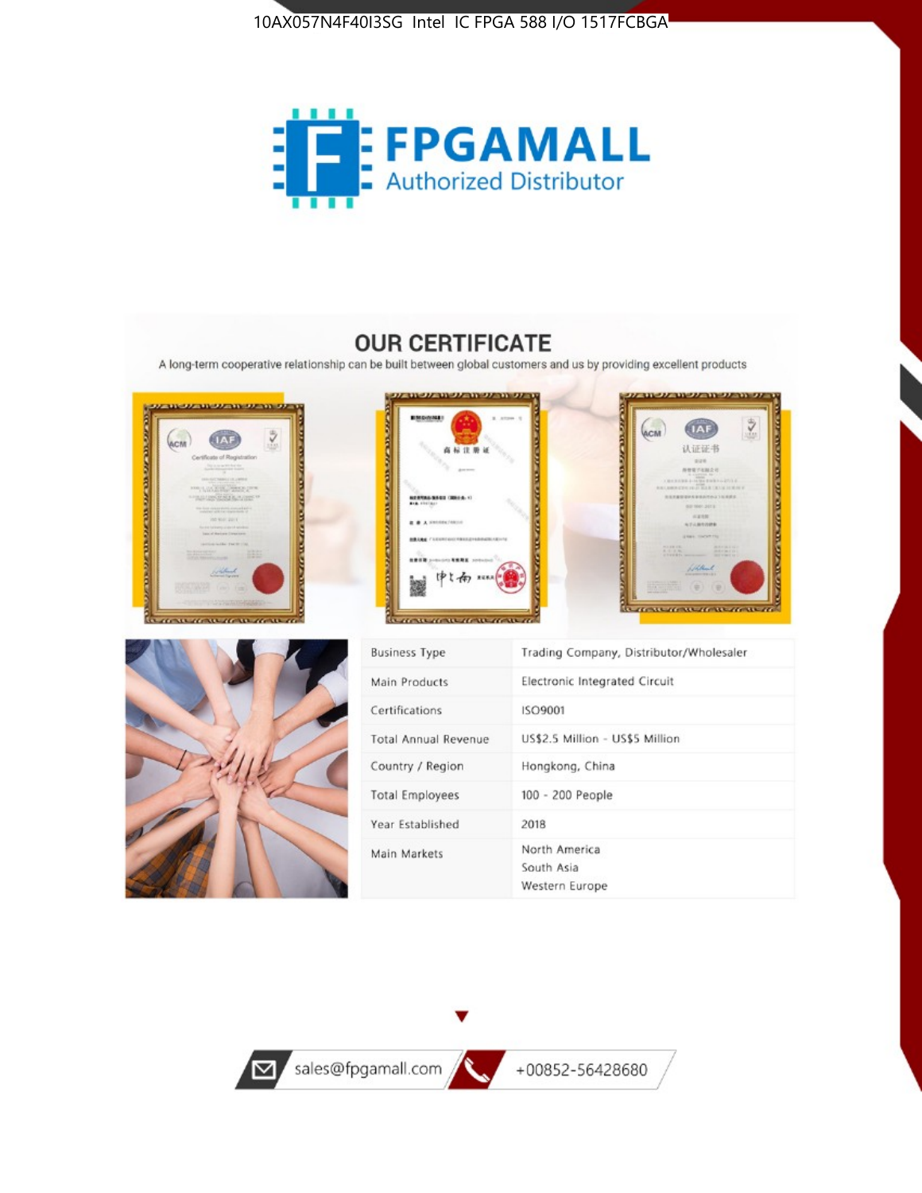# FPGAMALL

Authorized Distributor

## OUR CERTIFICATE

A long-term cooperative relationship can be built between global customers and us by providing excellent products

| | |
|---|---|
| Business Type | Trading Company, Distributor/Wholesaler |
| Main Products | Electronic Integrated Circuit |
| Certifications | ISO9001 |
| Total Annual Revenue | US$2.5 Million - US$5 Million |
| Country / Region | Hongkong, China |
| Total Employees | 100 - 200 People |
| Year Established | 2018 |
| Main Markets | North America<br>South Asia<br>Western Europe |

sales@fpgamall.com

+00852-56428680